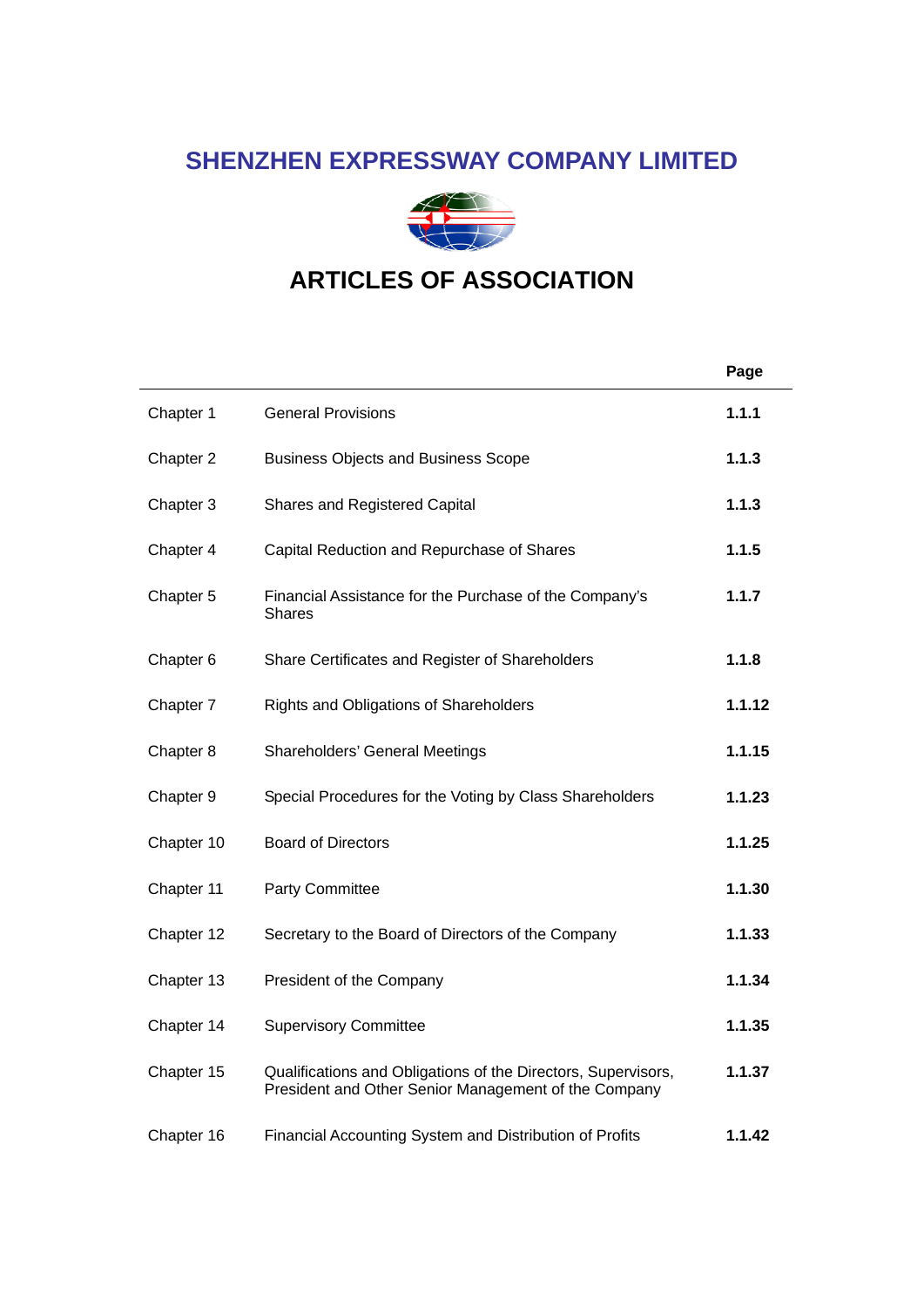# SHENZHEN EXPRESSWAY COMPANY LIMITED

# ARTICLES OF ASSOCIATION

| | | Page |
|---|---|---|
| Chapter 1 | General Provisions | **1.1.1** |
| Chapter 2 | Business Objects and Business Scope | **1.1.3** |
| Chapter 3 | Shares and Registered Capital | **1.1.3** |
| Chapter 4 | Capital Reduction and Repurchase of Shares | **1.1.5** |
| Chapter 5 | Financial Assistance for the Purchase of the Company's Shares | **1.1.7** |
| Chapter 6 | Share Certificates and Register of Shareholders | **1.1.8** |
| Chapter 7 | Rights and Obligations of Shareholders | **1.1.12** |
| Chapter 8 | Shareholders' General Meetings | **1.1.15** |
| Chapter 9 | Special Procedures for the Voting by Class Shareholders | **1.1.23** |
| Chapter 10 | Board of Directors | **1.1.25** |
| Chapter 11 | Party Committee | **1.1.30** |
| Chapter 12 | Secretary to the Board of Directors of the Company | **1.1.33** |
| Chapter 13 | President of the Company | **1.1.34** |
| Chapter 14 | Supervisory Committee | **1.1.35** |
| Chapter 15 | Qualifications and Obligations of the Directors, Supervisors, President and Other Senior Management of the Company | **1.1.37** |
| Chapter 16 | Financial Accounting System and Distribution of Profits | **1.1.42** |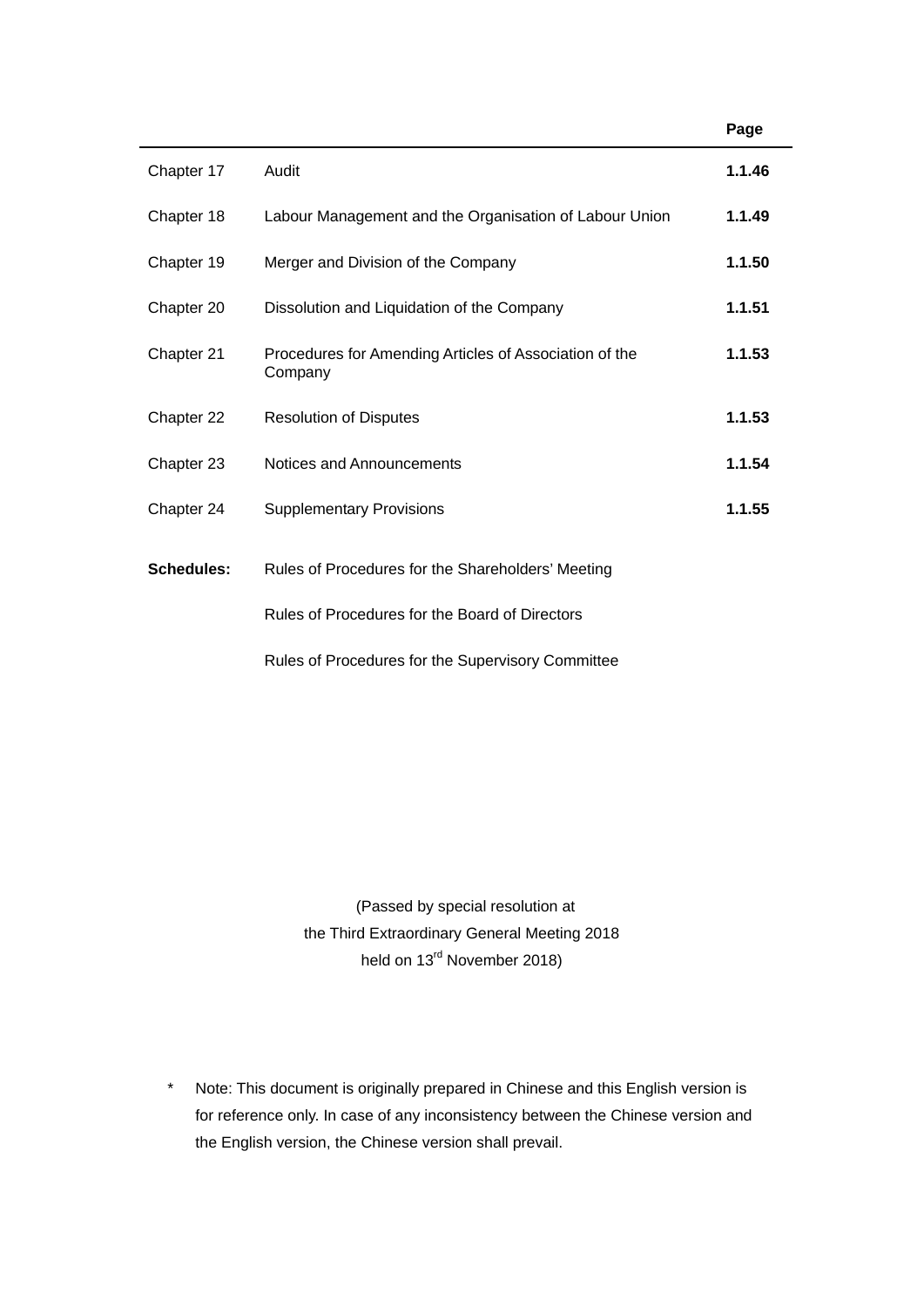| | | Page |
|---|---|---|
| Chapter 17 | Audit | **1.1.46** |
| Chapter 18 | Labour Management and the Organisation of Labour Union | **1.1.49** |
| Chapter 19 | Merger and Division of the Company | **1.1.50** |
| Chapter 20 | Dissolution and Liquidation of the Company | **1.1.51** |
| Chapter 21 | Procedures for Amending Articles of Association of the Company | **1.1.53** |
| Chapter 22 | Resolution of Disputes | **1.1.53** |
| Chapter 23 | Notices and Announcements | **1.1.54** |
| Chapter 24 | Supplementary Provisions | **1.1.55** |
| **Schedules:** | Rules of Procedures for the Shareholders' Meeting | |
| | Rules of Procedures for the Board of Directors | |
| | Rules of Procedures for the Supervisory Committee | |

(Passed by special resolution at
the Third Extraordinary General Meeting 2018
held on 13rd November 2018)

\* Note: This document is originally prepared in Chinese and this English version is for reference only. In case of any inconsistency between the Chinese version and the English version, the Chinese version shall prevail.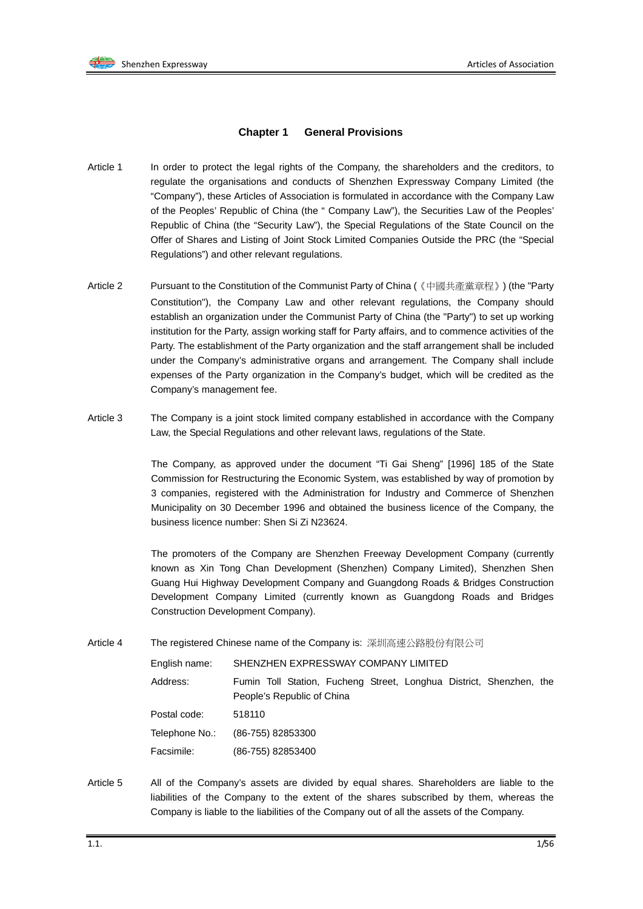## Chapter 1 General Provisions

Article 1 In order to protect the legal rights of the Company, the shareholders and the creditors, to regulate the organisations and conducts of Shenzhen Expressway Company Limited (the "Company"), these Articles of Association is formulated in accordance with the Company Law of the Peoples' Republic of China (the " Company Law"), the Securities Law of the Peoples' Republic of China (the "Security Law"), the Special Regulations of the State Council on the Offer of Shares and Listing of Joint Stock Limited Companies Outside the PRC (the "Special Regulations") and other relevant regulations.

Article 2 Pursuant to the Constitution of the Communist Party of China (《中國共產黨章程》) (the "Party Constitution"), the Company Law and other relevant regulations, the Company should establish an organization under the Communist Party of China (the "Party") to set up working institution for the Party, assign working staff for Party affairs, and to commence activities of the Party. The establishment of the Party organization and the staff arrangement shall be included under the Company's administrative organs and arrangement. The Company shall include expenses of the Party organization in the Company's budget, which will be credited as the Company's management fee.

Article 3 The Company is a joint stock limited company established in accordance with the Company Law, the Special Regulations and other relevant laws, regulations of the State.

The Company, as approved under the document "Ti Gai Sheng" [1996] 185 of the State Commission for Restructuring the Economic System, was established by way of promotion by 3 companies, registered with the Administration for Industry and Commerce of Shenzhen Municipality on 30 December 1996 and obtained the business licence of the Company, the business licence number: Shen Si Zi N23624.

The promoters of the Company are Shenzhen Freeway Development Company (currently known as Xin Tong Chan Development (Shenzhen) Company Limited), Shenzhen Shen Guang Hui Highway Development Company and Guangdong Roads & Bridges Construction Development Company Limited (currently known as Guangdong Roads and Bridges Construction Development Company).

Article 4 The registered Chinese name of the Company is: 深圳高速公路股份有限公司

| | |
|---|---|
| English name: | SHENZHEN EXPRESSWAY COMPANY LIMITED |
| Address: | Fumin Toll Station, Fucheng Street, Longhua District, Shenzhen, the People's Republic of China |
| Postal code: | 518110 |
| Telephone No.: | (86-755) 82853300 |
| Facsimile: | (86-755) 82853400 |

Article 5 All of the Company's assets are divided by equal shares. Shareholders are liable to the liabilities of the Company to the extent of the shares subscribed by them, whereas the Company is liable to the liabilities of the Company out of all the assets of the Company.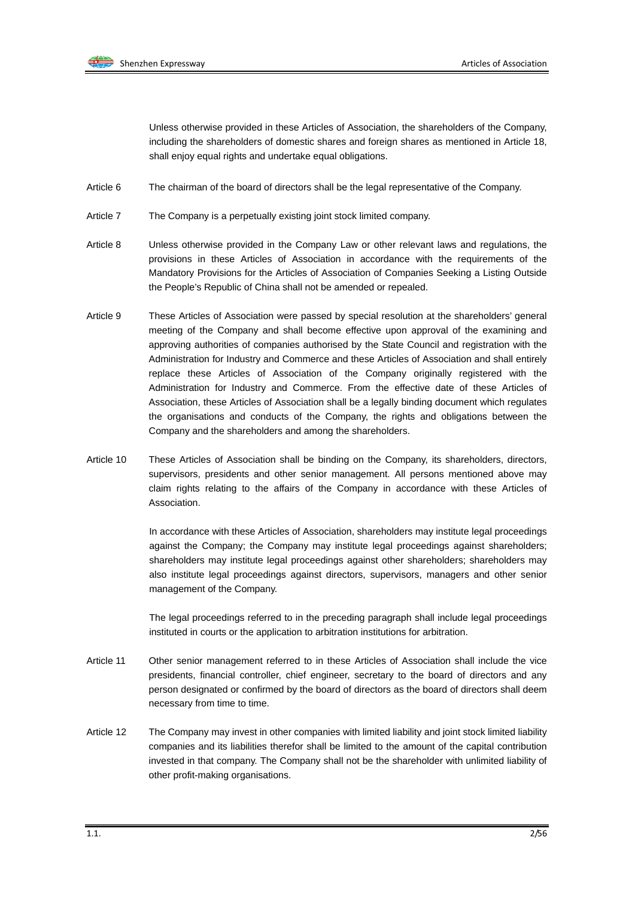Unless otherwise provided in these Articles of Association, the shareholders of the Company, including the shareholders of domestic shares and foreign shares as mentioned in Article 18, shall enjoy equal rights and undertake equal obligations.

Article 6 The chairman of the board of directors shall be the legal representative of the Company.

Article 7 The Company is a perpetually existing joint stock limited company.

Article 8 Unless otherwise provided in the Company Law or other relevant laws and regulations, the provisions in these Articles of Association in accordance with the requirements of the Mandatory Provisions for the Articles of Association of Companies Seeking a Listing Outside the People's Republic of China shall not be amended or repealed.

Article 9 These Articles of Association were passed by special resolution at the shareholders' general meeting of the Company and shall become effective upon approval of the examining and approving authorities of companies authorised by the State Council and registration with the Administration for Industry and Commerce and these Articles of Association and shall entirely replace these Articles of Association of the Company originally registered with the Administration for Industry and Commerce. From the effective date of these Articles of Association, these Articles of Association shall be a legally binding document which regulates the organisations and conducts of the Company, the rights and obligations between the Company and the shareholders and among the shareholders.

Article 10 These Articles of Association shall be binding on the Company, its shareholders, directors, supervisors, presidents and other senior management. All persons mentioned above may claim rights relating to the affairs of the Company in accordance with these Articles of Association.

In accordance with these Articles of Association, shareholders may institute legal proceedings against the Company; the Company may institute legal proceedings against shareholders; shareholders may institute legal proceedings against other shareholders; shareholders may also institute legal proceedings against directors, supervisors, managers and other senior management of the Company.

The legal proceedings referred to in the preceding paragraph shall include legal proceedings instituted in courts or the application to arbitration institutions for arbitration.

Article 11 Other senior management referred to in these Articles of Association shall include the vice presidents, financial controller, chief engineer, secretary to the board of directors and any person designated or confirmed by the board of directors as the board of directors shall deem necessary from time to time.

Article 12 The Company may invest in other companies with limited liability and joint stock limited liability companies and its liabilities therefor shall be limited to the amount of the capital contribution invested in that company. The Company shall not be the shareholder with unlimited liability of other profit-making organisations.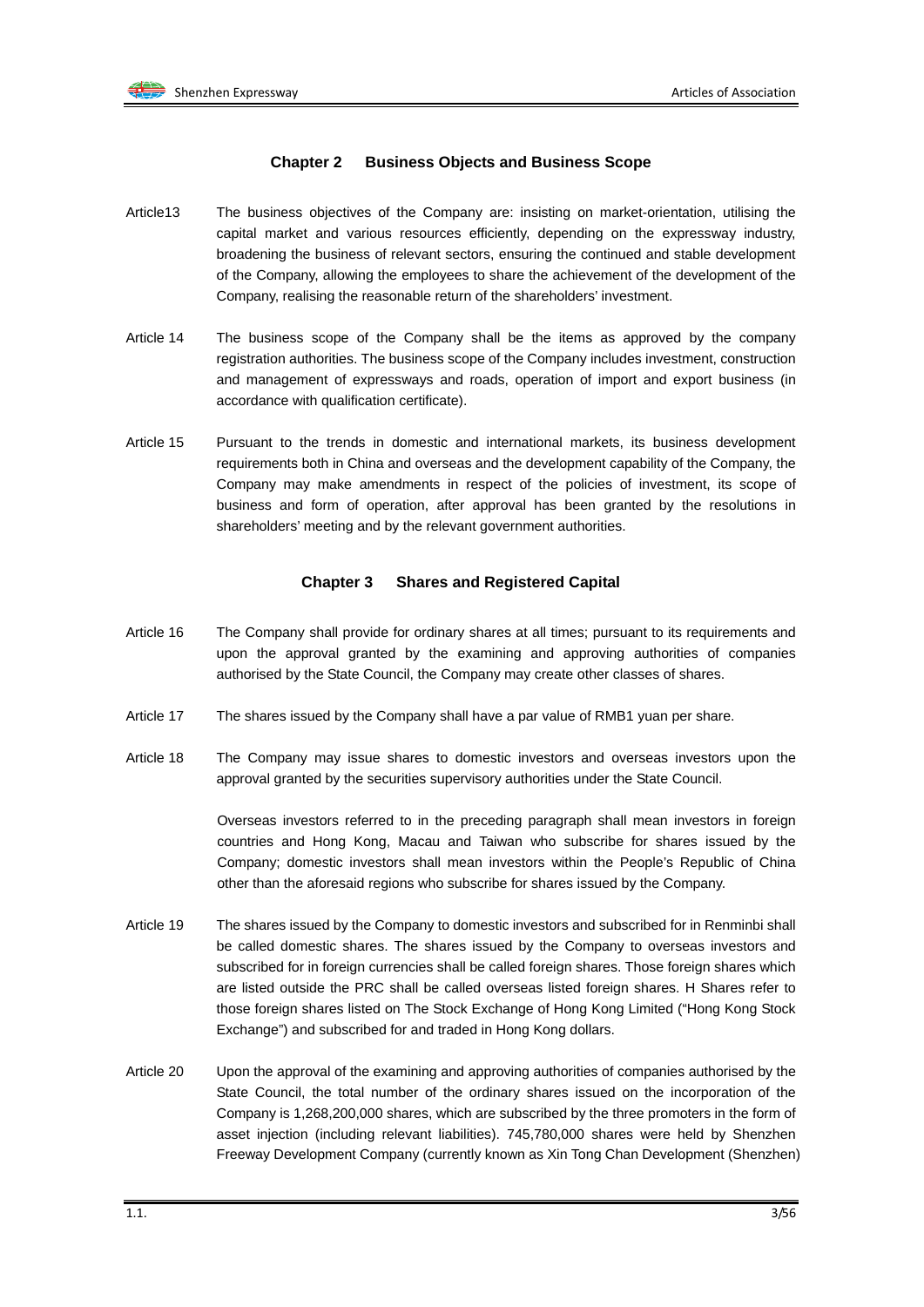## Chapter 2 Business Objects and Business Scope

Article13 The business objectives of the Company are: insisting on market-orientation, utilising the capital market and various resources efficiently, depending on the expressway industry, broadening the business of relevant sectors, ensuring the continued and stable development of the Company, allowing the employees to share the achievement of the development of the Company, realising the reasonable return of the shareholders' investment.

Article 14 The business scope of the Company shall be the items as approved by the company registration authorities. The business scope of the Company includes investment, construction and management of expressways and roads, operation of import and export business (in accordance with qualification certificate).

Article 15 Pursuant to the trends in domestic and international markets, its business development requirements both in China and overseas and the development capability of the Company, the Company may make amendments in respect of the policies of investment, its scope of business and form of operation, after approval has been granted by the resolutions in shareholders' meeting and by the relevant government authorities.

## Chapter 3 Shares and Registered Capital

Article 16 The Company shall provide for ordinary shares at all times; pursuant to its requirements and upon the approval granted by the examining and approving authorities of companies authorised by the State Council, the Company may create other classes of shares.

Article 17 The shares issued by the Company shall have a par value of RMB1 yuan per share.

Article 18 The Company may issue shares to domestic investors and overseas investors upon the approval granted by the securities supervisory authorities under the State Council.

Overseas investors referred to in the preceding paragraph shall mean investors in foreign countries and Hong Kong, Macau and Taiwan who subscribe for shares issued by the Company; domestic investors shall mean investors within the People's Republic of China other than the aforesaid regions who subscribe for shares issued by the Company.

Article 19 The shares issued by the Company to domestic investors and subscribed for in Renminbi shall be called domestic shares. The shares issued by the Company to overseas investors and subscribed for in foreign currencies shall be called foreign shares. Those foreign shares which are listed outside the PRC shall be called overseas listed foreign shares. H Shares refer to those foreign shares listed on The Stock Exchange of Hong Kong Limited ("Hong Kong Stock Exchange") and subscribed for and traded in Hong Kong dollars.

Article 20 Upon the approval of the examining and approving authorities of companies authorised by the State Council, the total number of the ordinary shares issued on the incorporation of the Company is 1,268,200,000 shares, which are subscribed by the three promoters in the form of asset injection (including relevant liabilities). 745,780,000 shares were held by Shenzhen Freeway Development Company (currently known as Xin Tong Chan Development (Shenzhen)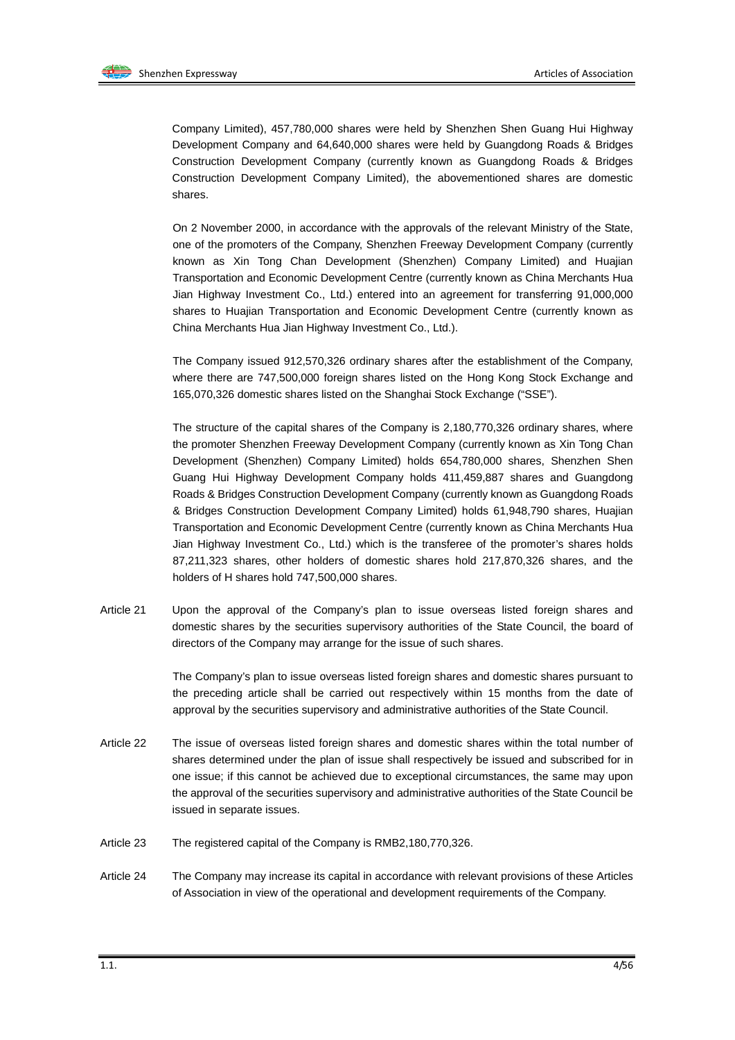Company Limited), 457,780,000 shares were held by Shenzhen Shen Guang Hui Highway Development Company and 64,640,000 shares were held by Guangdong Roads & Bridges Construction Development Company (currently known as Guangdong Roads & Bridges Construction Development Company Limited), the abovementioned shares are domestic shares.

On 2 November 2000, in accordance with the approvals of the relevant Ministry of the State, one of the promoters of the Company, Shenzhen Freeway Development Company (currently known as Xin Tong Chan Development (Shenzhen) Company Limited) and Huajian Transportation and Economic Development Centre (currently known as China Merchants Hua Jian Highway Investment Co., Ltd.) entered into an agreement for transferring 91,000,000 shares to Huajian Transportation and Economic Development Centre (currently known as China Merchants Hua Jian Highway Investment Co., Ltd.).

The Company issued 912,570,326 ordinary shares after the establishment of the Company, where there are 747,500,000 foreign shares listed on the Hong Kong Stock Exchange and 165,070,326 domestic shares listed on the Shanghai Stock Exchange ("SSE").

The structure of the capital shares of the Company is 2,180,770,326 ordinary shares, where the promoter Shenzhen Freeway Development Company (currently known as Xin Tong Chan Development (Shenzhen) Company Limited) holds 654,780,000 shares, Shenzhen Shen Guang Hui Highway Development Company holds 411,459,887 shares and Guangdong Roads & Bridges Construction Development Company (currently known as Guangdong Roads & Bridges Construction Development Company Limited) holds 61,948,790 shares, Huajian Transportation and Economic Development Centre (currently known as China Merchants Hua Jian Highway Investment Co., Ltd.) which is the transferee of the promoter's shares holds 87,211,323 shares, other holders of domestic shares hold 217,870,326 shares, and the holders of H shares hold 747,500,000 shares.

Article 21 Upon the approval of the Company's plan to issue overseas listed foreign shares and domestic shares by the securities supervisory authorities of the State Council, the board of directors of the Company may arrange for the issue of such shares.

The Company's plan to issue overseas listed foreign shares and domestic shares pursuant to the preceding article shall be carried out respectively within 15 months from the date of approval by the securities supervisory and administrative authorities of the State Council.

Article 22 The issue of overseas listed foreign shares and domestic shares within the total number of shares determined under the plan of issue shall respectively be issued and subscribed for in one issue; if this cannot be achieved due to exceptional circumstances, the same may upon the approval of the securities supervisory and administrative authorities of the State Council be issued in separate issues.

Article 23 The registered capital of the Company is RMB2,180,770,326.

Article 24 The Company may increase its capital in accordance with relevant provisions of these Articles of Association in view of the operational and development requirements of the Company.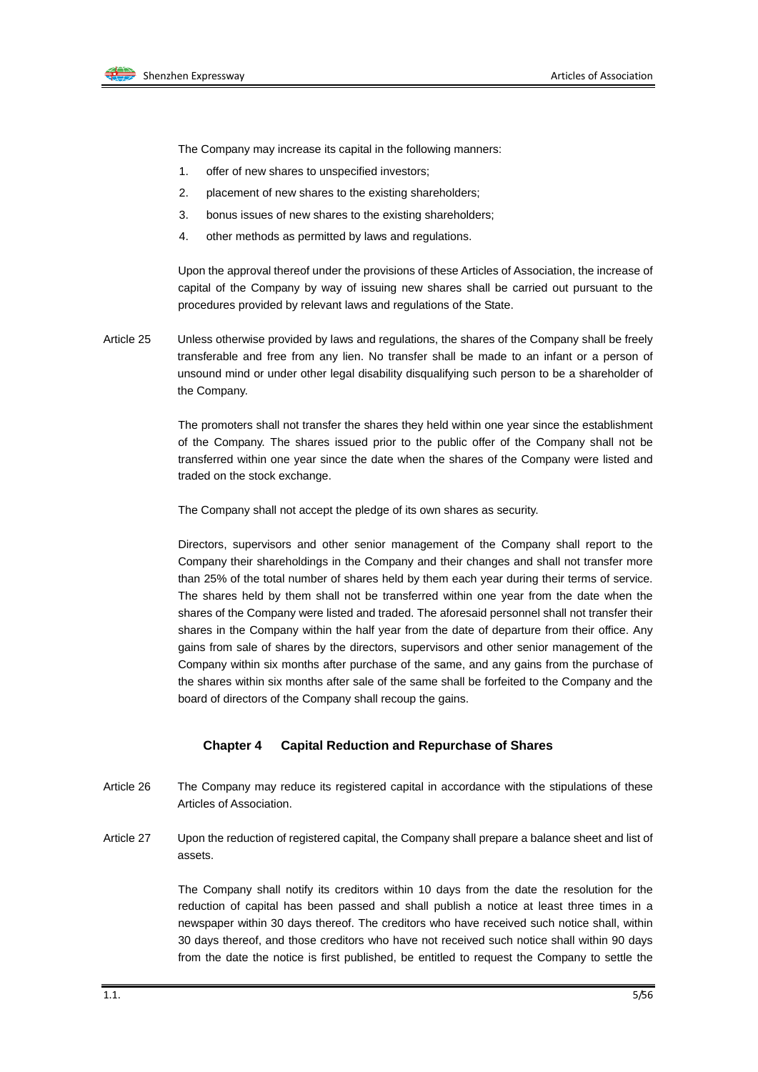The Company may increase its capital in the following manners:

1. offer of new shares to unspecified investors;
2. placement of new shares to the existing shareholders;
3. bonus issues of new shares to the existing shareholders;
4. other methods as permitted by laws and regulations.

Upon the approval thereof under the provisions of these Articles of Association, the increase of capital of the Company by way of issuing new shares shall be carried out pursuant to the procedures provided by relevant laws and regulations of the State.

Article 25 Unless otherwise provided by laws and regulations, the shares of the Company shall be freely transferable and free from any lien. No transfer shall be made to an infant or a person of unsound mind or under other legal disability disqualifying such person to be a shareholder of the Company.

The promoters shall not transfer the shares they held within one year since the establishment of the Company. The shares issued prior to the public offer of the Company shall not be transferred within one year since the date when the shares of the Company were listed and traded on the stock exchange.

The Company shall not accept the pledge of its own shares as security.

Directors, supervisors and other senior management of the Company shall report to the Company their shareholdings in the Company and their changes and shall not transfer more than 25% of the total number of shares held by them each year during their terms of service. The shares held by them shall not be transferred within one year from the date when the shares of the Company were listed and traded. The aforesaid personnel shall not transfer their shares in the Company within the half year from the date of departure from their office. Any gains from sale of shares by the directors, supervisors and other senior management of the Company within six months after purchase of the same, and any gains from the purchase of the shares within six months after sale of the same shall be forfeited to the Company and the board of directors of the Company shall recoup the gains.

## Chapter 4 Capital Reduction and Repurchase of Shares

Article 26 The Company may reduce its registered capital in accordance with the stipulations of these Articles of Association.

Article 27 Upon the reduction of registered capital, the Company shall prepare a balance sheet and list of assets.

The Company shall notify its creditors within 10 days from the date the resolution for the reduction of capital has been passed and shall publish a notice at least three times in a newspaper within 30 days thereof. The creditors who have received such notice shall, within 30 days thereof, and those creditors who have not received such notice shall within 90 days from the date the notice is first published, be entitled to request the Company to settle the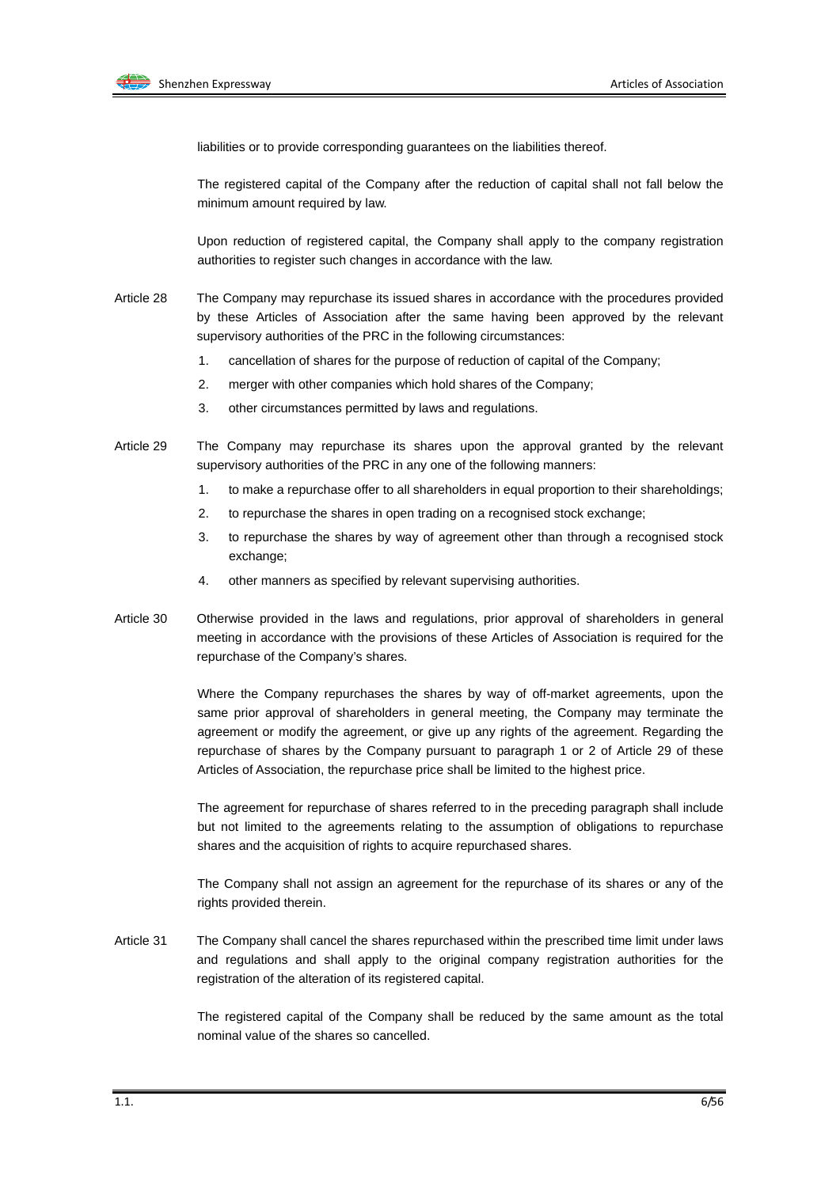liabilities or to provide corresponding guarantees on the liabilities thereof.

The registered capital of the Company after the reduction of capital shall not fall below the minimum amount required by law.

Upon reduction of registered capital, the Company shall apply to the company registration authorities to register such changes in accordance with the law.

Article 28 The Company may repurchase its issued shares in accordance with the procedures provided by these Articles of Association after the same having been approved by the relevant supervisory authorities of the PRC in the following circumstances:

1. cancellation of shares for the purpose of reduction of capital of the Company;
2. merger with other companies which hold shares of the Company;
3. other circumstances permitted by laws and regulations.

Article 29 The Company may repurchase its shares upon the approval granted by the relevant supervisory authorities of the PRC in any one of the following manners:

1. to make a repurchase offer to all shareholders in equal proportion to their shareholdings;
2. to repurchase the shares in open trading on a recognised stock exchange;
3. to repurchase the shares by way of agreement other than through a recognised stock exchange;
4. other manners as specified by relevant supervising authorities.

Article 30 Otherwise provided in the laws and regulations, prior approval of shareholders in general meeting in accordance with the provisions of these Articles of Association is required for the repurchase of the Company's shares.

Where the Company repurchases the shares by way of off-market agreements, upon the same prior approval of shareholders in general meeting, the Company may terminate the agreement or modify the agreement, or give up any rights of the agreement. Regarding the repurchase of shares by the Company pursuant to paragraph 1 or 2 of Article 29 of these Articles of Association, the repurchase price shall be limited to the highest price.

The agreement for repurchase of shares referred to in the preceding paragraph shall include but not limited to the agreements relating to the assumption of obligations to repurchase shares and the acquisition of rights to acquire repurchased shares.

The Company shall not assign an agreement for the repurchase of its shares or any of the rights provided therein.

Article 31 The Company shall cancel the shares repurchased within the prescribed time limit under laws and regulations and shall apply to the original company registration authorities for the registration of the alteration of its registered capital.

The registered capital of the Company shall be reduced by the same amount as the total nominal value of the shares so cancelled.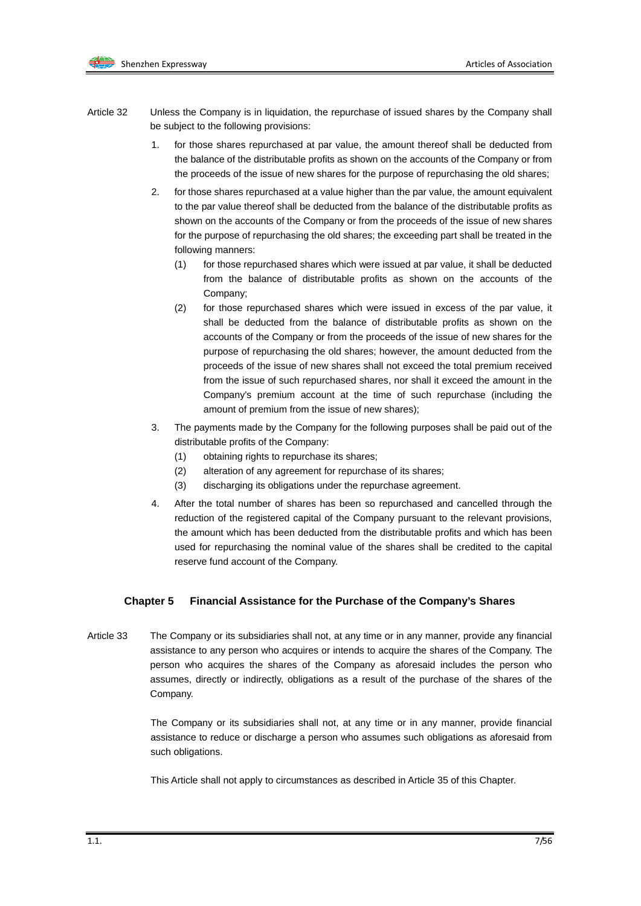Article 32 Unless the Company is in liquidation, the repurchase of issued shares by the Company shall be subject to the following provisions:

1. for those shares repurchased at par value, the amount thereof shall be deducted from the balance of the distributable profits as shown on the accounts of the Company or from the proceeds of the issue of new shares for the purpose of repurchasing the old shares;
2. for those shares repurchased at a value higher than the par value, the amount equivalent to the par value thereof shall be deducted from the balance of the distributable profits as shown on the accounts of the Company or from the proceeds of the issue of new shares for the purpose of repurchasing the old shares; the exceeding part shall be treated in the following manners:
   (1) for those repurchased shares which were issued at par value, it shall be deducted from the balance of distributable profits as shown on the accounts of the Company;
   (2) for those repurchased shares which were issued in excess of the par value, it shall be deducted from the balance of distributable profits as shown on the accounts of the Company or from the proceeds of the issue of new shares for the purpose of repurchasing the old shares; however, the amount deducted from the proceeds of the issue of new shares shall not exceed the total premium received from the issue of such repurchased shares, nor shall it exceed the amount in the Company's premium account at the time of such repurchase (including the amount of premium from the issue of new shares);
3. The payments made by the Company for the following purposes shall be paid out of the distributable profits of the Company:
   (1) obtaining rights to repurchase its shares;
   (2) alteration of any agreement for repurchase of its shares;
   (3) discharging its obligations under the repurchase agreement.
4. After the total number of shares has been so repurchased and cancelled through the reduction of the registered capital of the Company pursuant to the relevant provisions, the amount which has been deducted from the distributable profits and which has been used for repurchasing the nominal value of the shares shall be credited to the capital reserve fund account of the Company.

## Chapter 5 Financial Assistance for the Purchase of the Company's Shares

Article 33 The Company or its subsidiaries shall not, at any time or in any manner, provide any financial assistance to any person who acquires or intends to acquire the shares of the Company. The person who acquires the shares of the Company as aforesaid includes the person who assumes, directly or indirectly, obligations as a result of the purchase of the shares of the Company.

The Company or its subsidiaries shall not, at any time or in any manner, provide financial assistance to reduce or discharge a person who assumes such obligations as aforesaid from such obligations.

This Article shall not apply to circumstances as described in Article 35 of this Chapter.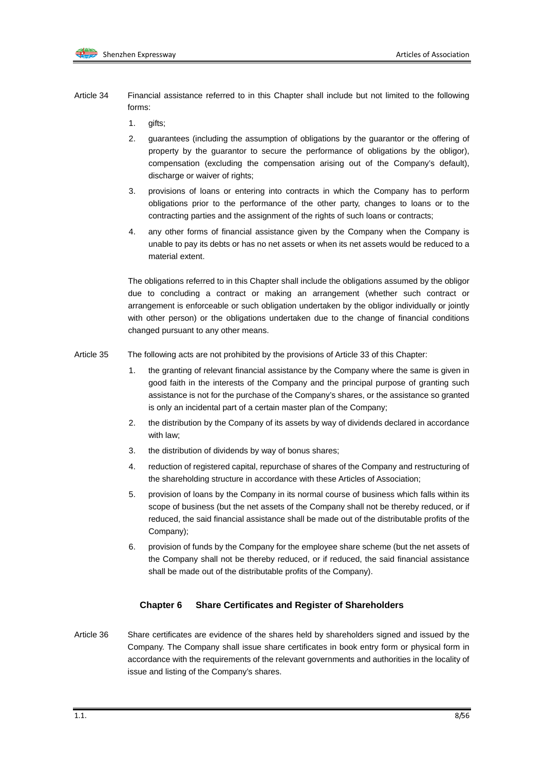Article 34 Financial assistance referred to in this Chapter shall include but not limited to the following forms:

1. gifts;
2. guarantees (including the assumption of obligations by the guarantor or the offering of property by the guarantor to secure the performance of obligations by the obligor), compensation (excluding the compensation arising out of the Company's default), discharge or waiver of rights;
3. provisions of loans or entering into contracts in which the Company has to perform obligations prior to the performance of the other party, changes to loans or to the contracting parties and the assignment of the rights of such loans or contracts;
4. any other forms of financial assistance given by the Company when the Company is unable to pay its debts or has no net assets or when its net assets would be reduced to a material extent.

The obligations referred to in this Chapter shall include the obligations assumed by the obligor due to concluding a contract or making an arrangement (whether such contract or arrangement is enforceable or such obligation undertaken by the obligor individually or jointly with other person) or the obligations undertaken due to the change of financial conditions changed pursuant to any other means.

Article 35 The following acts are not prohibited by the provisions of Article 33 of this Chapter:

1. the granting of relevant financial assistance by the Company where the same is given in good faith in the interests of the Company and the principal purpose of granting such assistance is not for the purchase of the Company's shares, or the assistance so granted is only an incidental part of a certain master plan of the Company;
2. the distribution by the Company of its assets by way of dividends declared in accordance with law;
3. the distribution of dividends by way of bonus shares;
4. reduction of registered capital, repurchase of shares of the Company and restructuring of the shareholding structure in accordance with these Articles of Association;
5. provision of loans by the Company in its normal course of business which falls within its scope of business (but the net assets of the Company shall not be thereby reduced, or if reduced, the said financial assistance shall be made out of the distributable profits of the Company);
6. provision of funds by the Company for the employee share scheme (but the net assets of the Company shall not be thereby reduced, or if reduced, the said financial assistance shall be made out of the distributable profits of the Company).

## Chapter 6 Share Certificates and Register of Shareholders

Article 36 Share certificates are evidence of the shares held by shareholders signed and issued by the Company. The Company shall issue share certificates in book entry form or physical form in accordance with the requirements of the relevant governments and authorities in the locality of issue and listing of the Company's shares.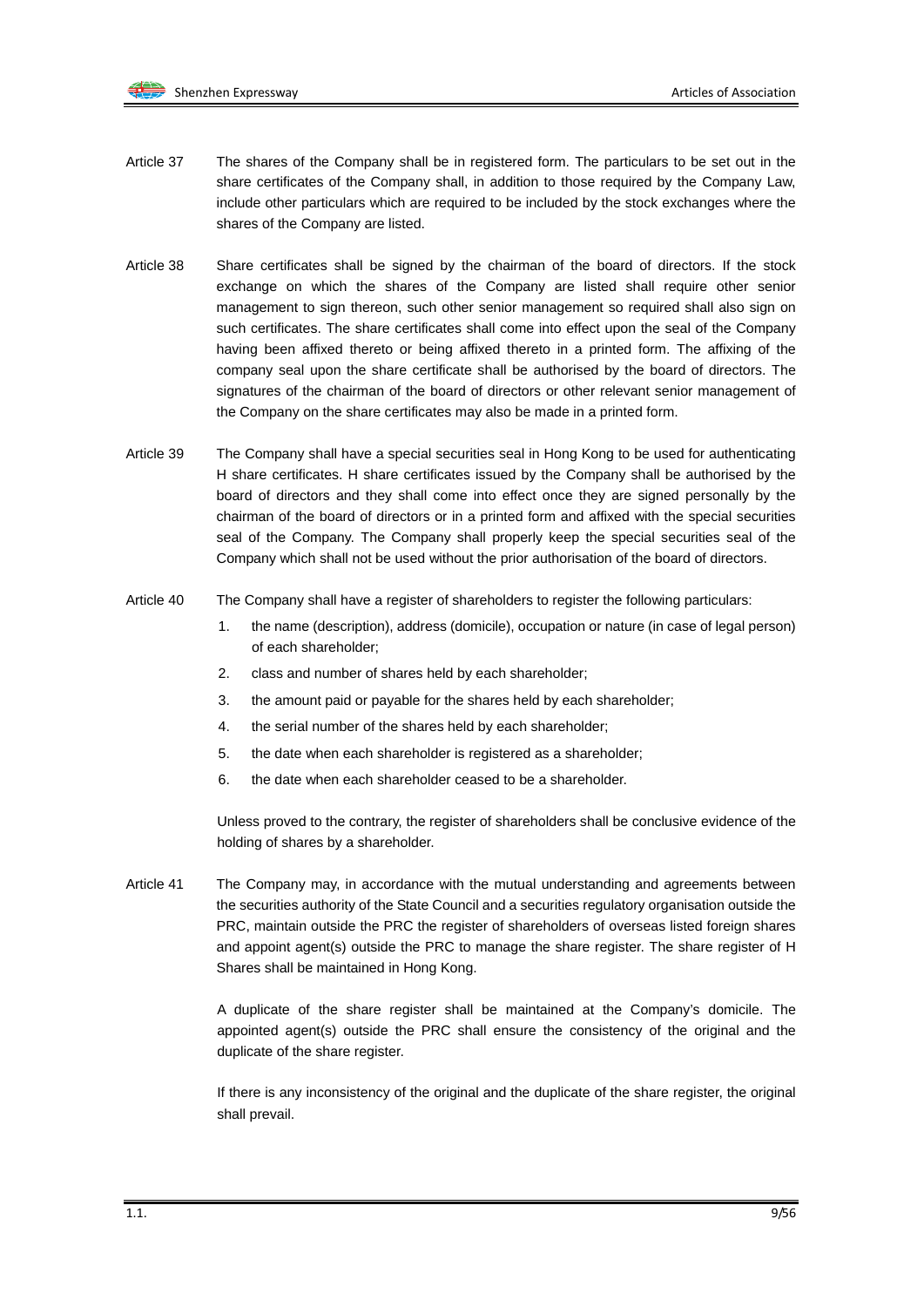Article 37 The shares of the Company shall be in registered form. The particulars to be set out in the share certificates of the Company shall, in addition to those required by the Company Law, include other particulars which are required to be included by the stock exchanges where the shares of the Company are listed.

Article 38 Share certificates shall be signed by the chairman of the board of directors. If the stock exchange on which the shares of the Company are listed shall require other senior management to sign thereon, such other senior management so required shall also sign on such certificates. The share certificates shall come into effect upon the seal of the Company having been affixed thereto or being affixed thereto in a printed form. The affixing of the company seal upon the share certificate shall be authorised by the board of directors. The signatures of the chairman of the board of directors or other relevant senior management of the Company on the share certificates may also be made in a printed form.

Article 39 The Company shall have a special securities seal in Hong Kong to be used for authenticating H share certificates. H share certificates issued by the Company shall be authorised by the board of directors and they shall come into effect once they are signed personally by the chairman of the board of directors or in a printed form and affixed with the special securities seal of the Company. The Company shall properly keep the special securities seal of the Company which shall not be used without the prior authorisation of the board of directors.

Article 40 The Company shall have a register of shareholders to register the following particulars:

1. the name (description), address (domicile), occupation or nature (in case of legal person) of each shareholder;
2. class and number of shares held by each shareholder;
3. the amount paid or payable for the shares held by each shareholder;
4. the serial number of the shares held by each shareholder;
5. the date when each shareholder is registered as a shareholder;
6. the date when each shareholder ceased to be a shareholder.

Unless proved to the contrary, the register of shareholders shall be conclusive evidence of the holding of shares by a shareholder.

Article 41 The Company may, in accordance with the mutual understanding and agreements between the securities authority of the State Council and a securities regulatory organisation outside the PRC, maintain outside the PRC the register of shareholders of overseas listed foreign shares and appoint agent(s) outside the PRC to manage the share register. The share register of H Shares shall be maintained in Hong Kong.

A duplicate of the share register shall be maintained at the Company's domicile. The appointed agent(s) outside the PRC shall ensure the consistency of the original and the duplicate of the share register.

If there is any inconsistency of the original and the duplicate of the share register, the original shall prevail.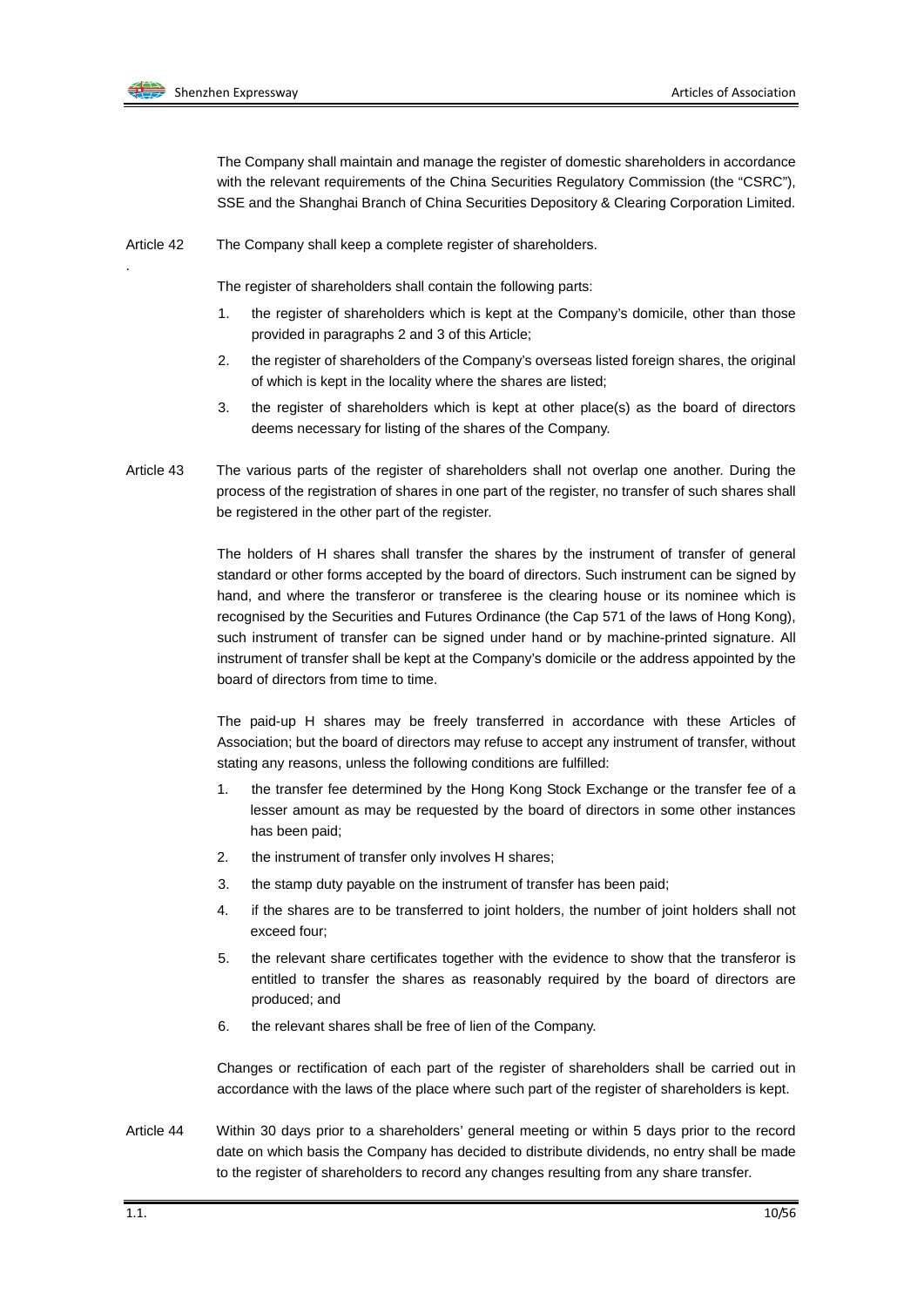The Company shall maintain and manage the register of domestic shareholders in accordance with the relevant requirements of the China Securities Regulatory Commission (the "CSRC"), SSE and the Shanghai Branch of China Securities Depository & Clearing Corporation Limited.

Article 42 The Company shall keep a complete register of shareholders.

The register of shareholders shall contain the following parts:

1. the register of shareholders which is kept at the Company's domicile, other than those provided in paragraphs 2 and 3 of this Article;
2. the register of shareholders of the Company's overseas listed foreign shares, the original of which is kept in the locality where the shares are listed;
3. the register of shareholders which is kept at other place(s) as the board of directors deems necessary for listing of the shares of the Company.

Article 43 The various parts of the register of shareholders shall not overlap one another. During the process of the registration of shares in one part of the register, no transfer of such shares shall be registered in the other part of the register.

The holders of H shares shall transfer the shares by the instrument of transfer of general standard or other forms accepted by the board of directors. Such instrument can be signed by hand, and where the transferor or transferee is the clearing house or its nominee which is recognised by the Securities and Futures Ordinance (the Cap 571 of the laws of Hong Kong), such instrument of transfer can be signed under hand or by machine-printed signature. All instrument of transfer shall be kept at the Company's domicile or the address appointed by the board of directors from time to time.

The paid-up H shares may be freely transferred in accordance with these Articles of Association; but the board of directors may refuse to accept any instrument of transfer, without stating any reasons, unless the following conditions are fulfilled:

1. the transfer fee determined by the Hong Kong Stock Exchange or the transfer fee of a lesser amount as may be requested by the board of directors in some other instances has been paid;
2. the instrument of transfer only involves H shares;
3. the stamp duty payable on the instrument of transfer has been paid;
4. if the shares are to be transferred to joint holders, the number of joint holders shall not exceed four;
5. the relevant share certificates together with the evidence to show that the transferor is entitled to transfer the shares as reasonably required by the board of directors are produced; and
6. the relevant shares shall be free of lien of the Company.

Changes or rectification of each part of the register of shareholders shall be carried out in accordance with the laws of the place where such part of the register of shareholders is kept.

Article 44 Within 30 days prior to a shareholders' general meeting or within 5 days prior to the record date on which basis the Company has decided to distribute dividends, no entry shall be made to the register of shareholders to record any changes resulting from any share transfer.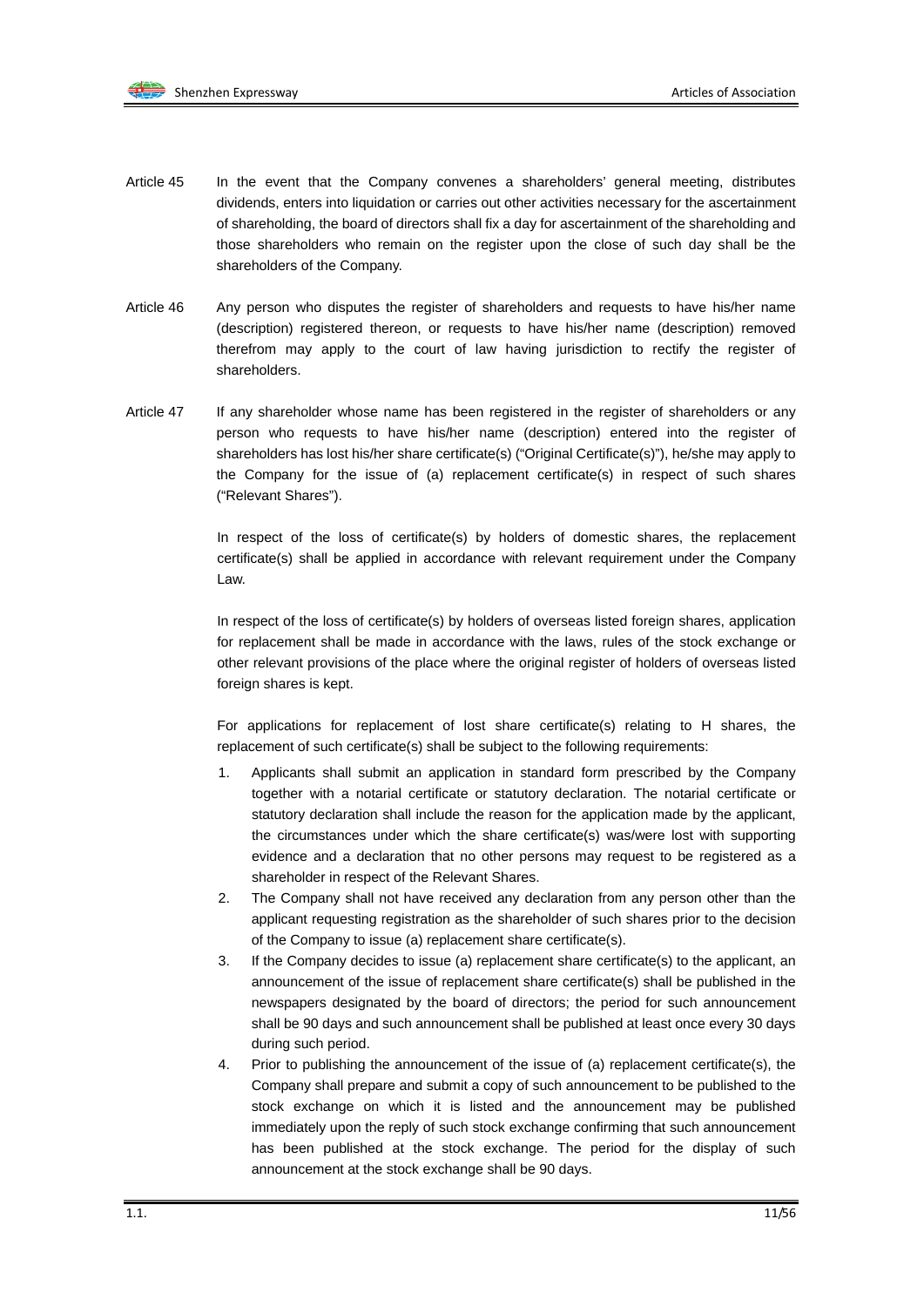Article 45 In the event that the Company convenes a shareholders' general meeting, distributes dividends, enters into liquidation or carries out other activities necessary for the ascertainment of shareholding, the board of directors shall fix a day for ascertainment of the shareholding and those shareholders who remain on the register upon the close of such day shall be the shareholders of the Company.

Article 46 Any person who disputes the register of shareholders and requests to have his/her name (description) registered thereon, or requests to have his/her name (description) removed therefrom may apply to the court of law having jurisdiction to rectify the register of shareholders.

Article 47 If any shareholder whose name has been registered in the register of shareholders or any person who requests to have his/her name (description) entered into the register of shareholders has lost his/her share certificate(s) ("Original Certificate(s)"), he/she may apply to the Company for the issue of (a) replacement certificate(s) in respect of such shares ("Relevant Shares").

In respect of the loss of certificate(s) by holders of domestic shares, the replacement certificate(s) shall be applied in accordance with relevant requirement under the Company Law.

In respect of the loss of certificate(s) by holders of overseas listed foreign shares, application for replacement shall be made in accordance with the laws, rules of the stock exchange or other relevant provisions of the place where the original register of holders of overseas listed foreign shares is kept.

For applications for replacement of lost share certificate(s) relating to H shares, the replacement of such certificate(s) shall be subject to the following requirements:

1. Applicants shall submit an application in standard form prescribed by the Company together with a notarial certificate or statutory declaration. The notarial certificate or statutory declaration shall include the reason for the application made by the applicant, the circumstances under which the share certificate(s) was/were lost with supporting evidence and a declaration that no other persons may request to be registered as a shareholder in respect of the Relevant Shares.
2. The Company shall not have received any declaration from any person other than the applicant requesting registration as the shareholder of such shares prior to the decision of the Company to issue (a) replacement share certificate(s).
3. If the Company decides to issue (a) replacement share certificate(s) to the applicant, an announcement of the issue of replacement share certificate(s) shall be published in the newspapers designated by the board of directors; the period for such announcement shall be 90 days and such announcement shall be published at least once every 30 days during such period.
4. Prior to publishing the announcement of the issue of (a) replacement certificate(s), the Company shall prepare and submit a copy of such announcement to be published to the stock exchange on which it is listed and the announcement may be published immediately upon the reply of such stock exchange confirming that such announcement has been published at the stock exchange. The period for the display of such announcement at the stock exchange shall be 90 days.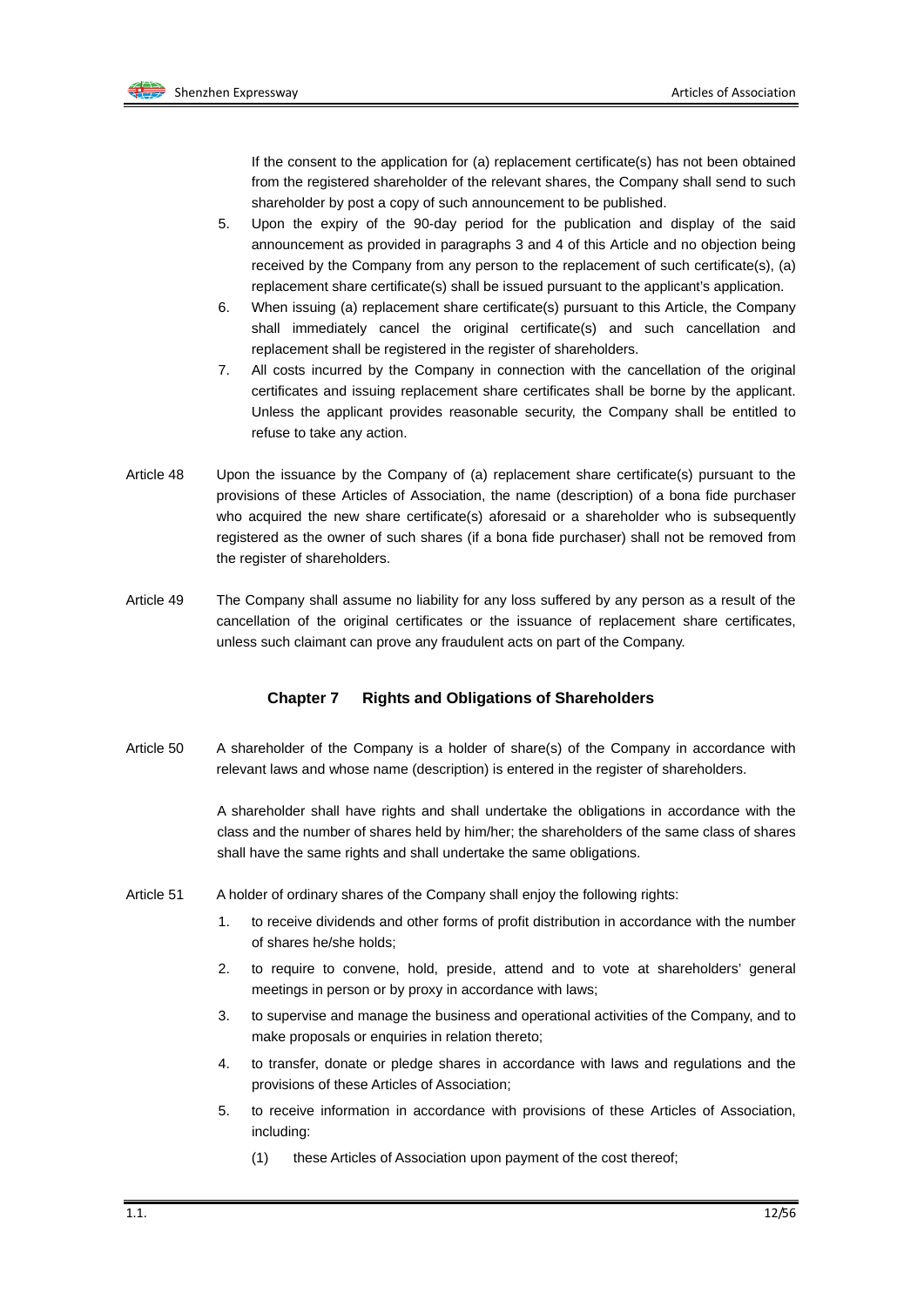If the consent to the application for (a) replacement certificate(s) has not been obtained from the registered shareholder of the relevant shares, the Company shall send to such shareholder by post a copy of such announcement to be published.

5. Upon the expiry of the 90-day period for the publication and display of the said announcement as provided in paragraphs 3 and 4 of this Article and no objection being received by the Company from any person to the replacement of such certificate(s), (a) replacement share certificate(s) shall be issued pursuant to the applicant's application.
6. When issuing (a) replacement share certificate(s) pursuant to this Article, the Company shall immediately cancel the original certificate(s) and such cancellation and replacement shall be registered in the register of shareholders.
7. All costs incurred by the Company in connection with the cancellation of the original certificates and issuing replacement share certificates shall be borne by the applicant. Unless the applicant provides reasonable security, the Company shall be entitled to refuse to take any action.

Article 48 Upon the issuance by the Company of (a) replacement share certificate(s) pursuant to the provisions of these Articles of Association, the name (description) of a bona fide purchaser who acquired the new share certificate(s) aforesaid or a shareholder who is subsequently registered as the owner of such shares (if a bona fide purchaser) shall not be removed from the register of shareholders.

Article 49 The Company shall assume no liability for any loss suffered by any person as a result of the cancellation of the original certificates or the issuance of replacement share certificates, unless such claimant can prove any fraudulent acts on part of the Company.

## Chapter 7 Rights and Obligations of Shareholders

Article 50 A shareholder of the Company is a holder of share(s) of the Company in accordance with relevant laws and whose name (description) is entered in the register of shareholders.

A shareholder shall have rights and shall undertake the obligations in accordance with the class and the number of shares held by him/her; the shareholders of the same class of shares shall have the same rights and shall undertake the same obligations.

Article 51 A holder of ordinary shares of the Company shall enjoy the following rights:

1. to receive dividends and other forms of profit distribution in accordance with the number of shares he/she holds;
2. to require to convene, hold, preside, attend and to vote at shareholders' general meetings in person or by proxy in accordance with laws;
3. to supervise and manage the business and operational activities of the Company, and to make proposals or enquiries in relation thereto;
4. to transfer, donate or pledge shares in accordance with laws and regulations and the provisions of these Articles of Association;
5. to receive information in accordance with provisions of these Articles of Association, including:
   (1) these Articles of Association upon payment of the cost thereof;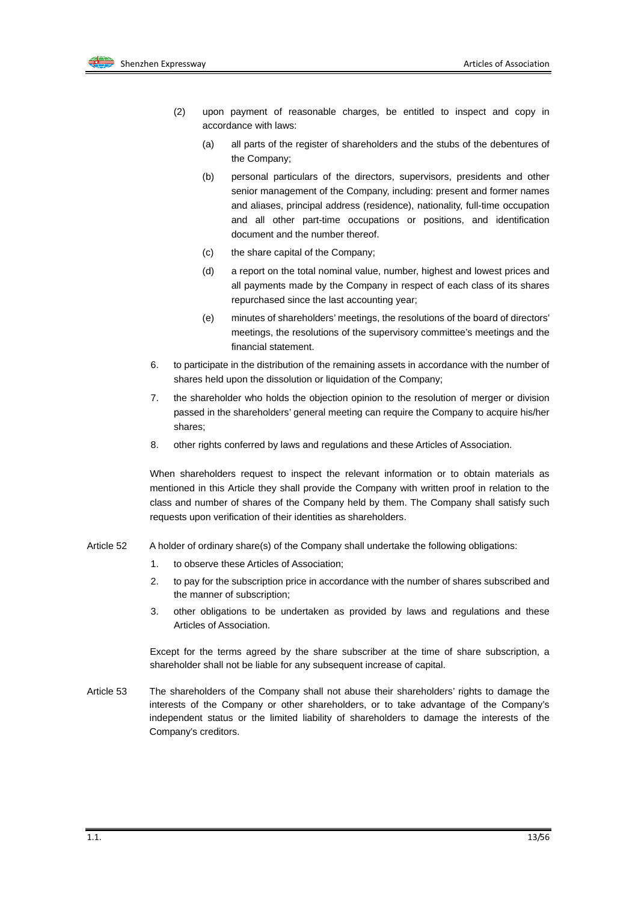(2) upon payment of reasonable charges, be entitled to inspect and copy in accordance with laws:

   (a) all parts of the register of shareholders and the stubs of the debentures of the Company;

   (b) personal particulars of the directors, supervisors, presidents and other senior management of the Company, including: present and former names and aliases, principal address (residence), nationality, full-time occupation and all other part-time occupations or positions, and identification document and the number thereof.

   (c) the share capital of the Company;

   (d) a report on the total nominal value, number, highest and lowest prices and all payments made by the Company in respect of each class of its shares repurchased since the last accounting year;

   (e) minutes of shareholders' meetings, the resolutions of the board of directors' meetings, the resolutions of the supervisory committee's meetings and the financial statement.

6. to participate in the distribution of the remaining assets in accordance with the number of shares held upon the dissolution or liquidation of the Company;

7. the shareholder who holds the objection opinion to the resolution of merger or division passed in the shareholders' general meeting can require the Company to acquire his/her shares;

8. other rights conferred by laws and regulations and these Articles of Association.

When shareholders request to inspect the relevant information or to obtain materials as mentioned in this Article they shall provide the Company with written proof in relation to the class and number of shares of the Company held by them. The Company shall satisfy such requests upon verification of their identities as shareholders.

Article 52 A holder of ordinary share(s) of the Company shall undertake the following obligations:

1. to observe these Articles of Association;

2. to pay for the subscription price in accordance with the number of shares subscribed and the manner of subscription;

3. other obligations to be undertaken as provided by laws and regulations and these Articles of Association.

Except for the terms agreed by the share subscriber at the time of share subscription, a shareholder shall not be liable for any subsequent increase of capital.

Article 53 The shareholders of the Company shall not abuse their shareholders' rights to damage the interests of the Company or other shareholders, or to take advantage of the Company's independent status or the limited liability of shareholders to damage the interests of the Company's creditors.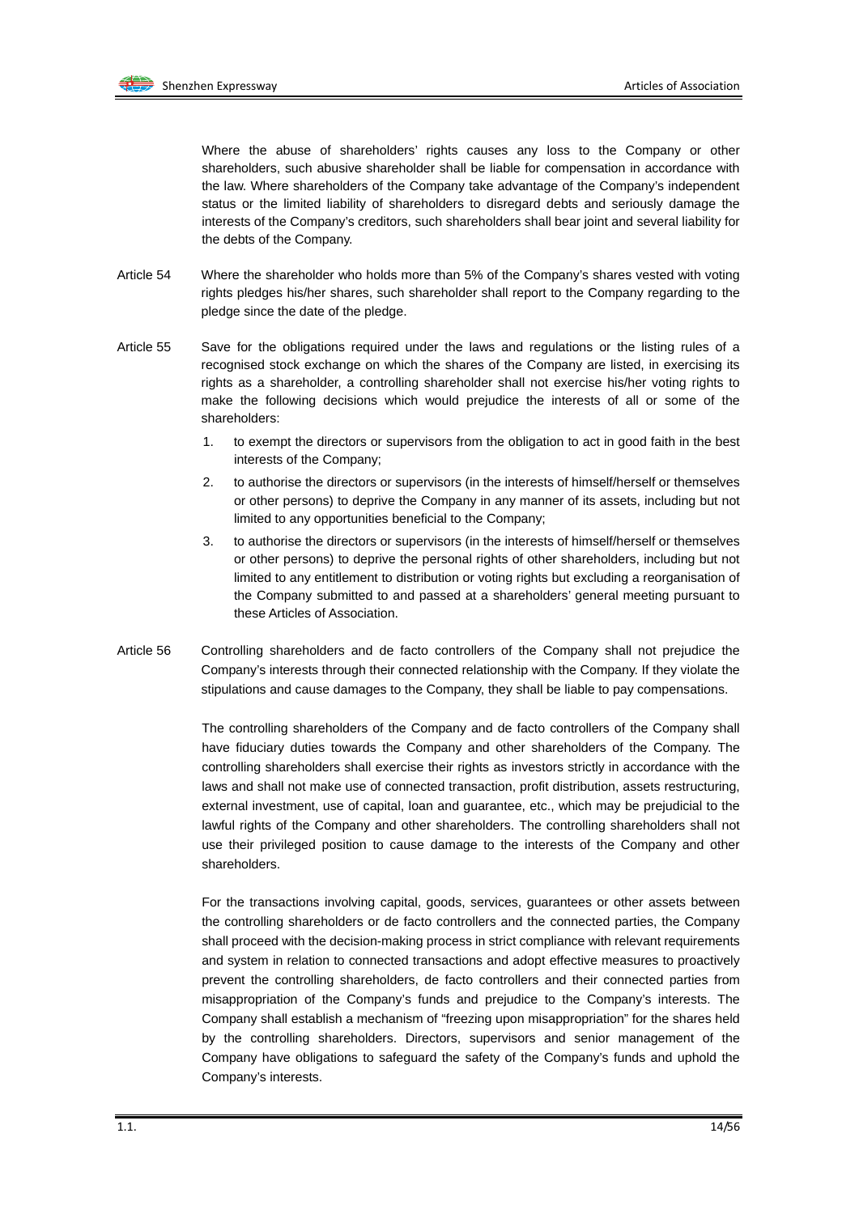Where the abuse of shareholders' rights causes any loss to the Company or other shareholders, such abusive shareholder shall be liable for compensation in accordance with the law. Where shareholders of the Company take advantage of the Company's independent status or the limited liability of shareholders to disregard debts and seriously damage the interests of the Company's creditors, such shareholders shall bear joint and several liability for the debts of the Company.

Article 54 Where the shareholder who holds more than 5% of the Company's shares vested with voting rights pledges his/her shares, such shareholder shall report to the Company regarding to the pledge since the date of the pledge.

Article 55 Save for the obligations required under the laws and regulations or the listing rules of a recognised stock exchange on which the shares of the Company are listed, in exercising its rights as a shareholder, a controlling shareholder shall not exercise his/her voting rights to make the following decisions which would prejudice the interests of all or some of the shareholders:

1. to exempt the directors or supervisors from the obligation to act in good faith in the best interests of the Company;
2. to authorise the directors or supervisors (in the interests of himself/herself or themselves or other persons) to deprive the Company in any manner of its assets, including but not limited to any opportunities beneficial to the Company;
3. to authorise the directors or supervisors (in the interests of himself/herself or themselves or other persons) to deprive the personal rights of other shareholders, including but not limited to any entitlement to distribution or voting rights but excluding a reorganisation of the Company submitted to and passed at a shareholders' general meeting pursuant to these Articles of Association.

Article 56 Controlling shareholders and de facto controllers of the Company shall not prejudice the Company's interests through their connected relationship with the Company. If they violate the stipulations and cause damages to the Company, they shall be liable to pay compensations.

The controlling shareholders of the Company and de facto controllers of the Company shall have fiduciary duties towards the Company and other shareholders of the Company. The controlling shareholders shall exercise their rights as investors strictly in accordance with the laws and shall not make use of connected transaction, profit distribution, assets restructuring, external investment, use of capital, loan and guarantee, etc., which may be prejudicial to the lawful rights of the Company and other shareholders. The controlling shareholders shall not use their privileged position to cause damage to the interests of the Company and other shareholders.

For the transactions involving capital, goods, services, guarantees or other assets between the controlling shareholders or de facto controllers and the connected parties, the Company shall proceed with the decision-making process in strict compliance with relevant requirements and system in relation to connected transactions and adopt effective measures to proactively prevent the controlling shareholders, de facto controllers and their connected parties from misappropriation of the Company's funds and prejudice to the Company's interests. The Company shall establish a mechanism of "freezing upon misappropriation" for the shares held by the controlling shareholders. Directors, supervisors and senior management of the Company have obligations to safeguard the safety of the Company's funds and uphold the Company's interests.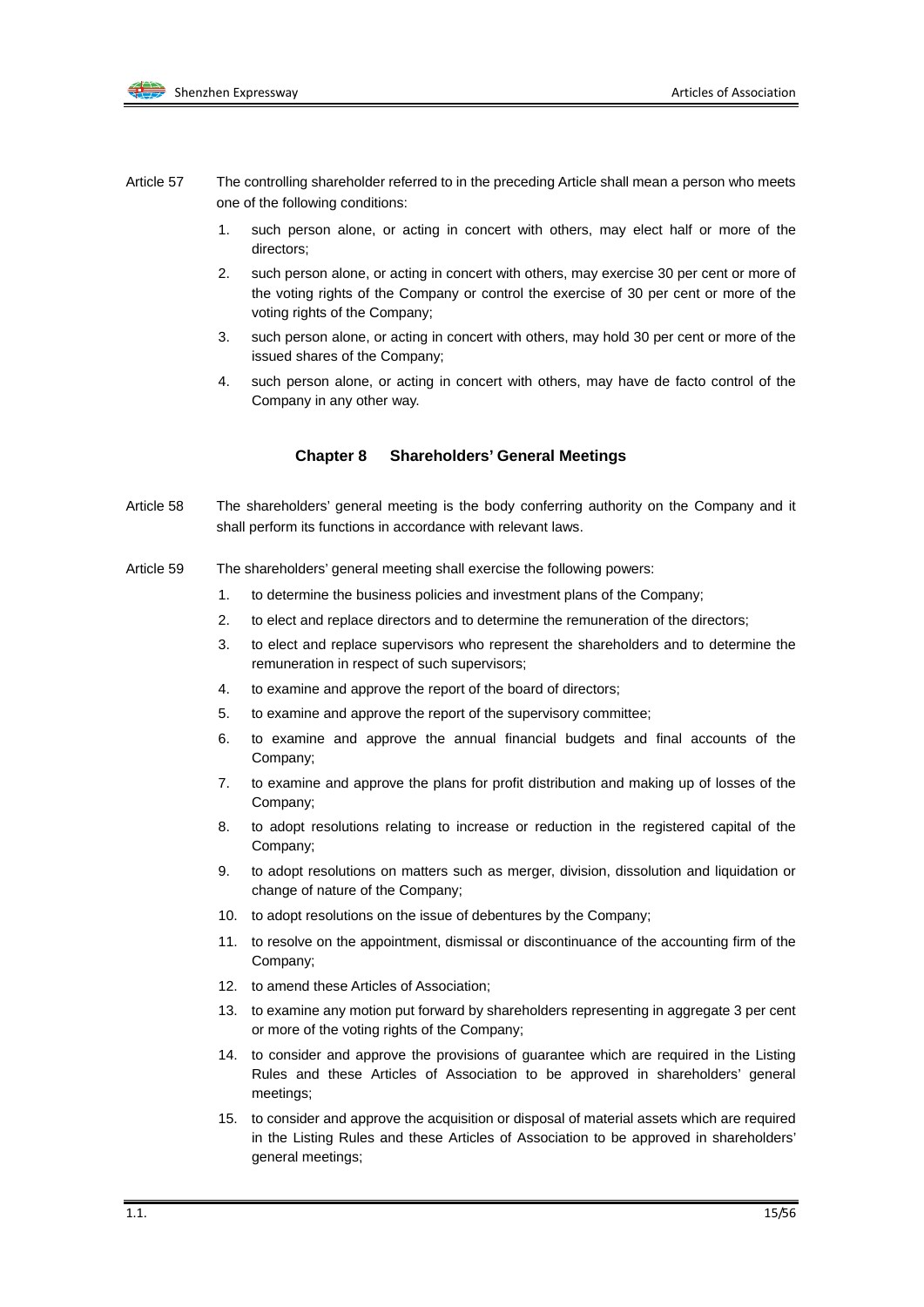Article 57 The controlling shareholder referred to in the preceding Article shall mean a person who meets one of the following conditions:

1. such person alone, or acting in concert with others, may elect half or more of the directors;
2. such person alone, or acting in concert with others, may exercise 30 per cent or more of the voting rights of the Company or control the exercise of 30 per cent or more of the voting rights of the Company;
3. such person alone, or acting in concert with others, may hold 30 per cent or more of the issued shares of the Company;
4. such person alone, or acting in concert with others, may have de facto control of the Company in any other way.

## Chapter 8 Shareholders' General Meetings

Article 58 The shareholders' general meeting is the body conferring authority on the Company and it shall perform its functions in accordance with relevant laws.

Article 59 The shareholders' general meeting shall exercise the following powers:

1. to determine the business policies and investment plans of the Company;
2. to elect and replace directors and to determine the remuneration of the directors;
3. to elect and replace supervisors who represent the shareholders and to determine the remuneration in respect of such supervisors;
4. to examine and approve the report of the board of directors;
5. to examine and approve the report of the supervisory committee;
6. to examine and approve the annual financial budgets and final accounts of the Company;
7. to examine and approve the plans for profit distribution and making up of losses of the Company;
8. to adopt resolutions relating to increase or reduction in the registered capital of the Company;
9. to adopt resolutions on matters such as merger, division, dissolution and liquidation or change of nature of the Company;
10. to adopt resolutions on the issue of debentures by the Company;
11. to resolve on the appointment, dismissal or discontinuance of the accounting firm of the Company;
12. to amend these Articles of Association;
13. to examine any motion put forward by shareholders representing in aggregate 3 per cent or more of the voting rights of the Company;
14. to consider and approve the provisions of guarantee which are required in the Listing Rules and these Articles of Association to be approved in shareholders' general meetings;
15. to consider and approve the acquisition or disposal of material assets which are required in the Listing Rules and these Articles of Association to be approved in shareholders' general meetings;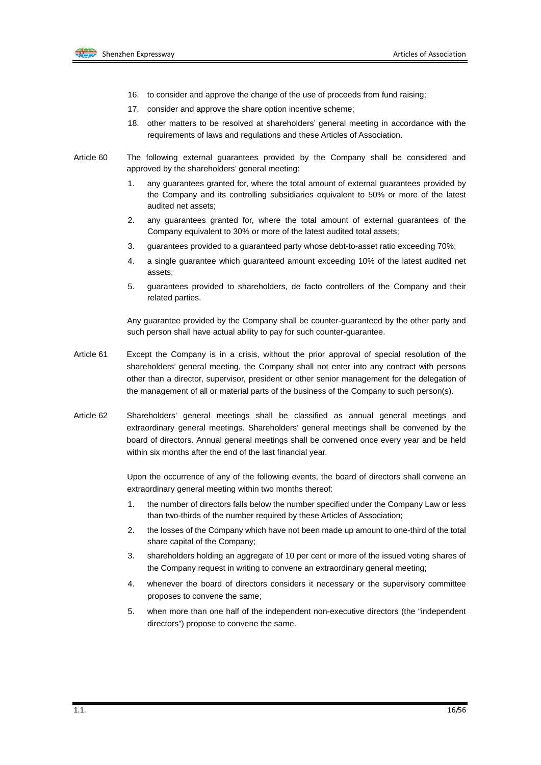16. to consider and approve the change of the use of proceeds from fund raising;
17. consider and approve the share option incentive scheme;
18. other matters to be resolved at shareholders' general meeting in accordance with the requirements of laws and regulations and these Articles of Association.

Article 60 The following external guarantees provided by the Company shall be considered and approved by the shareholders' general meeting:

1. any guarantees granted for, where the total amount of external guarantees provided by the Company and its controlling subsidiaries equivalent to 50% or more of the latest audited net assets;
2. any guarantees granted for, where the total amount of external guarantees of the Company equivalent to 30% or more of the latest audited total assets;
3. guarantees provided to a guaranteed party whose debt-to-asset ratio exceeding 70%;
4. a single guarantee which guaranteed amount exceeding 10% of the latest audited net assets;
5. guarantees provided to shareholders, de facto controllers of the Company and their related parties.

Any guarantee provided by the Company shall be counter-guaranteed by the other party and such person shall have actual ability to pay for such counter-guarantee.

Article 61 Except the Company is in a crisis, without the prior approval of special resolution of the shareholders' general meeting, the Company shall not enter into any contract with persons other than a director, supervisor, president or other senior management for the delegation of the management of all or material parts of the business of the Company to such person(s).

Article 62 Shareholders' general meetings shall be classified as annual general meetings and extraordinary general meetings. Shareholders' general meetings shall be convened by the board of directors. Annual general meetings shall be convened once every year and be held within six months after the end of the last financial year.

Upon the occurrence of any of the following events, the board of directors shall convene an extraordinary general meeting within two months thereof:

1. the number of directors falls below the number specified under the Company Law or less than two-thirds of the number required by these Articles of Association;
2. the losses of the Company which have not been made up amount to one-third of the total share capital of the Company;
3. shareholders holding an aggregate of 10 per cent or more of the issued voting shares of the Company request in writing to convene an extraordinary general meeting;
4. whenever the board of directors considers it necessary or the supervisory committee proposes to convene the same;
5. when more than one half of the independent non-executive directors (the "independent directors") propose to convene the same.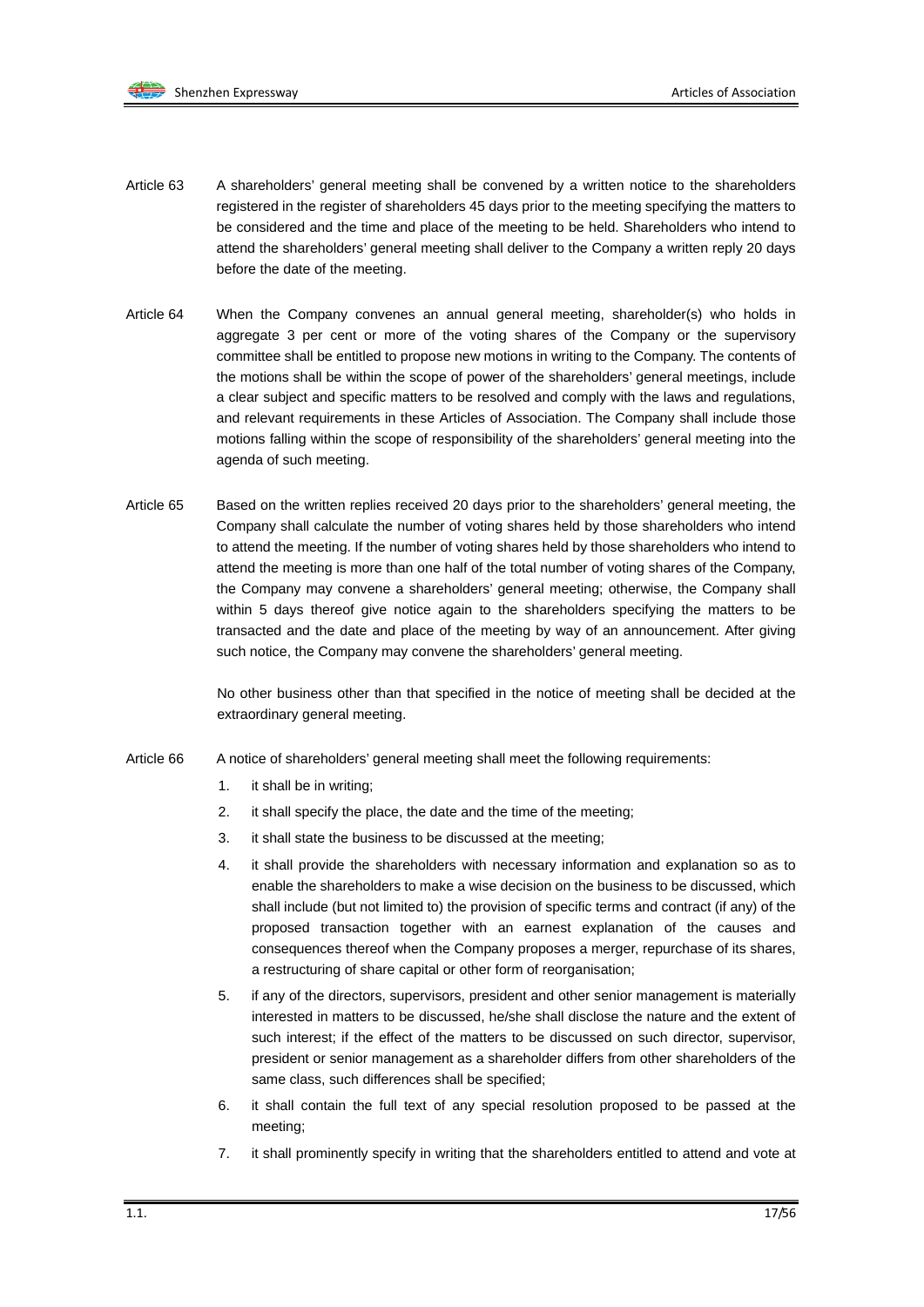Article 63 A shareholders' general meeting shall be convened by a written notice to the shareholders registered in the register of shareholders 45 days prior to the meeting specifying the matters to be considered and the time and place of the meeting to be held. Shareholders who intend to attend the shareholders' general meeting shall deliver to the Company a written reply 20 days before the date of the meeting.

Article 64 When the Company convenes an annual general meeting, shareholder(s) who holds in aggregate 3 per cent or more of the voting shares of the Company or the supervisory committee shall be entitled to propose new motions in writing to the Company. The contents of the motions shall be within the scope of power of the shareholders' general meetings, include a clear subject and specific matters to be resolved and comply with the laws and regulations, and relevant requirements in these Articles of Association. The Company shall include those motions falling within the scope of responsibility of the shareholders' general meeting into the agenda of such meeting.

Article 65 Based on the written replies received 20 days prior to the shareholders' general meeting, the Company shall calculate the number of voting shares held by those shareholders who intend to attend the meeting. If the number of voting shares held by those shareholders who intend to attend the meeting is more than one half of the total number of voting shares of the Company, the Company may convene a shareholders' general meeting; otherwise, the Company shall within 5 days thereof give notice again to the shareholders specifying the matters to be transacted and the date and place of the meeting by way of an announcement. After giving such notice, the Company may convene the shareholders' general meeting.

No other business other than that specified in the notice of meeting shall be decided at the extraordinary general meeting.

Article 66 A notice of shareholders' general meeting shall meet the following requirements:

1. it shall be in writing;
2. it shall specify the place, the date and the time of the meeting;
3. it shall state the business to be discussed at the meeting;
4. it shall provide the shareholders with necessary information and explanation so as to enable the shareholders to make a wise decision on the business to be discussed, which shall include (but not limited to) the provision of specific terms and contract (if any) of the proposed transaction together with an earnest explanation of the causes and consequences thereof when the Company proposes a merger, repurchase of its shares, a restructuring of share capital or other form of reorganisation;
5. if any of the directors, supervisors, president and other senior management is materially interested in matters to be discussed, he/she shall disclose the nature and the extent of such interest; if the effect of the matters to be discussed on such director, supervisor, president or senior management as a shareholder differs from other shareholders of the same class, such differences shall be specified;
6. it shall contain the full text of any special resolution proposed to be passed at the meeting;
7. it shall prominently specify in writing that the shareholders entitled to attend and vote at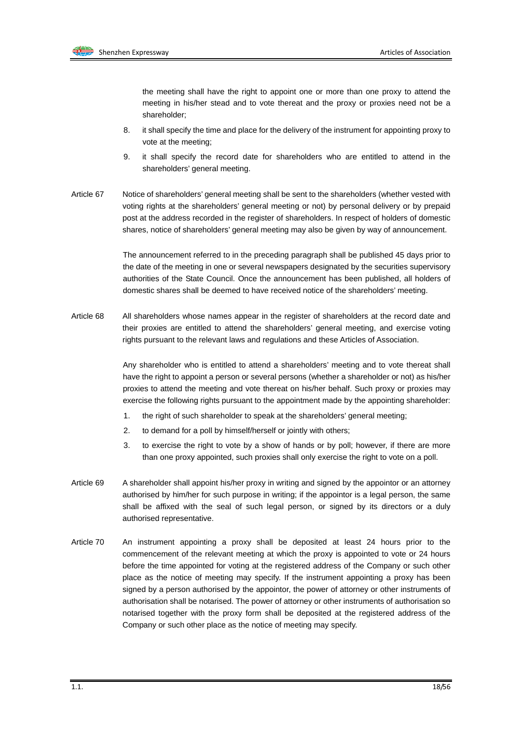the meeting shall have the right to appoint one or more than one proxy to attend the meeting in his/her stead and to vote thereat and the proxy or proxies need not be a shareholder;

8. it shall specify the time and place for the delivery of the instrument for appointing proxy to vote at the meeting;

9. it shall specify the record date for shareholders who are entitled to attend in the shareholders' general meeting.

Article 67 Notice of shareholders' general meeting shall be sent to the shareholders (whether vested with voting rights at the shareholders' general meeting or not) by personal delivery or by prepaid post at the address recorded in the register of shareholders. In respect of holders of domestic shares, notice of shareholders' general meeting may also be given by way of announcement.

The announcement referred to in the preceding paragraph shall be published 45 days prior to the date of the meeting in one or several newspapers designated by the securities supervisory authorities of the State Council. Once the announcement has been published, all holders of domestic shares shall be deemed to have received notice of the shareholders' meeting.

Article 68 All shareholders whose names appear in the register of shareholders at the record date and their proxies are entitled to attend the shareholders' general meeting, and exercise voting rights pursuant to the relevant laws and regulations and these Articles of Association.

Any shareholder who is entitled to attend a shareholders' meeting and to vote thereat shall have the right to appoint a person or several persons (whether a shareholder or not) as his/her proxies to attend the meeting and vote thereat on his/her behalf. Such proxy or proxies may exercise the following rights pursuant to the appointment made by the appointing shareholder:

1. the right of such shareholder to speak at the shareholders' general meeting;
2. to demand for a poll by himself/herself or jointly with others;
3. to exercise the right to vote by a show of hands or by poll; however, if there are more than one proxy appointed, such proxies shall only exercise the right to vote on a poll.

Article 69 A shareholder shall appoint his/her proxy in writing and signed by the appointor or an attorney authorised by him/her for such purpose in writing; if the appointor is a legal person, the same shall be affixed with the seal of such legal person, or signed by its directors or a duly authorised representative.

Article 70 An instrument appointing a proxy shall be deposited at least 24 hours prior to the commencement of the relevant meeting at which the proxy is appointed to vote or 24 hours before the time appointed for voting at the registered address of the Company or such other place as the notice of meeting may specify. If the instrument appointing a proxy has been signed by a person authorised by the appointor, the power of attorney or other instruments of authorisation shall be notarised. The power of attorney or other instruments of authorisation so notarised together with the proxy form shall be deposited at the registered address of the Company or such other place as the notice of meeting may specify.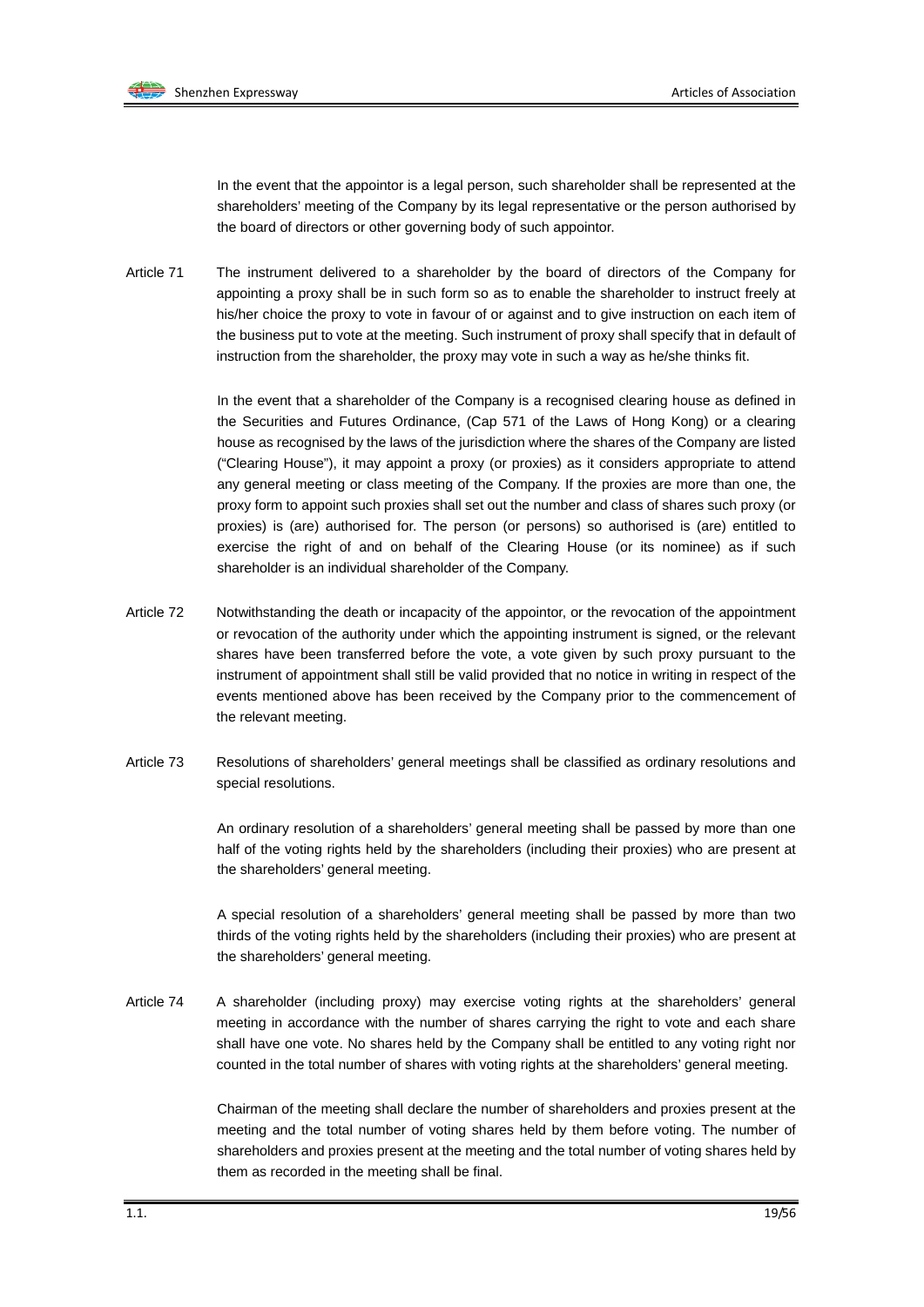In the event that the appointor is a legal person, such shareholder shall be represented at the shareholders' meeting of the Company by its legal representative or the person authorised by the board of directors or other governing body of such appointor.

Article 71 The instrument delivered to a shareholder by the board of directors of the Company for appointing a proxy shall be in such form so as to enable the shareholder to instruct freely at his/her choice the proxy to vote in favour of or against and to give instruction on each item of the business put to vote at the meeting. Such instrument of proxy shall specify that in default of instruction from the shareholder, the proxy may vote in such a way as he/she thinks fit.

In the event that a shareholder of the Company is a recognised clearing house as defined in the Securities and Futures Ordinance, (Cap 571 of the Laws of Hong Kong) or a clearing house as recognised by the laws of the jurisdiction where the shares of the Company are listed ("Clearing House"), it may appoint a proxy (or proxies) as it considers appropriate to attend any general meeting or class meeting of the Company. If the proxies are more than one, the proxy form to appoint such proxies shall set out the number and class of shares such proxy (or proxies) is (are) authorised for. The person (or persons) so authorised is (are) entitled to exercise the right of and on behalf of the Clearing House (or its nominee) as if such shareholder is an individual shareholder of the Company.

Article 72 Notwithstanding the death or incapacity of the appointor, or the revocation of the appointment or revocation of the authority under which the appointing instrument is signed, or the relevant shares have been transferred before the vote, a vote given by such proxy pursuant to the instrument of appointment shall still be valid provided that no notice in writing in respect of the events mentioned above has been received by the Company prior to the commencement of the relevant meeting.

Article 73 Resolutions of shareholders' general meetings shall be classified as ordinary resolutions and special resolutions.

An ordinary resolution of a shareholders' general meeting shall be passed by more than one half of the voting rights held by the shareholders (including their proxies) who are present at the shareholders' general meeting.

A special resolution of a shareholders' general meeting shall be passed by more than two thirds of the voting rights held by the shareholders (including their proxies) who are present at the shareholders' general meeting.

Article 74 A shareholder (including proxy) may exercise voting rights at the shareholders' general meeting in accordance with the number of shares carrying the right to vote and each share shall have one vote. No shares held by the Company shall be entitled to any voting right nor counted in the total number of shares with voting rights at the shareholders' general meeting.

Chairman of the meeting shall declare the number of shareholders and proxies present at the meeting and the total number of voting shares held by them before voting. The number of shareholders and proxies present at the meeting and the total number of voting shares held by them as recorded in the meeting shall be final.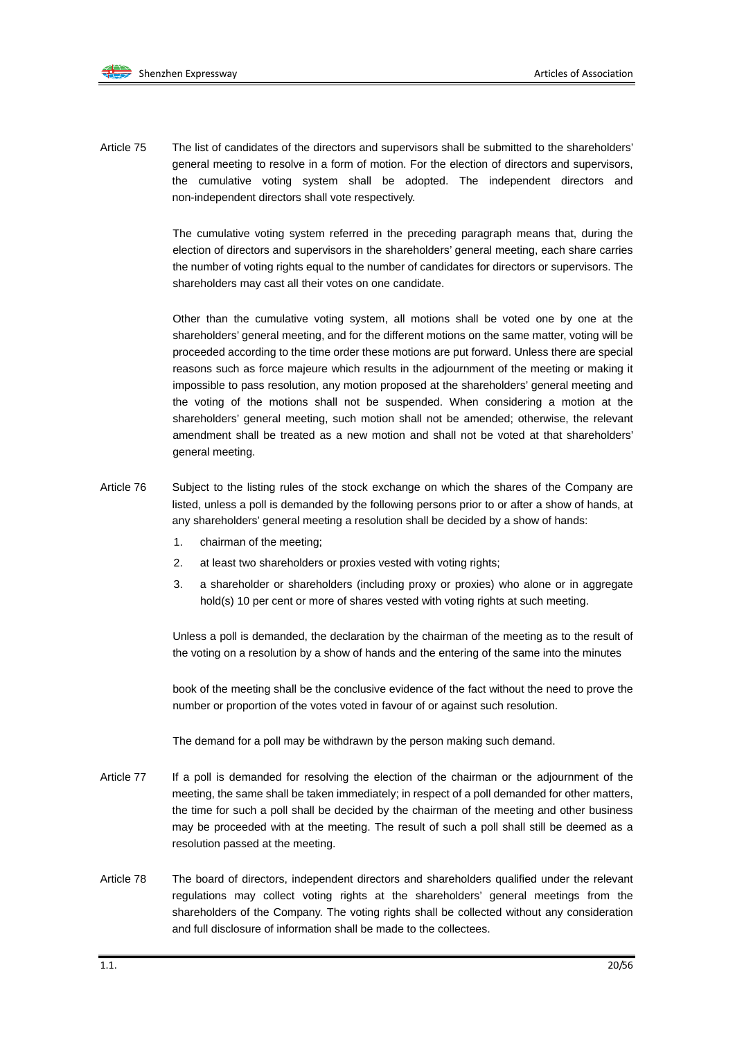Article 75 The list of candidates of the directors and supervisors shall be submitted to the shareholders' general meeting to resolve in a form of motion. For the election of directors and supervisors, the cumulative voting system shall be adopted. The independent directors and non-independent directors shall vote respectively.

The cumulative voting system referred in the preceding paragraph means that, during the election of directors and supervisors in the shareholders' general meeting, each share carries the number of voting rights equal to the number of candidates for directors or supervisors. The shareholders may cast all their votes on one candidate.

Other than the cumulative voting system, all motions shall be voted one by one at the shareholders' general meeting, and for the different motions on the same matter, voting will be proceeded according to the time order these motions are put forward. Unless there are special reasons such as force majeure which results in the adjournment of the meeting or making it impossible to pass resolution, any motion proposed at the shareholders' general meeting and the voting of the motions shall not be suspended. When considering a motion at the shareholders' general meeting, such motion shall not be amended; otherwise, the relevant amendment shall be treated as a new motion and shall not be voted at that shareholders' general meeting.

Article 76 Subject to the listing rules of the stock exchange on which the shares of the Company are listed, unless a poll is demanded by the following persons prior to or after a show of hands, at any shareholders' general meeting a resolution shall be decided by a show of hands:

1. chairman of the meeting;
2. at least two shareholders or proxies vested with voting rights;
3. a shareholder or shareholders (including proxy or proxies) who alone or in aggregate hold(s) 10 per cent or more of shares vested with voting rights at such meeting.

Unless a poll is demanded, the declaration by the chairman of the meeting as to the result of the voting on a resolution by a show of hands and the entering of the same into the minutes book of the meeting shall be the conclusive evidence of the fact without the need to prove the number or proportion of the votes voted in favour of or against such resolution.

The demand for a poll may be withdrawn by the person making such demand.

Article 77 If a poll is demanded for resolving the election of the chairman or the adjournment of the meeting, the same shall be taken immediately; in respect of a poll demanded for other matters, the time for such a poll shall be decided by the chairman of the meeting and other business may be proceeded with at the meeting. The result of such a poll shall still be deemed as a resolution passed at the meeting.

Article 78 The board of directors, independent directors and shareholders qualified under the relevant regulations may collect voting rights at the shareholders' general meetings from the shareholders of the Company. The voting rights shall be collected without any consideration and full disclosure of information shall be made to the collectees.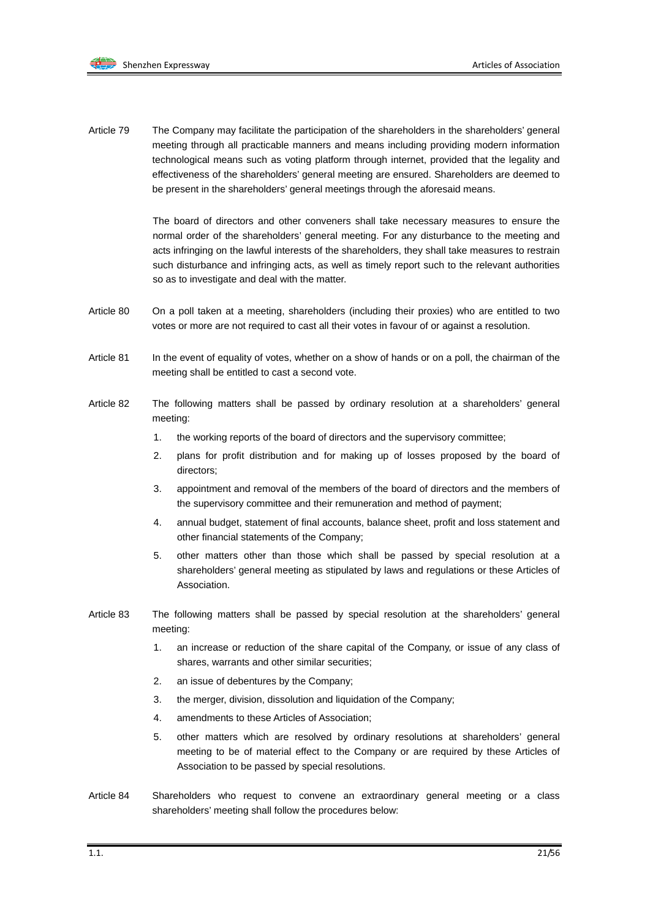Article 79 The Company may facilitate the participation of the shareholders in the shareholders' general meeting through all practicable manners and means including providing modern information technological means such as voting platform through internet, provided that the legality and effectiveness of the shareholders' general meeting are ensured. Shareholders are deemed to be present in the shareholders' general meetings through the aforesaid means.

The board of directors and other conveners shall take necessary measures to ensure the normal order of the shareholders' general meeting. For any disturbance to the meeting and acts infringing on the lawful interests of the shareholders, they shall take measures to restrain such disturbance and infringing acts, as well as timely report such to the relevant authorities so as to investigate and deal with the matter.

Article 80 On a poll taken at a meeting, shareholders (including their proxies) who are entitled to two votes or more are not required to cast all their votes in favour of or against a resolution.

Article 81 In the event of equality of votes, whether on a show of hands or on a poll, the chairman of the meeting shall be entitled to cast a second vote.

Article 82 The following matters shall be passed by ordinary resolution at a shareholders' general meeting:

1. the working reports of the board of directors and the supervisory committee;
2. plans for profit distribution and for making up of losses proposed by the board of directors;
3. appointment and removal of the members of the board of directors and the members of the supervisory committee and their remuneration and method of payment;
4. annual budget, statement of final accounts, balance sheet, profit and loss statement and other financial statements of the Company;
5. other matters other than those which shall be passed by special resolution at a shareholders' general meeting as stipulated by laws and regulations or these Articles of Association.

Article 83 The following matters shall be passed by special resolution at the shareholders' general meeting:

1. an increase or reduction of the share capital of the Company, or issue of any class of shares, warrants and other similar securities;
2. an issue of debentures by the Company;
3. the merger, division, dissolution and liquidation of the Company;
4. amendments to these Articles of Association;
5. other matters which are resolved by ordinary resolutions at shareholders' general meeting to be of material effect to the Company or are required by these Articles of Association to be passed by special resolutions.

Article 84 Shareholders who request to convene an extraordinary general meeting or a class shareholders' meeting shall follow the procedures below: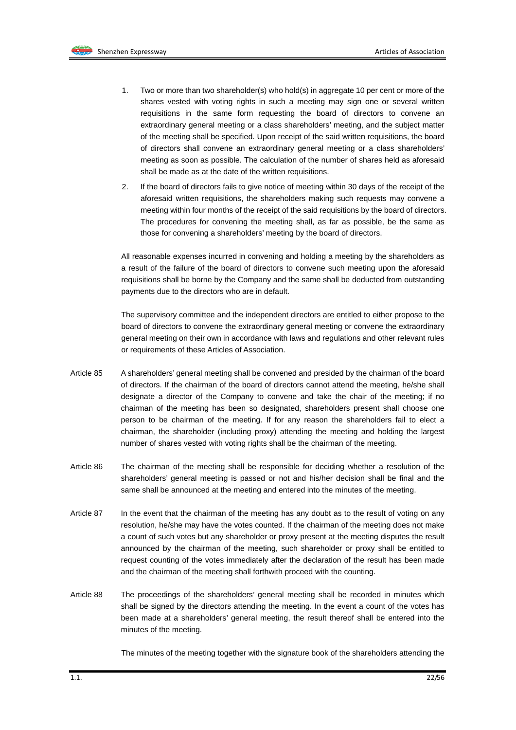1. Two or more than two shareholder(s) who hold(s) in aggregate 10 per cent or more of the shares vested with voting rights in such a meeting may sign one or several written requisitions in the same form requesting the board of directors to convene an extraordinary general meeting or a class shareholders' meeting, and the subject matter of the meeting shall be specified. Upon receipt of the said written requisitions, the board of directors shall convene an extraordinary general meeting or a class shareholders' meeting as soon as possible. The calculation of the number of shares held as aforesaid shall be made as at the date of the written requisitions.

2. If the board of directors fails to give notice of meeting within 30 days of the receipt of the aforesaid written requisitions, the shareholders making such requests may convene a meeting within four months of the receipt of the said requisitions by the board of directors. The procedures for convening the meeting shall, as far as possible, be the same as those for convening a shareholders' meeting by the board of directors.

All reasonable expenses incurred in convening and holding a meeting by the shareholders as a result of the failure of the board of directors to convene such meeting upon the aforesaid requisitions shall be borne by the Company and the same shall be deducted from outstanding payments due to the directors who are in default.

The supervisory committee and the independent directors are entitled to either propose to the board of directors to convene the extraordinary general meeting or convene the extraordinary general meeting on their own in accordance with laws and regulations and other relevant rules or requirements of these Articles of Association.

Article 85 A shareholders' general meeting shall be convened and presided by the chairman of the board of directors. If the chairman of the board of directors cannot attend the meeting, he/she shall designate a director of the Company to convene and take the chair of the meeting; if no chairman of the meeting has been so designated, shareholders present shall choose one person to be chairman of the meeting. If for any reason the shareholders fail to elect a chairman, the shareholder (including proxy) attending the meeting and holding the largest number of shares vested with voting rights shall be the chairman of the meeting.

Article 86 The chairman of the meeting shall be responsible for deciding whether a resolution of the shareholders' general meeting is passed or not and his/her decision shall be final and the same shall be announced at the meeting and entered into the minutes of the meeting.

Article 87 In the event that the chairman of the meeting has any doubt as to the result of voting on any resolution, he/she may have the votes counted. If the chairman of the meeting does not make a count of such votes but any shareholder or proxy present at the meeting disputes the result announced by the chairman of the meeting, such shareholder or proxy shall be entitled to request counting of the votes immediately after the declaration of the result has been made and the chairman of the meeting shall forthwith proceed with the counting.

Article 88 The proceedings of the shareholders' general meeting shall be recorded in minutes which shall be signed by the directors attending the meeting. In the event a count of the votes has been made at a shareholders' general meeting, the result thereof shall be entered into the minutes of the meeting.

The minutes of the meeting together with the signature book of the shareholders attending the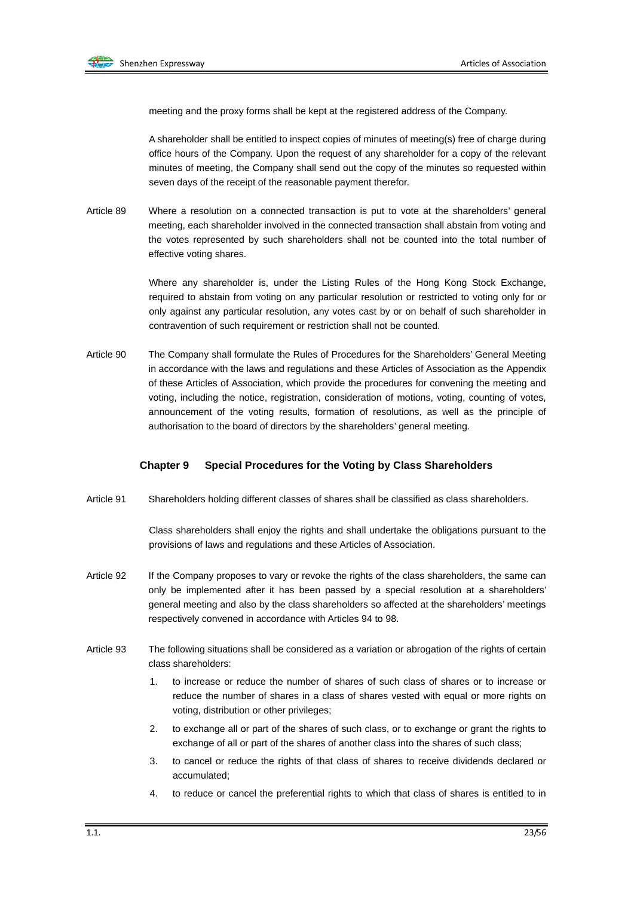meeting and the proxy forms shall be kept at the registered address of the Company.

A shareholder shall be entitled to inspect copies of minutes of meeting(s) free of charge during office hours of the Company. Upon the request of any shareholder for a copy of the relevant minutes of meeting, the Company shall send out the copy of the minutes so requested within seven days of the receipt of the reasonable payment therefor.

Article 89 Where a resolution on a connected transaction is put to vote at the shareholders' general meeting, each shareholder involved in the connected transaction shall abstain from voting and the votes represented by such shareholders shall not be counted into the total number of effective voting shares.

Where any shareholder is, under the Listing Rules of the Hong Kong Stock Exchange, required to abstain from voting on any particular resolution or restricted to voting only for or only against any particular resolution, any votes cast by or on behalf of such shareholder in contravention of such requirement or restriction shall not be counted.

Article 90 The Company shall formulate the Rules of Procedures for the Shareholders' General Meeting in accordance with the laws and regulations and these Articles of Association as the Appendix of these Articles of Association, which provide the procedures for convening the meeting and voting, including the notice, registration, consideration of motions, voting, counting of votes, announcement of the voting results, formation of resolutions, as well as the principle of authorisation to the board of directors by the shareholders' general meeting.

## Chapter 9 Special Procedures for the Voting by Class Shareholders

Article 91 Shareholders holding different classes of shares shall be classified as class shareholders.

Class shareholders shall enjoy the rights and shall undertake the obligations pursuant to the provisions of laws and regulations and these Articles of Association.

Article 92 If the Company proposes to vary or revoke the rights of the class shareholders, the same can only be implemented after it has been passed by a special resolution at a shareholders' general meeting and also by the class shareholders so affected at the shareholders' meetings respectively convened in accordance with Articles 94 to 98.

Article 93 The following situations shall be considered as a variation or abrogation of the rights of certain class shareholders:

1. to increase or reduce the number of shares of such class of shares or to increase or reduce the number of shares in a class of shares vested with equal or more rights on voting, distribution or other privileges;
2. to exchange all or part of the shares of such class, or to exchange or grant the rights to exchange of all or part of the shares of another class into the shares of such class;
3. to cancel or reduce the rights of that class of shares to receive dividends declared or accumulated;
4. to reduce or cancel the preferential rights to which that class of shares is entitled to in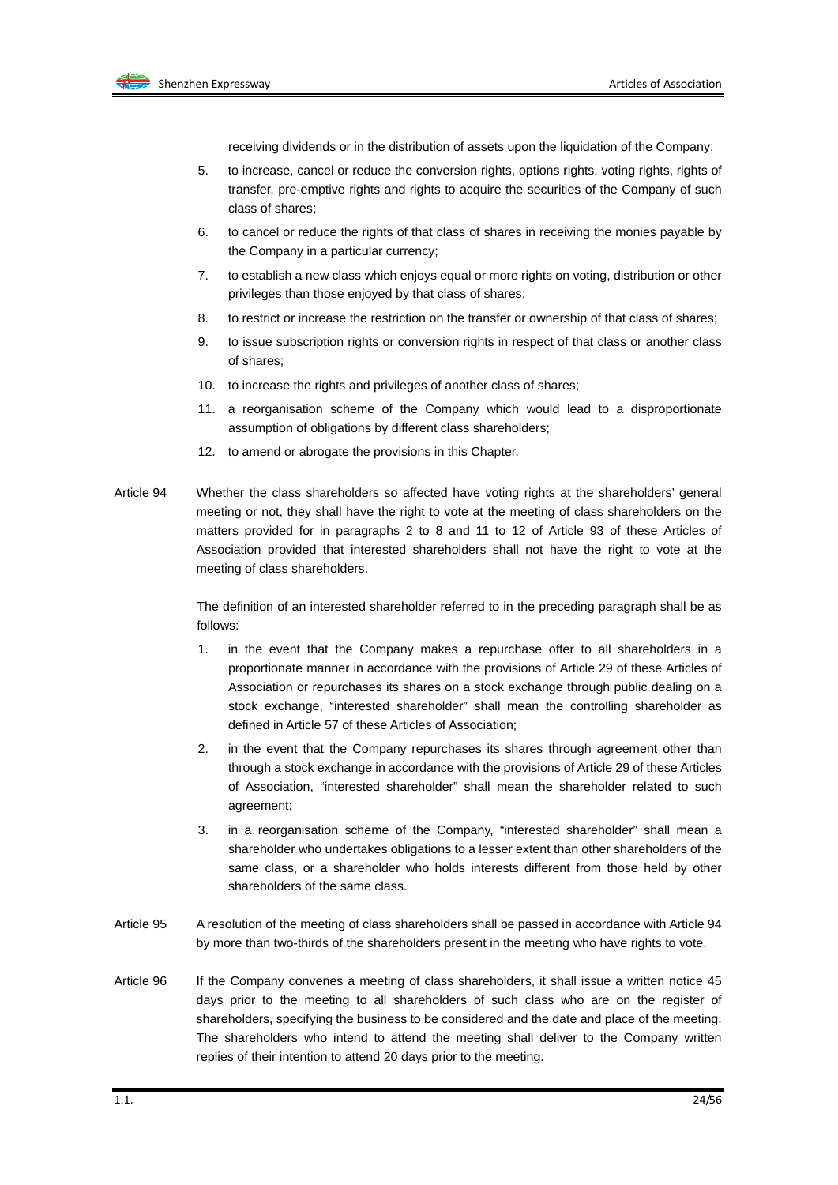receiving dividends or in the distribution of assets upon the liquidation of the Company;

5. to increase, cancel or reduce the conversion rights, options rights, voting rights, rights of transfer, pre-emptive rights and rights to acquire the securities of the Company of such class of shares;
6. to cancel or reduce the rights of that class of shares in receiving the monies payable by the Company in a particular currency;
7. to establish a new class which enjoys equal or more rights on voting, distribution or other privileges than those enjoyed by that class of shares;
8. to restrict or increase the restriction on the transfer or ownership of that class of shares;
9. to issue subscription rights or conversion rights in respect of that class or another class of shares;
10. to increase the rights and privileges of another class of shares;
11. a reorganisation scheme of the Company which would lead to a disproportionate assumption of obligations by different class shareholders;
12. to amend or abrogate the provisions in this Chapter.

Article 94 Whether the class shareholders so affected have voting rights at the shareholders' general meeting or not, they shall have the right to vote at the meeting of class shareholders on the matters provided for in paragraphs 2 to 8 and 11 to 12 of Article 93 of these Articles of Association provided that interested shareholders shall not have the right to vote at the meeting of class shareholders.

The definition of an interested shareholder referred to in the preceding paragraph shall be as follows:

1. in the event that the Company makes a repurchase offer to all shareholders in a proportionate manner in accordance with the provisions of Article 29 of these Articles of Association or repurchases its shares on a stock exchange through public dealing on a stock exchange, "interested shareholder" shall mean the controlling shareholder as defined in Article 57 of these Articles of Association;
2. in the event that the Company repurchases its shares through agreement other than through a stock exchange in accordance with the provisions of Article 29 of these Articles of Association, "interested shareholder" shall mean the shareholder related to such agreement;
3. in a reorganisation scheme of the Company, "interested shareholder" shall mean a shareholder who undertakes obligations to a lesser extent than other shareholders of the same class, or a shareholder who holds interests different from those held by other shareholders of the same class.

Article 95 A resolution of the meeting of class shareholders shall be passed in accordance with Article 94 by more than two-thirds of the shareholders present in the meeting who have rights to vote.

Article 96 If the Company convenes a meeting of class shareholders, it shall issue a written notice 45 days prior to the meeting to all shareholders of such class who are on the register of shareholders, specifying the business to be considered and the date and place of the meeting. The shareholders who intend to attend the meeting shall deliver to the Company written replies of their intention to attend 20 days prior to the meeting.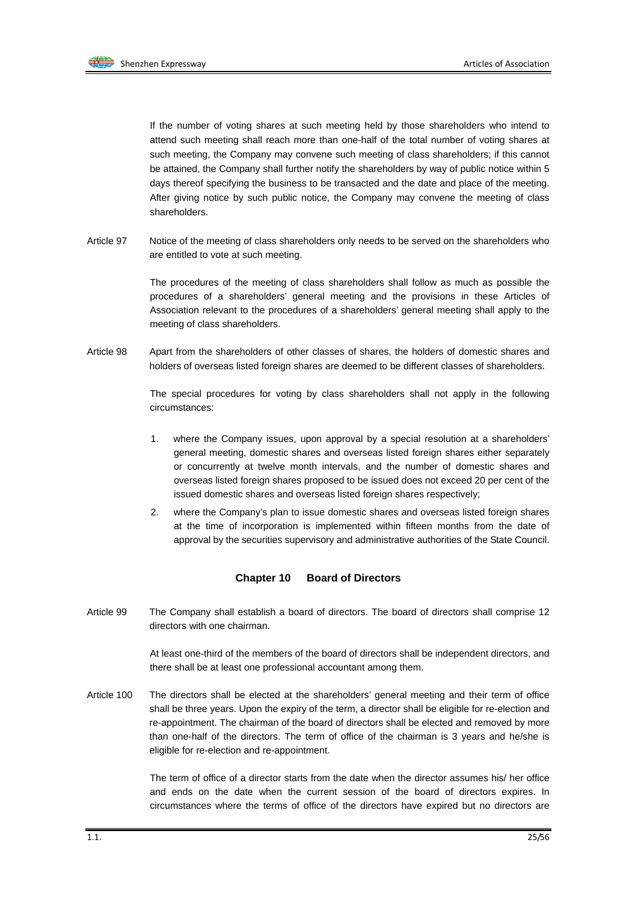If the number of voting shares at such meeting held by those shareholders who intend to attend such meeting shall reach more than one-half of the total number of voting shares at such meeting, the Company may convene such meeting of class shareholders; if this cannot be attained, the Company shall further notify the shareholders by way of public notice within 5 days thereof specifying the business to be transacted and the date and place of the meeting. After giving notice by such public notice, the Company may convene the meeting of class shareholders.

Article 97 Notice of the meeting of class shareholders only needs to be served on the shareholders who are entitled to vote at such meeting.

The procedures of the meeting of class shareholders shall follow as much as possible the procedures of a shareholders' general meeting and the provisions in these Articles of Association relevant to the procedures of a shareholders' general meeting shall apply to the meeting of class shareholders.

Article 98 Apart from the shareholders of other classes of shares, the holders of domestic shares and holders of overseas listed foreign shares are deemed to be different classes of shareholders.

The special procedures for voting by class shareholders shall not apply in the following circumstances:

1. where the Company issues, upon approval by a special resolution at a shareholders' general meeting, domestic shares and overseas listed foreign shares either separately or concurrently at twelve month intervals, and the number of domestic shares and overseas listed foreign shares proposed to be issued does not exceed 20 per cent of the issued domestic shares and overseas listed foreign shares respectively;
2. where the Company's plan to issue domestic shares and overseas listed foreign shares at the time of incorporation is implemented within fifteen months from the date of approval by the securities supervisory and administrative authorities of the State Council.

## Chapter 10 Board of Directors

Article 99 The Company shall establish a board of directors. The board of directors shall comprise 12 directors with one chairman.

At least one-third of the members of the board of directors shall be independent directors, and there shall be at least one professional accountant among them.

Article 100 The directors shall be elected at the shareholders' general meeting and their term of office shall be three years. Upon the expiry of the term, a director shall be eligible for re-election and re-appointment. The chairman of the board of directors shall be elected and removed by more than one-half of the directors. The term of office of the chairman is 3 years and he/she is eligible for re-election and re-appointment.

The term of office of a director starts from the date when the director assumes his/ her office and ends on the date when the current session of the board of directors expires. In circumstances where the terms of office of the directors have expired but no directors are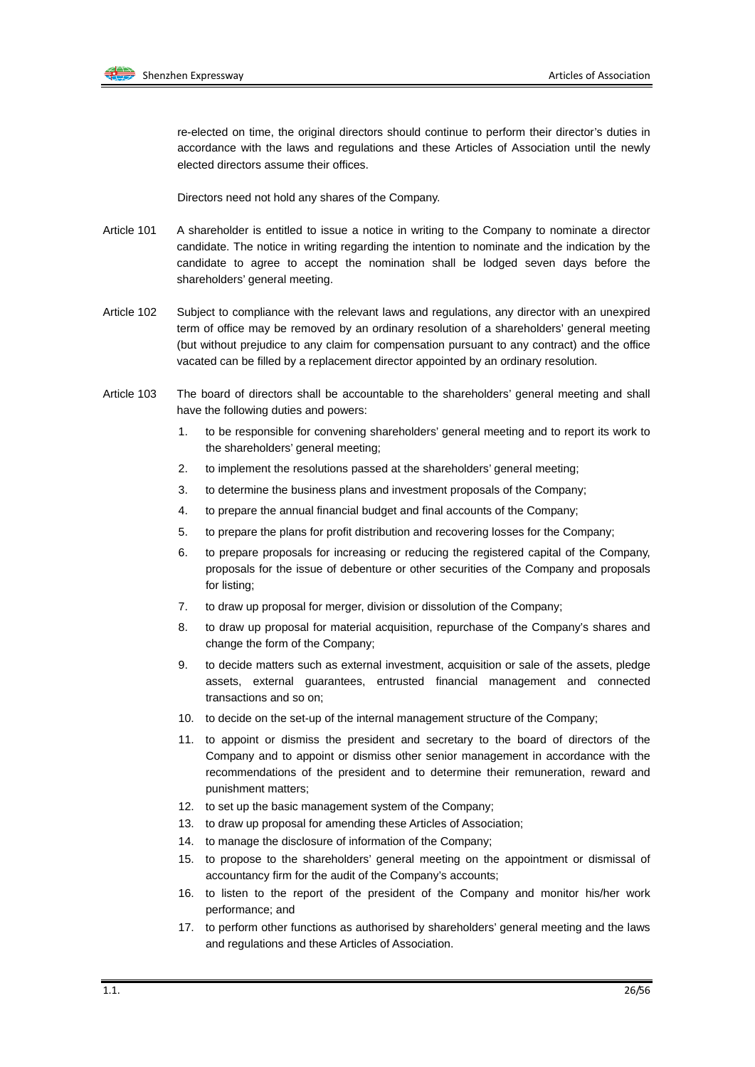re-elected on time, the original directors should continue to perform their director's duties in accordance with the laws and regulations and these Articles of Association until the newly elected directors assume their offices.

Directors need not hold any shares of the Company.

Article 101 A shareholder is entitled to issue a notice in writing to the Company to nominate a director candidate. The notice in writing regarding the intention to nominate and the indication by the candidate to agree to accept the nomination shall be lodged seven days before the shareholders' general meeting.

Article 102 Subject to compliance with the relevant laws and regulations, any director with an unexpired term of office may be removed by an ordinary resolution of a shareholders' general meeting (but without prejudice to any claim for compensation pursuant to any contract) and the office vacated can be filled by a replacement director appointed by an ordinary resolution.

Article 103 The board of directors shall be accountable to the shareholders' general meeting and shall have the following duties and powers:

1. to be responsible for convening shareholders' general meeting and to report its work to the shareholders' general meeting;
2. to implement the resolutions passed at the shareholders' general meeting;
3. to determine the business plans and investment proposals of the Company;
4. to prepare the annual financial budget and final accounts of the Company;
5. to prepare the plans for profit distribution and recovering losses for the Company;
6. to prepare proposals for increasing or reducing the registered capital of the Company, proposals for the issue of debenture or other securities of the Company and proposals for listing;
7. to draw up proposal for merger, division or dissolution of the Company;
8. to draw up proposal for material acquisition, repurchase of the Company's shares and change the form of the Company;
9. to decide matters such as external investment, acquisition or sale of the assets, pledge assets, external guarantees, entrusted financial management and connected transactions and so on;
10. to decide on the set-up of the internal management structure of the Company;
11. to appoint or dismiss the president and secretary to the board of directors of the Company and to appoint or dismiss other senior management in accordance with the recommendations of the president and to determine their remuneration, reward and punishment matters;
12. to set up the basic management system of the Company;
13. to draw up proposal for amending these Articles of Association;
14. to manage the disclosure of information of the Company;
15. to propose to the shareholders' general meeting on the appointment or dismissal of accountancy firm for the audit of the Company's accounts;
16. to listen to the report of the president of the Company and monitor his/her work performance; and
17. to perform other functions as authorised by shareholders' general meeting and the laws and regulations and these Articles of Association.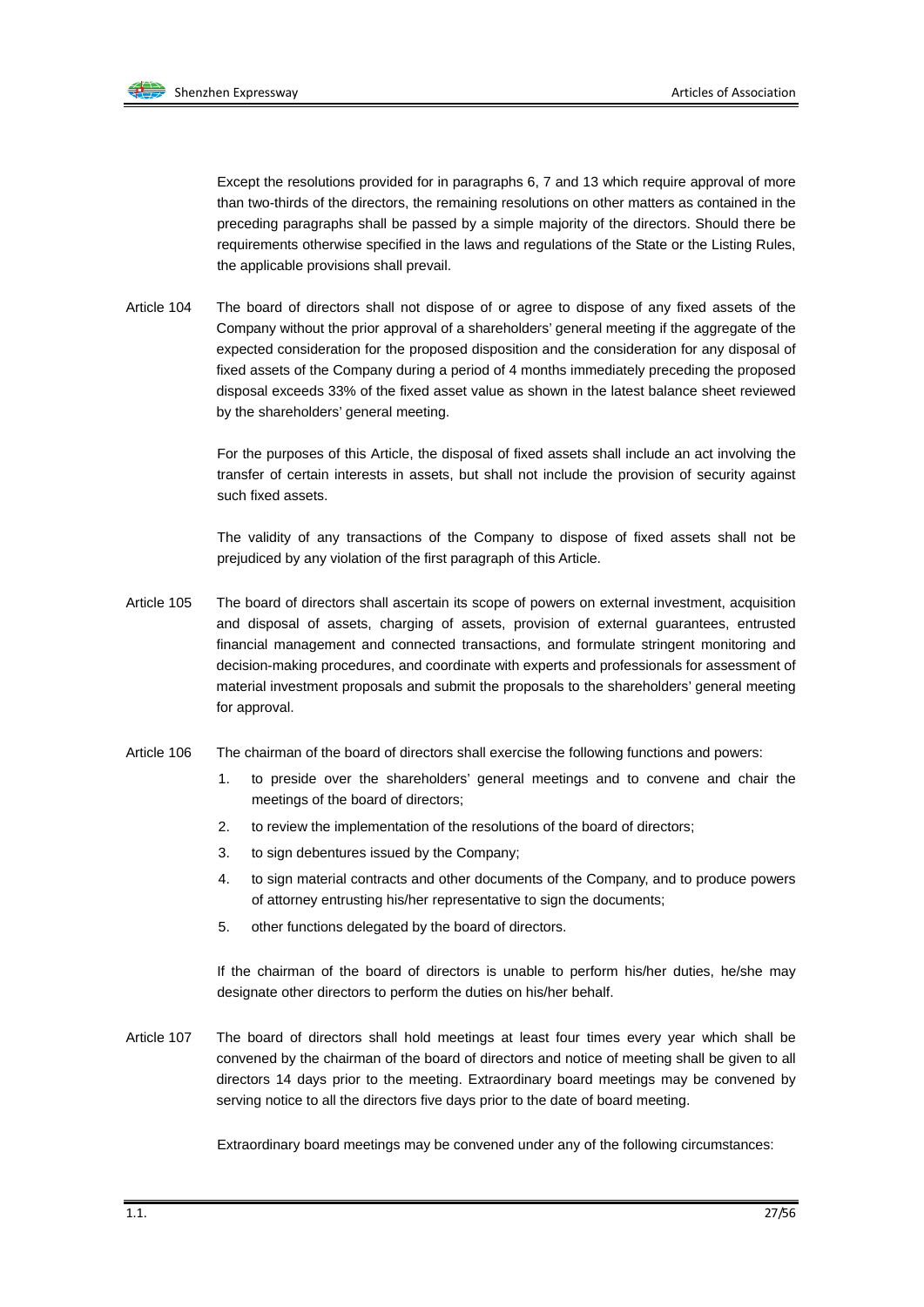Except the resolutions provided for in paragraphs 6, 7 and 13 which require approval of more than two-thirds of the directors, the remaining resolutions on other matters as contained in the preceding paragraphs shall be passed by a simple majority of the directors. Should there be requirements otherwise specified in the laws and regulations of the State or the Listing Rules, the applicable provisions shall prevail.

Article 104 The board of directors shall not dispose of or agree to dispose of any fixed assets of the Company without the prior approval of a shareholders' general meeting if the aggregate of the expected consideration for the proposed disposition and the consideration for any disposal of fixed assets of the Company during a period of 4 months immediately preceding the proposed disposal exceeds 33% of the fixed asset value as shown in the latest balance sheet reviewed by the shareholders' general meeting.

For the purposes of this Article, the disposal of fixed assets shall include an act involving the transfer of certain interests in assets, but shall not include the provision of security against such fixed assets.

The validity of any transactions of the Company to dispose of fixed assets shall not be prejudiced by any violation of the first paragraph of this Article.

Article 105 The board of directors shall ascertain its scope of powers on external investment, acquisition and disposal of assets, charging of assets, provision of external guarantees, entrusted financial management and connected transactions, and formulate stringent monitoring and decision-making procedures, and coordinate with experts and professionals for assessment of material investment proposals and submit the proposals to the shareholders' general meeting for approval.

Article 106 The chairman of the board of directors shall exercise the following functions and powers:

1. to preside over the shareholders' general meetings and to convene and chair the meetings of the board of directors;
2. to review the implementation of the resolutions of the board of directors;
3. to sign debentures issued by the Company;
4. to sign material contracts and other documents of the Company, and to produce powers of attorney entrusting his/her representative to sign the documents;
5. other functions delegated by the board of directors.

If the chairman of the board of directors is unable to perform his/her duties, he/she may designate other directors to perform the duties on his/her behalf.

Article 107 The board of directors shall hold meetings at least four times every year which shall be convened by the chairman of the board of directors and notice of meeting shall be given to all directors 14 days prior to the meeting. Extraordinary board meetings may be convened by serving notice to all the directors five days prior to the date of board meeting.

Extraordinary board meetings may be convened under any of the following circumstances: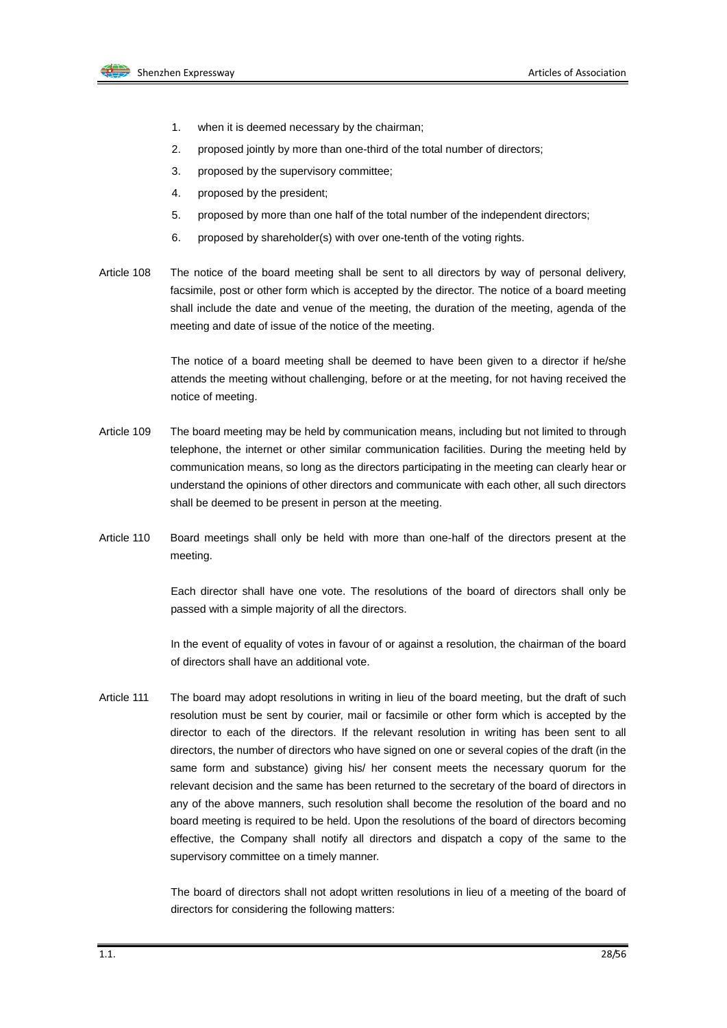1. when it is deemed necessary by the chairman;
2. proposed jointly by more than one-third of the total number of directors;
3. proposed by the supervisory committee;
4. proposed by the president;
5. proposed by more than one half of the total number of the independent directors;
6. proposed by shareholder(s) with over one-tenth of the voting rights.

Article 108 The notice of the board meeting shall be sent to all directors by way of personal delivery, facsimile, post or other form which is accepted by the director. The notice of a board meeting shall include the date and venue of the meeting, the duration of the meeting, agenda of the meeting and date of issue of the notice of the meeting.

The notice of a board meeting shall be deemed to have been given to a director if he/she attends the meeting without challenging, before or at the meeting, for not having received the notice of meeting.

Article 109 The board meeting may be held by communication means, including but not limited to through telephone, the internet or other similar communication facilities. During the meeting held by communication means, so long as the directors participating in the meeting can clearly hear or understand the opinions of other directors and communicate with each other, all such directors shall be deemed to be present in person at the meeting.

Article 110 Board meetings shall only be held with more than one-half of the directors present at the meeting.

Each director shall have one vote. The resolutions of the board of directors shall only be passed with a simple majority of all the directors.

In the event of equality of votes in favour of or against a resolution, the chairman of the board of directors shall have an additional vote.

Article 111 The board may adopt resolutions in writing in lieu of the board meeting, but the draft of such resolution must be sent by courier, mail or facsimile or other form which is accepted by the director to each of the directors. If the relevant resolution in writing has been sent to all directors, the number of directors who have signed on one or several copies of the draft (in the same form and substance) giving his/ her consent meets the necessary quorum for the relevant decision and the same has been returned to the secretary of the board of directors in any of the above manners, such resolution shall become the resolution of the board and no board meeting is required to be held. Upon the resolutions of the board of directors becoming effective, the Company shall notify all directors and dispatch a copy of the same to the supervisory committee on a timely manner.

The board of directors shall not adopt written resolutions in lieu of a meeting of the board of directors for considering the following matters: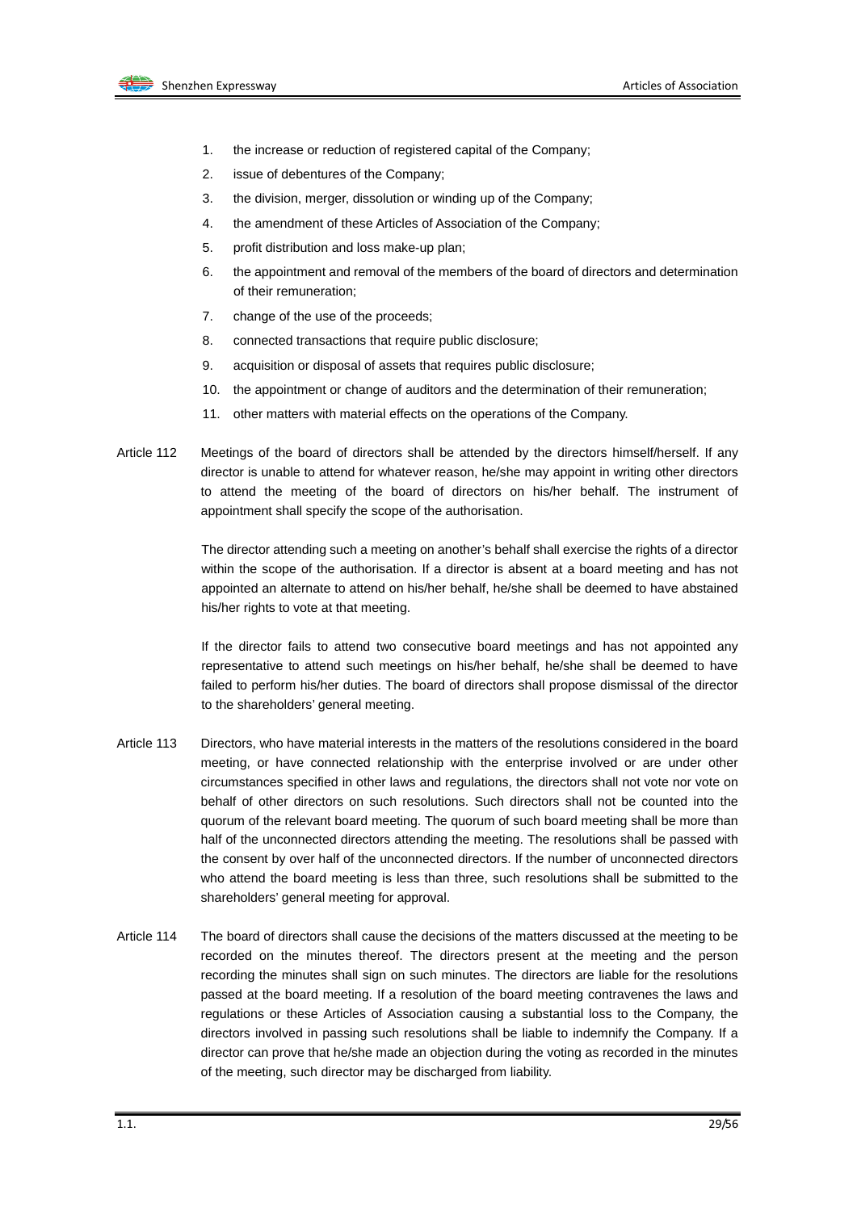1. the increase or reduction of registered capital of the Company;
2. issue of debentures of the Company;
3. the division, merger, dissolution or winding up of the Company;
4. the amendment of these Articles of Association of the Company;
5. profit distribution and loss make-up plan;
6. the appointment and removal of the members of the board of directors and determination of their remuneration;
7. change of the use of the proceeds;
8. connected transactions that require public disclosure;
9. acquisition or disposal of assets that requires public disclosure;
10. the appointment or change of auditors and the determination of their remuneration;
11. other matters with material effects on the operations of the Company.

Article 112 Meetings of the board of directors shall be attended by the directors himself/herself. If any director is unable to attend for whatever reason, he/she may appoint in writing other directors to attend the meeting of the board of directors on his/her behalf. The instrument of appointment shall specify the scope of the authorisation.

The director attending such a meeting on another's behalf shall exercise the rights of a director within the scope of the authorisation. If a director is absent at a board meeting and has not appointed an alternate to attend on his/her behalf, he/she shall be deemed to have abstained his/her rights to vote at that meeting.

If the director fails to attend two consecutive board meetings and has not appointed any representative to attend such meetings on his/her behalf, he/she shall be deemed to have failed to perform his/her duties. The board of directors shall propose dismissal of the director to the shareholders' general meeting.

Article 113 Directors, who have material interests in the matters of the resolutions considered in the board meeting, or have connected relationship with the enterprise involved or are under other circumstances specified in other laws and regulations, the directors shall not vote nor vote on behalf of other directors on such resolutions. Such directors shall not be counted into the quorum of the relevant board meeting. The quorum of such board meeting shall be more than half of the unconnected directors attending the meeting. The resolutions shall be passed with the consent by over half of the unconnected directors. If the number of unconnected directors who attend the board meeting is less than three, such resolutions shall be submitted to the shareholders' general meeting for approval.

Article 114 The board of directors shall cause the decisions of the matters discussed at the meeting to be recorded on the minutes thereof. The directors present at the meeting and the person recording the minutes shall sign on such minutes. The directors are liable for the resolutions passed at the board meeting. If a resolution of the board meeting contravenes the laws and regulations or these Articles of Association causing a substantial loss to the Company, the directors involved in passing such resolutions shall be liable to indemnify the Company. If a director can prove that he/she made an objection during the voting as recorded in the minutes of the meeting, such director may be discharged from liability.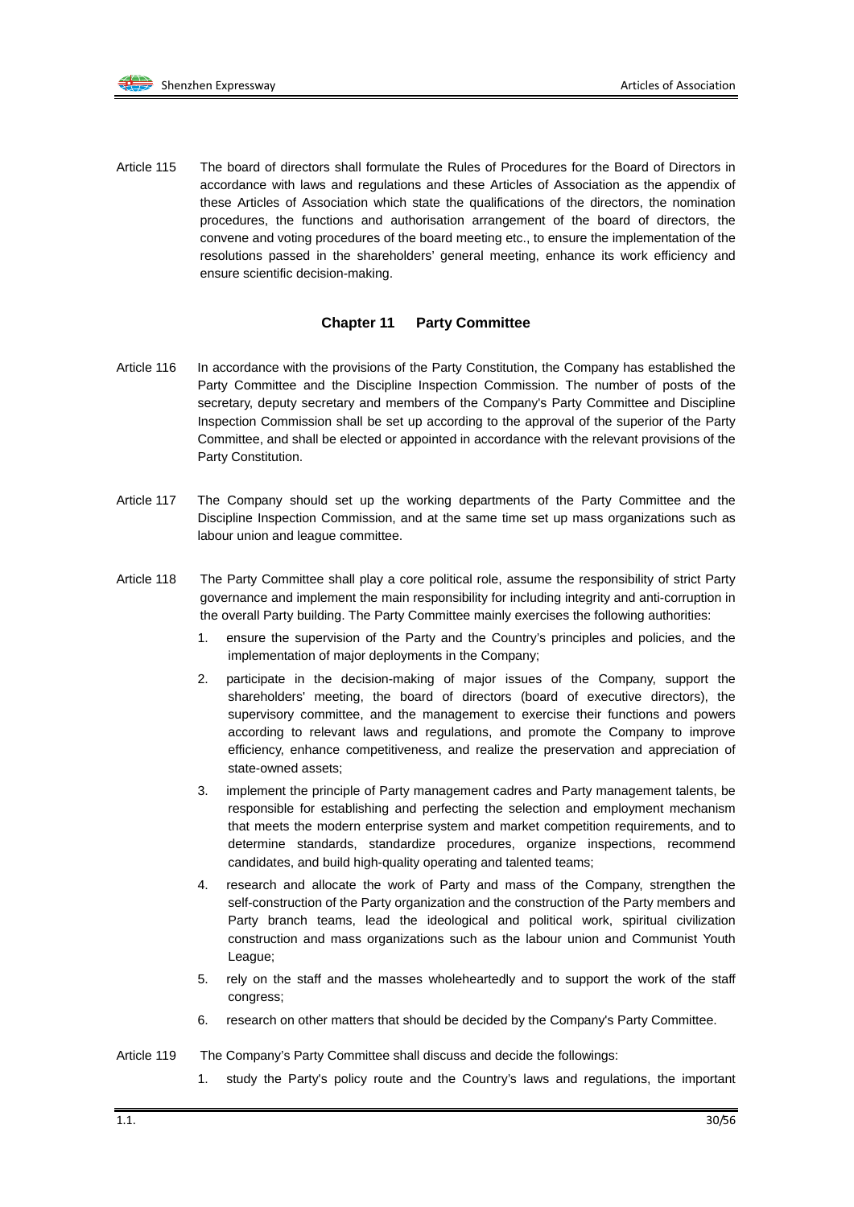Article 115 The board of directors shall formulate the Rules of Procedures for the Board of Directors in accordance with laws and regulations and these Articles of Association as the appendix of these Articles of Association which state the qualifications of the directors, the nomination procedures, the functions and authorisation arrangement of the board of directors, the convene and voting procedures of the board meeting etc., to ensure the implementation of the resolutions passed in the shareholders' general meeting, enhance its work efficiency and ensure scientific decision-making.

## Chapter 11 Party Committee

Article 116 In accordance with the provisions of the Party Constitution, the Company has established the Party Committee and the Discipline Inspection Commission. The number of posts of the secretary, deputy secretary and members of the Company's Party Committee and Discipline Inspection Commission shall be set up according to the approval of the superior of the Party Committee, and shall be elected or appointed in accordance with the relevant provisions of the Party Constitution.

Article 117 The Company should set up the working departments of the Party Committee and the Discipline Inspection Commission, and at the same time set up mass organizations such as labour union and league committee.

Article 118 The Party Committee shall play a core political role, assume the responsibility of strict Party governance and implement the main responsibility for including integrity and anti-corruption in the overall Party building. The Party Committee mainly exercises the following authorities:

1. ensure the supervision of the Party and the Country's principles and policies, and the implementation of major deployments in the Company;
2. participate in the decision-making of major issues of the Company, support the shareholders' meeting, the board of directors (board of executive directors), the supervisory committee, and the management to exercise their functions and powers according to relevant laws and regulations, and promote the Company to improve efficiency, enhance competitiveness, and realize the preservation and appreciation of state-owned assets;
3. implement the principle of Party management cadres and Party management talents, be responsible for establishing and perfecting the selection and employment mechanism that meets the modern enterprise system and market competition requirements, and to determine standards, standardize procedures, organize inspections, recommend candidates, and build high-quality operating and talented teams;
4. research and allocate the work of Party and mass of the Company, strengthen the self-construction of the Party organization and the construction of the Party members and Party branch teams, lead the ideological and political work, spiritual civilization construction and mass organizations such as the labour union and Communist Youth League;
5. rely on the staff and the masses wholeheartedly and to support the work of the staff congress;
6. research on other matters that should be decided by the Company's Party Committee.

Article 119 The Company's Party Committee shall discuss and decide the followings:

1. study the Party's policy route and the Country's laws and regulations, the important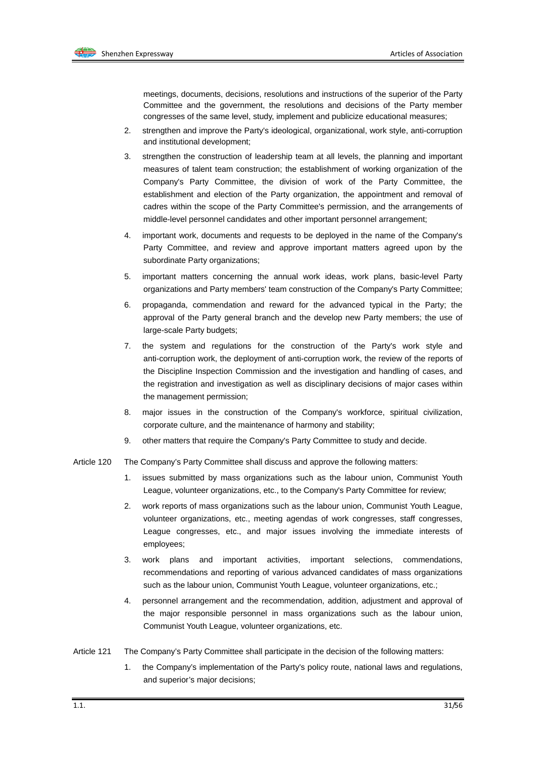meetings, documents, decisions, resolutions and instructions of the superior of the Party Committee and the government, the resolutions and decisions of the Party member congresses of the same level, study, implement and publicize educational measures;

2. strengthen and improve the Party's ideological, organizational, work style, anti-corruption and institutional development;
3. strengthen the construction of leadership team at all levels, the planning and important measures of talent team construction; the establishment of working organization of the Company's Party Committee, the division of work of the Party Committee, the establishment and election of the Party organization, the appointment and removal of cadres within the scope of the Party Committee's permission, and the arrangements of middle-level personnel candidates and other important personnel arrangement;
4. important work, documents and requests to be deployed in the name of the Company's Party Committee, and review and approve important matters agreed upon by the subordinate Party organizations;
5. important matters concerning the annual work ideas, work plans, basic-level Party organizations and Party members' team construction of the Company's Party Committee;
6. propaganda, commendation and reward for the advanced typical in the Party; the approval of the Party general branch and the develop new Party members; the use of large-scale Party budgets;
7. the system and regulations for the construction of the Party's work style and anti-corruption work, the deployment of anti-corruption work, the review of the reports of the Discipline Inspection Commission and the investigation and handling of cases, and the registration and investigation as well as disciplinary decisions of major cases within the management permission;
8. major issues in the construction of the Company's workforce, spiritual civilization, corporate culture, and the maintenance of harmony and stability;
9. other matters that require the Company's Party Committee to study and decide.

Article 120 The Company's Party Committee shall discuss and approve the following matters:

1. issues submitted by mass organizations such as the labour union, Communist Youth League, volunteer organizations, etc., to the Company's Party Committee for review;
2. work reports of mass organizations such as the labour union, Communist Youth League, volunteer organizations, etc., meeting agendas of work congresses, staff congresses, League congresses, etc., and major issues involving the immediate interests of employees;
3. work plans and important activities, important selections, commendations, recommendations and reporting of various advanced candidates of mass organizations such as the labour union, Communist Youth League, volunteer organizations, etc.;
4. personnel arrangement and the recommendation, addition, adjustment and approval of the major responsible personnel in mass organizations such as the labour union, Communist Youth League, volunteer organizations, etc.

Article 121 The Company's Party Committee shall participate in the decision of the following matters:

1. the Company's implementation of the Party's policy route, national laws and regulations, and superior's major decisions;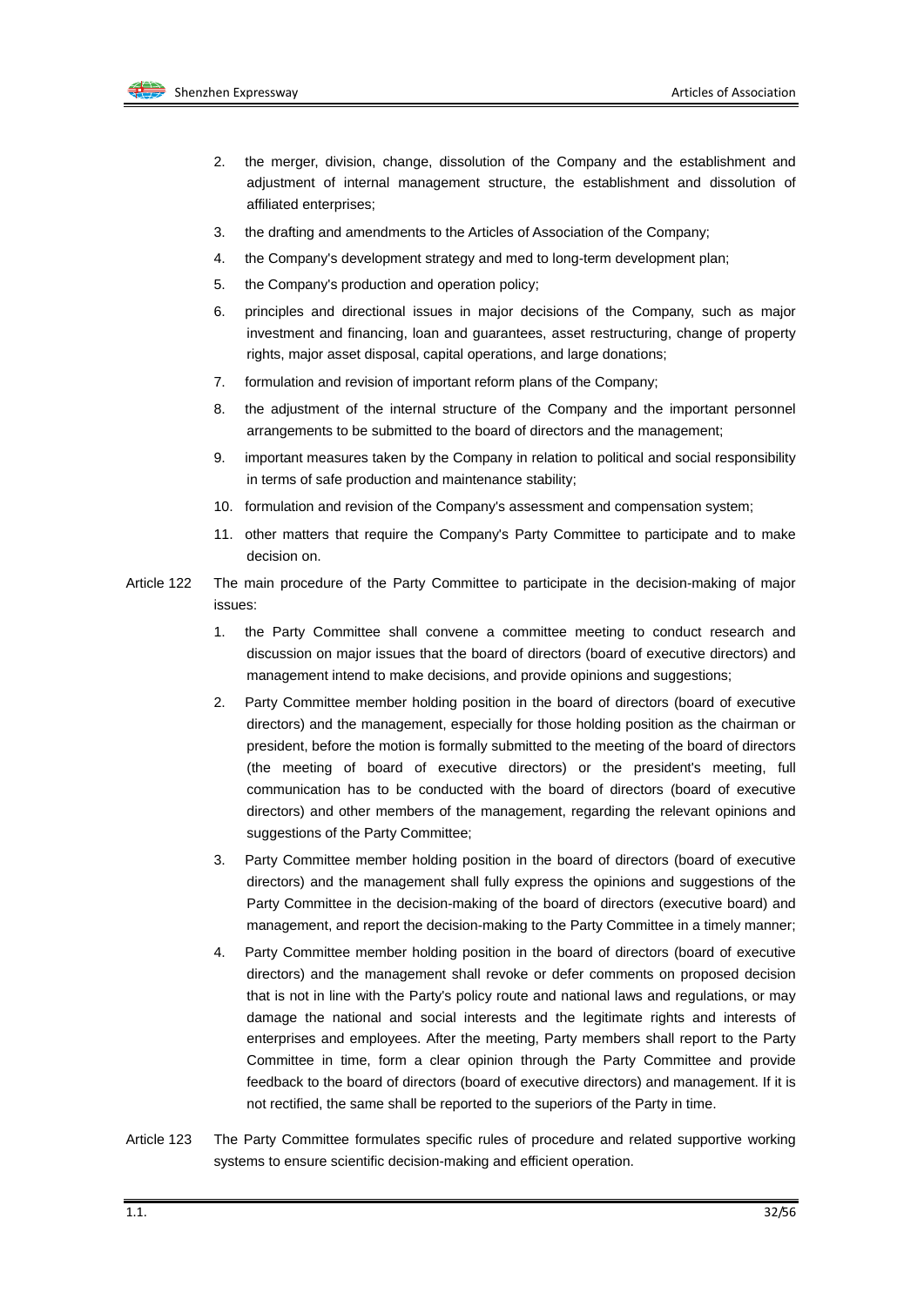2. the merger, division, change, dissolution of the Company and the establishment and adjustment of internal management structure, the establishment and dissolution of affiliated enterprises;
3. the drafting and amendments to the Articles of Association of the Company;
4. the Company's development strategy and med to long-term development plan;
5. the Company's production and operation policy;
6. principles and directional issues in major decisions of the Company, such as major investment and financing, loan and guarantees, asset restructuring, change of property rights, major asset disposal, capital operations, and large donations;
7. formulation and revision of important reform plans of the Company;
8. the adjustment of the internal structure of the Company and the important personnel arrangements to be submitted to the board of directors and the management;
9. important measures taken by the Company in relation to political and social responsibility in terms of safe production and maintenance stability;
10. formulation and revision of the Company's assessment and compensation system;
11. other matters that require the Company's Party Committee to participate and to make decision on.

Article 122 The main procedure of the Party Committee to participate in the decision-making of major issues:

1. the Party Committee shall convene a committee meeting to conduct research and discussion on major issues that the board of directors (board of executive directors) and management intend to make decisions, and provide opinions and suggestions;
2. Party Committee member holding position in the board of directors (board of executive directors) and the management, especially for those holding position as the chairman or president, before the motion is formally submitted to the meeting of the board of directors (the meeting of board of executive directors) or the president's meeting, full communication has to be conducted with the board of directors (board of executive directors) and other members of the management, regarding the relevant opinions and suggestions of the Party Committee;
3. Party Committee member holding position in the board of directors (board of executive directors) and the management shall fully express the opinions and suggestions of the Party Committee in the decision-making of the board of directors (executive board) and management, and report the decision-making to the Party Committee in a timely manner;
4. Party Committee member holding position in the board of directors (board of executive directors) and the management shall revoke or defer comments on proposed decision that is not in line with the Party's policy route and national laws and regulations, or may damage the national and social interests and the legitimate rights and interests of enterprises and employees. After the meeting, Party members shall report to the Party Committee in time, form a clear opinion through the Party Committee and provide feedback to the board of directors (board of executive directors) and management. If it is not rectified, the same shall be reported to the superiors of the Party in time.

Article 123 The Party Committee formulates specific rules of procedure and related supportive working systems to ensure scientific decision-making and efficient operation.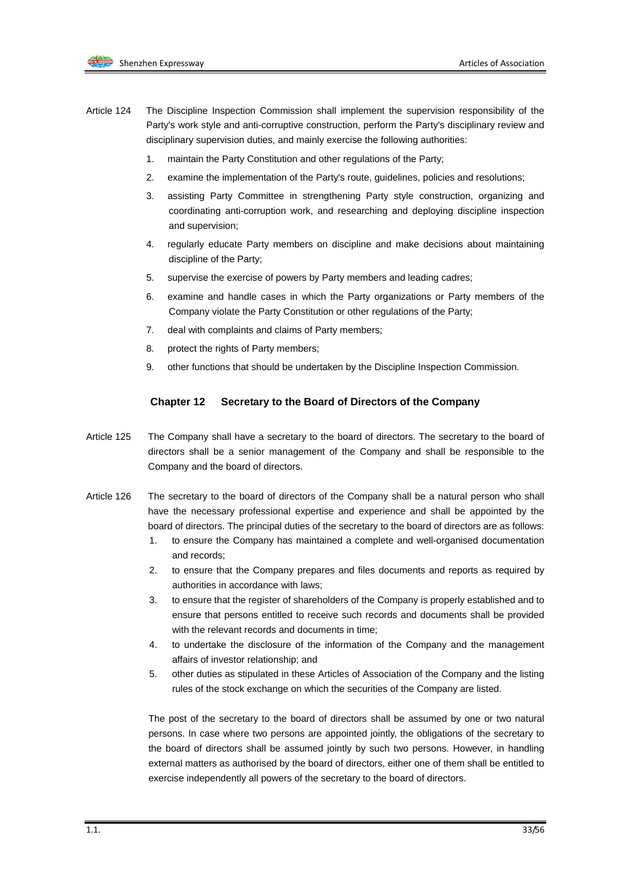Article 124 The Discipline Inspection Commission shall implement the supervision responsibility of the Party's work style and anti-corruptive construction, perform the Party's disciplinary review and disciplinary supervision duties, and mainly exercise the following authorities:

1. maintain the Party Constitution and other regulations of the Party;
2. examine the implementation of the Party's route, guidelines, policies and resolutions;
3. assisting Party Committee in strengthening Party style construction, organizing and coordinating anti-corruption work, and researching and deploying discipline inspection and supervision;
4. regularly educate Party members on discipline and make decisions about maintaining discipline of the Party;
5. supervise the exercise of powers by Party members and leading cadres;
6. examine and handle cases in which the Party organizations or Party members of the Company violate the Party Constitution or other regulations of the Party;
7. deal with complaints and claims of Party members;
8. protect the rights of Party members;
9. other functions that should be undertaken by the Discipline Inspection Commission.

## Chapter 12 Secretary to the Board of Directors of the Company

Article 125 The Company shall have a secretary to the board of directors. The secretary to the board of directors shall be a senior management of the Company and shall be responsible to the Company and the board of directors.

Article 126 The secretary to the board of directors of the Company shall be a natural person who shall have the necessary professional expertise and experience and shall be appointed by the board of directors. The principal duties of the secretary to the board of directors are as follows:

1. to ensure the Company has maintained a complete and well-organised documentation and records;
2. to ensure that the Company prepares and files documents and reports as required by authorities in accordance with laws;
3. to ensure that the register of shareholders of the Company is properly established and to ensure that persons entitled to receive such records and documents shall be provided with the relevant records and documents in time;
4. to undertake the disclosure of the information of the Company and the management affairs of investor relationship; and
5. other duties as stipulated in these Articles of Association of the Company and the listing rules of the stock exchange on which the securities of the Company are listed.

The post of the secretary to the board of directors shall be assumed by one or two natural persons. In case where two persons are appointed jointly, the obligations of the secretary to the board of directors shall be assumed jointly by such two persons. However, in handling external matters as authorised by the board of directors, either one of them shall be entitled to exercise independently all powers of the secretary to the board of directors.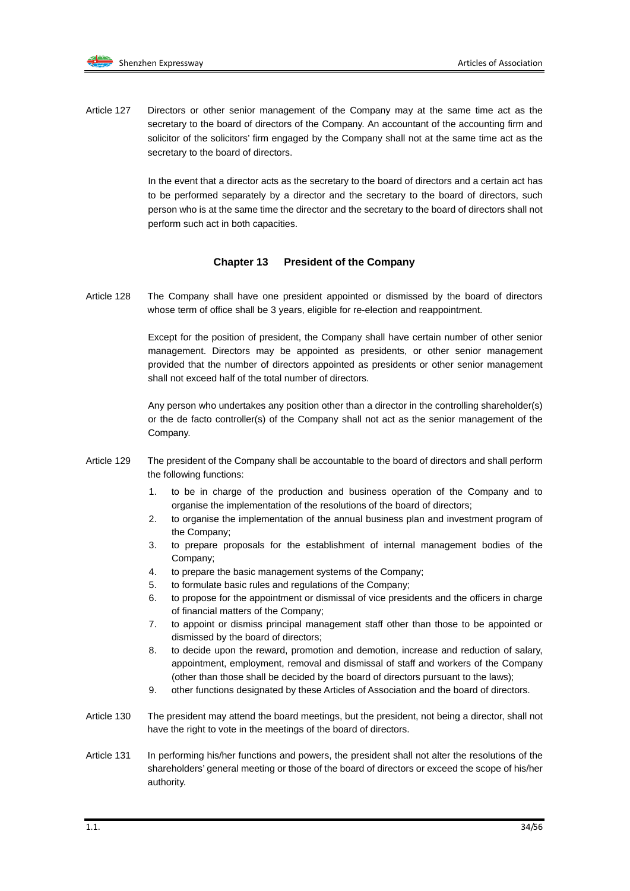Article 127 Directors or other senior management of the Company may at the same time act as the secretary to the board of directors of the Company. An accountant of the accounting firm and solicitor of the solicitors' firm engaged by the Company shall not at the same time act as the secretary to the board of directors.

In the event that a director acts as the secretary to the board of directors and a certain act has to be performed separately by a director and the secretary to the board of directors, such person who is at the same time the director and the secretary to the board of directors shall not perform such act in both capacities.

## Chapter 13 President of the Company

Article 128 The Company shall have one president appointed or dismissed by the board of directors whose term of office shall be 3 years, eligible for re-election and reappointment.

Except for the position of president, the Company shall have certain number of other senior management. Directors may be appointed as presidents, or other senior management provided that the number of directors appointed as presidents or other senior management shall not exceed half of the total number of directors.

Any person who undertakes any position other than a director in the controlling shareholder(s) or the de facto controller(s) of the Company shall not act as the senior management of the Company.

Article 129 The president of the Company shall be accountable to the board of directors and shall perform the following functions:

1. to be in charge of the production and business operation of the Company and to organise the implementation of the resolutions of the board of directors;
2. to organise the implementation of the annual business plan and investment program of the Company;
3. to prepare proposals for the establishment of internal management bodies of the Company;
4. to prepare the basic management systems of the Company;
5. to formulate basic rules and regulations of the Company;
6. to propose for the appointment or dismissal of vice presidents and the officers in charge of financial matters of the Company;
7. to appoint or dismiss principal management staff other than those to be appointed or dismissed by the board of directors;
8. to decide upon the reward, promotion and demotion, increase and reduction of salary, appointment, employment, removal and dismissal of staff and workers of the Company (other than those shall be decided by the board of directors pursuant to the laws);
9. other functions designated by these Articles of Association and the board of directors.

Article 130 The president may attend the board meetings, but the president, not being a director, shall not have the right to vote in the meetings of the board of directors.

Article 131 In performing his/her functions and powers, the president shall not alter the resolutions of the shareholders' general meeting or those of the board of directors or exceed the scope of his/her authority.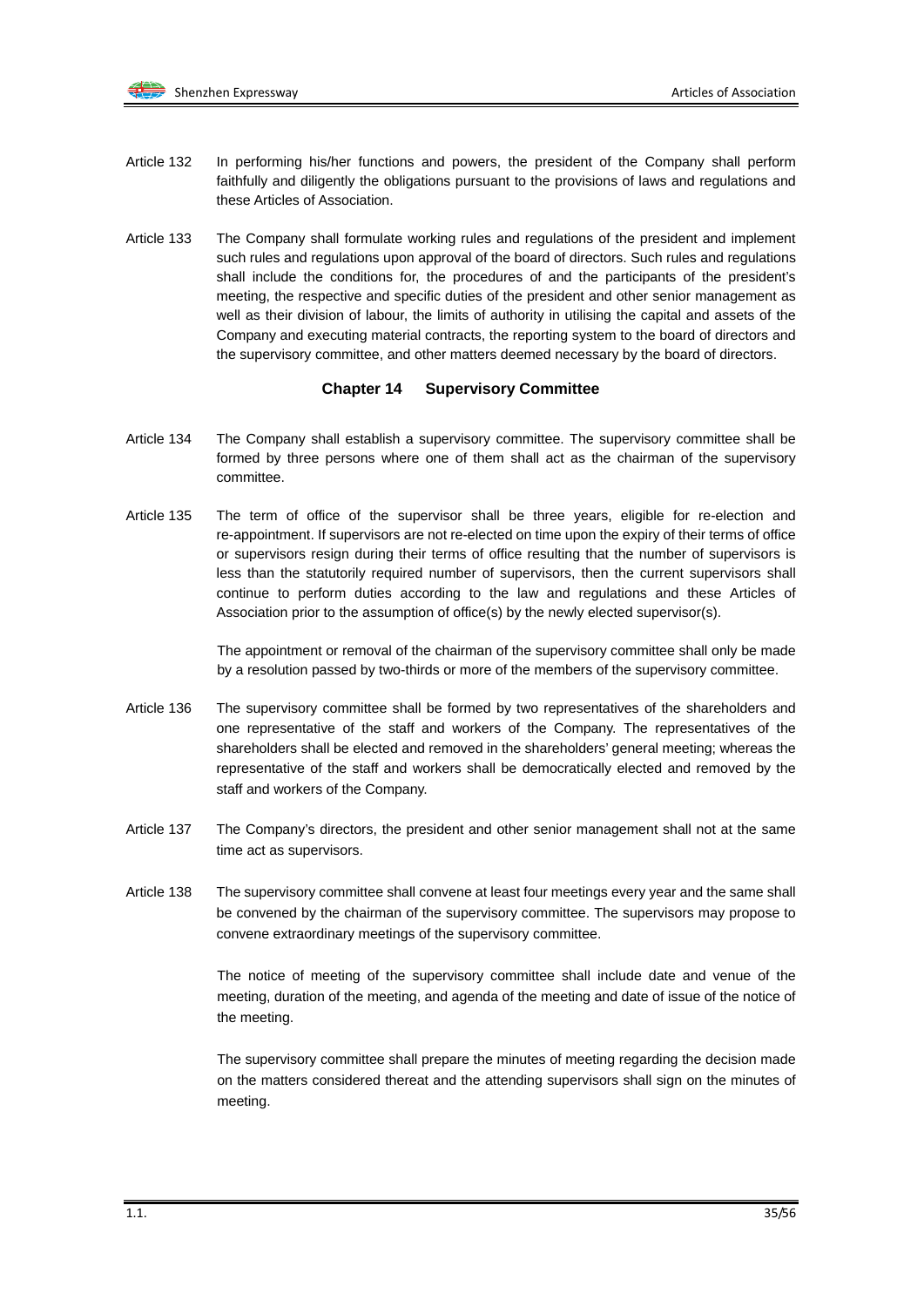Article 132 In performing his/her functions and powers, the president of the Company shall perform faithfully and diligently the obligations pursuant to the provisions of laws and regulations and these Articles of Association.

Article 133 The Company shall formulate working rules and regulations of the president and implement such rules and regulations upon approval of the board of directors. Such rules and regulations shall include the conditions for, the procedures of and the participants of the president's meeting, the respective and specific duties of the president and other senior management as well as their division of labour, the limits of authority in utilising the capital and assets of the Company and executing material contracts, the reporting system to the board of directors and the supervisory committee, and other matters deemed necessary by the board of directors.

## Chapter 14 Supervisory Committee

Article 134 The Company shall establish a supervisory committee. The supervisory committee shall be formed by three persons where one of them shall act as the chairman of the supervisory committee.

Article 135 The term of office of the supervisor shall be three years, eligible for re-election and re-appointment. If supervisors are not re-elected on time upon the expiry of their terms of office or supervisors resign during their terms of office resulting that the number of supervisors is less than the statutorily required number of supervisors, then the current supervisors shall continue to perform duties according to the law and regulations and these Articles of Association prior to the assumption of office(s) by the newly elected supervisor(s).

The appointment or removal of the chairman of the supervisory committee shall only be made by a resolution passed by two-thirds or more of the members of the supervisory committee.

Article 136 The supervisory committee shall be formed by two representatives of the shareholders and one representative of the staff and workers of the Company. The representatives of the shareholders shall be elected and removed in the shareholders' general meeting; whereas the representative of the staff and workers shall be democratically elected and removed by the staff and workers of the Company.

Article 137 The Company's directors, the president and other senior management shall not at the same time act as supervisors.

Article 138 The supervisory committee shall convene at least four meetings every year and the same shall be convened by the chairman of the supervisory committee. The supervisors may propose to convene extraordinary meetings of the supervisory committee.

The notice of meeting of the supervisory committee shall include date and venue of the meeting, duration of the meeting, and agenda of the meeting and date of issue of the notice of the meeting.

The supervisory committee shall prepare the minutes of meeting regarding the decision made on the matters considered thereat and the attending supervisors shall sign on the minutes of meeting.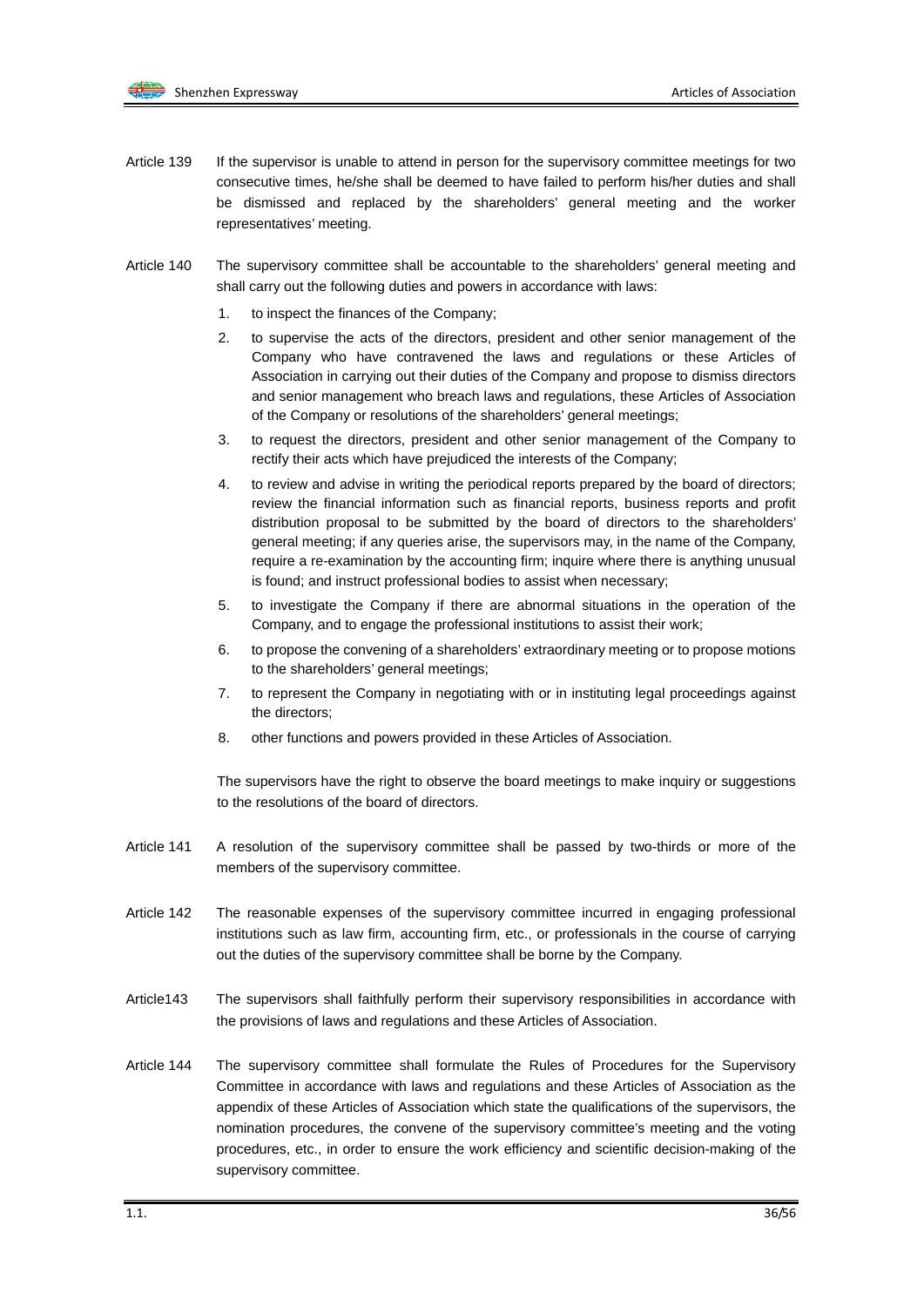Article 139 If the supervisor is unable to attend in person for the supervisory committee meetings for two consecutive times, he/she shall be deemed to have failed to perform his/her duties and shall be dismissed and replaced by the shareholders' general meeting and the worker representatives' meeting.

Article 140 The supervisory committee shall be accountable to the shareholders' general meeting and shall carry out the following duties and powers in accordance with laws:

1. to inspect the finances of the Company;
2. to supervise the acts of the directors, president and other senior management of the Company who have contravened the laws and regulations or these Articles of Association in carrying out their duties of the Company and propose to dismiss directors and senior management who breach laws and regulations, these Articles of Association of the Company or resolutions of the shareholders' general meetings;
3. to request the directors, president and other senior management of the Company to rectify their acts which have prejudiced the interests of the Company;
4. to review and advise in writing the periodical reports prepared by the board of directors; review the financial information such as financial reports, business reports and profit distribution proposal to be submitted by the board of directors to the shareholders' general meeting; if any queries arise, the supervisors may, in the name of the Company, require a re-examination by the accounting firm; inquire where there is anything unusual is found; and instruct professional bodies to assist when necessary;
5. to investigate the Company if there are abnormal situations in the operation of the Company, and to engage the professional institutions to assist their work;
6. to propose the convening of a shareholders' extraordinary meeting or to propose motions to the shareholders' general meetings;
7. to represent the Company in negotiating with or in instituting legal proceedings against the directors;
8. other functions and powers provided in these Articles of Association.

The supervisors have the right to observe the board meetings to make inquiry or suggestions to the resolutions of the board of directors.

Article 141 A resolution of the supervisory committee shall be passed by two-thirds or more of the members of the supervisory committee.

Article 142 The reasonable expenses of the supervisory committee incurred in engaging professional institutions such as law firm, accounting firm, etc., or professionals in the course of carrying out the duties of the supervisory committee shall be borne by the Company.

Article143 The supervisors shall faithfully perform their supervisory responsibilities in accordance with the provisions of laws and regulations and these Articles of Association.

Article 144 The supervisory committee shall formulate the Rules of Procedures for the Supervisory Committee in accordance with laws and regulations and these Articles of Association as the appendix of these Articles of Association which state the qualifications of the supervisors, the nomination procedures, the convene of the supervisory committee's meeting and the voting procedures, etc., in order to ensure the work efficiency and scientific decision-making of the supervisory committee.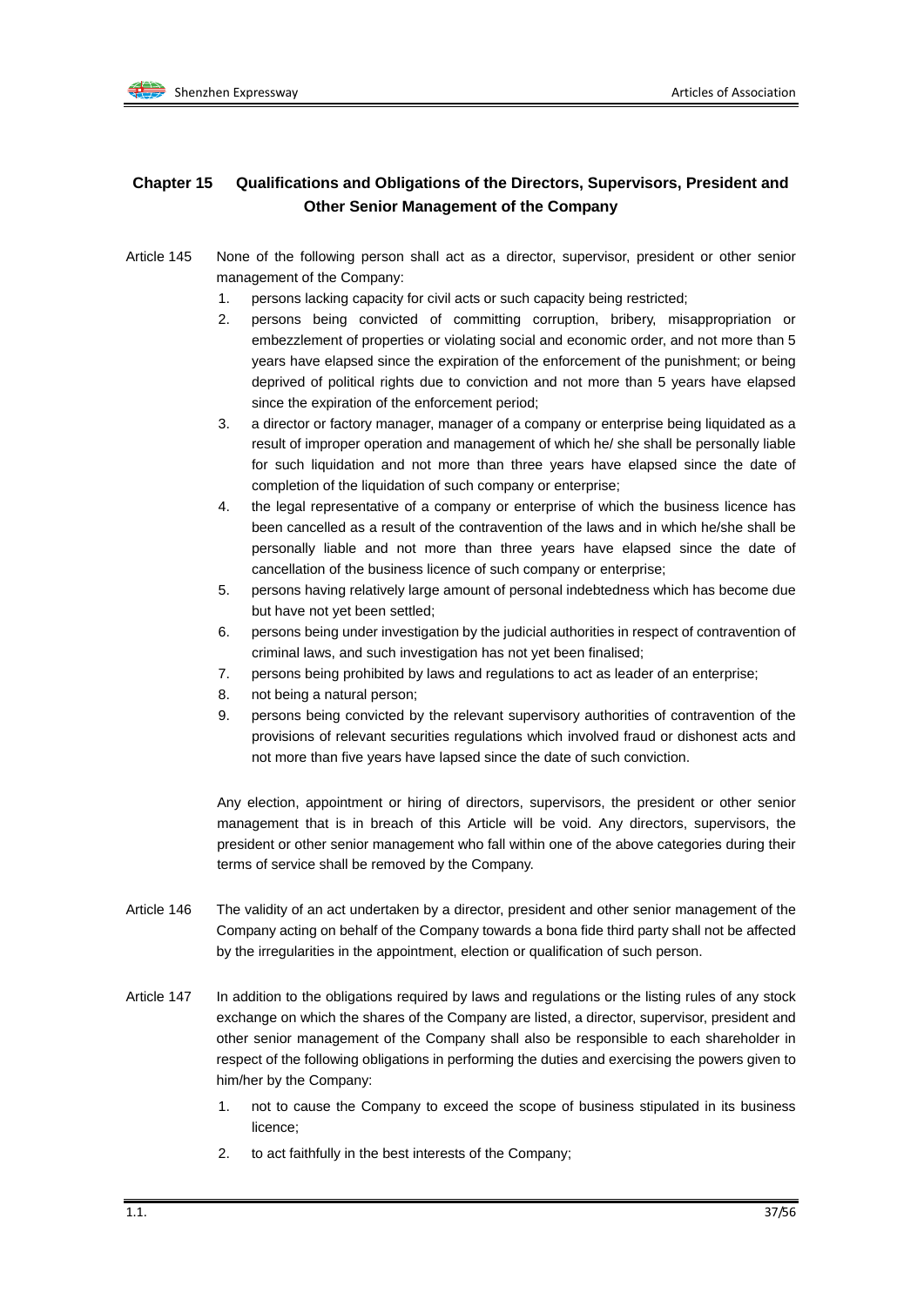## Chapter 15 Qualifications and Obligations of the Directors, Supervisors, President and Other Senior Management of the Company

Article 145 None of the following person shall act as a director, supervisor, president or other senior management of the Company:

1. persons lacking capacity for civil acts or such capacity being restricted;
2. persons being convicted of committing corruption, bribery, misappropriation or embezzlement of properties or violating social and economic order, and not more than 5 years have elapsed since the expiration of the enforcement of the punishment; or being deprived of political rights due to conviction and not more than 5 years have elapsed since the expiration of the enforcement period;
3. a director or factory manager, manager of a company or enterprise being liquidated as a result of improper operation and management of which he/ she shall be personally liable for such liquidation and not more than three years have elapsed since the date of completion of the liquidation of such company or enterprise;
4. the legal representative of a company or enterprise of which the business licence has been cancelled as a result of the contravention of the laws and in which he/she shall be personally liable and not more than three years have elapsed since the date of cancellation of the business licence of such company or enterprise;
5. persons having relatively large amount of personal indebtedness which has become due but have not yet been settled;
6. persons being under investigation by the judicial authorities in respect of contravention of criminal laws, and such investigation has not yet been finalised;
7. persons being prohibited by laws and regulations to act as leader of an enterprise;
8. not being a natural person;
9. persons being convicted by the relevant supervisory authorities of contravention of the provisions of relevant securities regulations which involved fraud or dishonest acts and not more than five years have lapsed since the date of such conviction.

Any election, appointment or hiring of directors, supervisors, the president or other senior management that is in breach of this Article will be void. Any directors, supervisors, the president or other senior management who fall within one of the above categories during their terms of service shall be removed by the Company.

Article 146 The validity of an act undertaken by a director, president and other senior management of the Company acting on behalf of the Company towards a bona fide third party shall not be affected by the irregularities in the appointment, election or qualification of such person.

Article 147 In addition to the obligations required by laws and regulations or the listing rules of any stock exchange on which the shares of the Company are listed, a director, supervisor, president and other senior management of the Company shall also be responsible to each shareholder in respect of the following obligations in performing the duties and exercising the powers given to him/her by the Company:

1. not to cause the Company to exceed the scope of business stipulated in its business licence;
2. to act faithfully in the best interests of the Company;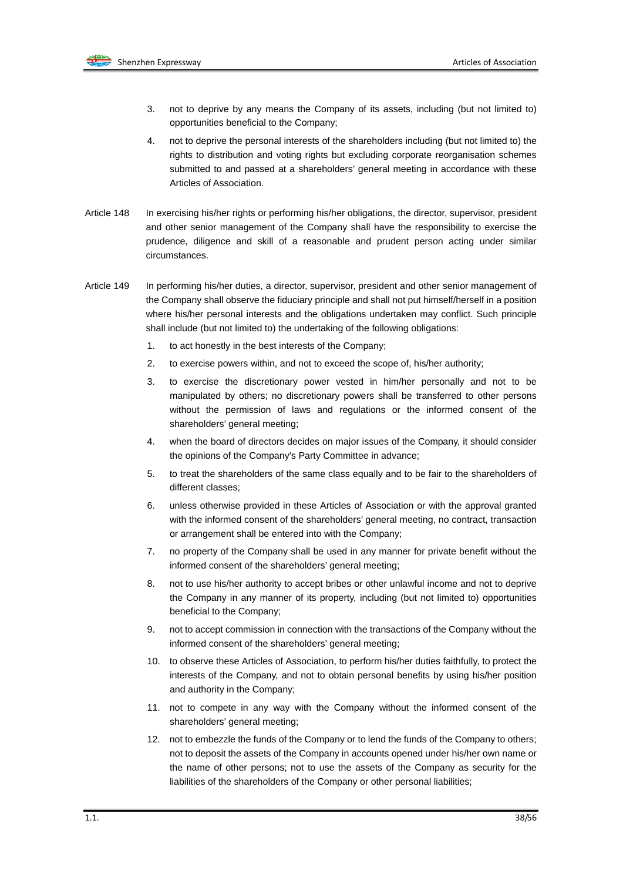3. not to deprive by any means the Company of its assets, including (but not limited to) opportunities beneficial to the Company;

4. not to deprive the personal interests of the shareholders including (but not limited to) the rights to distribution and voting rights but excluding corporate reorganisation schemes submitted to and passed at a shareholders' general meeting in accordance with these Articles of Association.

Article 148 In exercising his/her rights or performing his/her obligations, the director, supervisor, president and other senior management of the Company shall have the responsibility to exercise the prudence, diligence and skill of a reasonable and prudent person acting under similar circumstances.

Article 149 In performing his/her duties, a director, supervisor, president and other senior management of the Company shall observe the fiduciary principle and shall not put himself/herself in a position where his/her personal interests and the obligations undertaken may conflict. Such principle shall include (but not limited to) the undertaking of the following obligations:

1. to act honestly in the best interests of the Company;
2. to exercise powers within, and not to exceed the scope of, his/her authority;
3. to exercise the discretionary power vested in him/her personally and not to be manipulated by others; no discretionary powers shall be transferred to other persons without the permission of laws and regulations or the informed consent of the shareholders' general meeting;
4. when the board of directors decides on major issues of the Company, it should consider the opinions of the Company's Party Committee in advance;
5. to treat the shareholders of the same class equally and to be fair to the shareholders of different classes;
6. unless otherwise provided in these Articles of Association or with the approval granted with the informed consent of the shareholders' general meeting, no contract, transaction or arrangement shall be entered into with the Company;
7. no property of the Company shall be used in any manner for private benefit without the informed consent of the shareholders' general meeting;
8. not to use his/her authority to accept bribes or other unlawful income and not to deprive the Company in any manner of its property, including (but not limited to) opportunities beneficial to the Company;
9. not to accept commission in connection with the transactions of the Company without the informed consent of the shareholders' general meeting;
10. to observe these Articles of Association, to perform his/her duties faithfully, to protect the interests of the Company, and not to obtain personal benefits by using his/her position and authority in the Company;
11. not to compete in any way with the Company without the informed consent of the shareholders' general meeting;
12. not to embezzle the funds of the Company or to lend the funds of the Company to others; not to deposit the assets of the Company in accounts opened under his/her own name or the name of other persons; not to use the assets of the Company as security for the liabilities of the shareholders of the Company or other personal liabilities;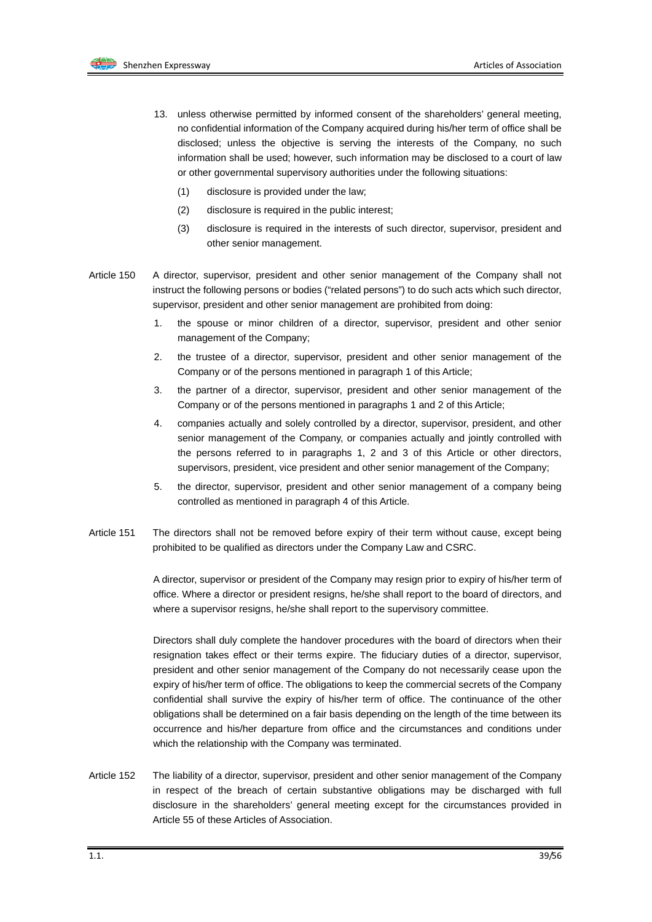13. unless otherwise permitted by informed consent of the shareholders' general meeting, no confidential information of the Company acquired during his/her term of office shall be disclosed; unless the objective is serving the interests of the Company, no such information shall be used; however, such information may be disclosed to a court of law or other governmental supervisory authorities under the following situations:

    (1) disclosure is provided under the law;

    (2) disclosure is required in the public interest;

    (3) disclosure is required in the interests of such director, supervisor, president and other senior management.

Article 150 A director, supervisor, president and other senior management of the Company shall not instruct the following persons or bodies ("related persons") to do such acts which such director, supervisor, president and other senior management are prohibited from doing:

1. the spouse or minor children of a director, supervisor, president and other senior management of the Company;
2. the trustee of a director, supervisor, president and other senior management of the Company or of the persons mentioned in paragraph 1 of this Article;
3. the partner of a director, supervisor, president and other senior management of the Company or of the persons mentioned in paragraphs 1 and 2 of this Article;
4. companies actually and solely controlled by a director, supervisor, president, and other senior management of the Company, or companies actually and jointly controlled with the persons referred to in paragraphs 1, 2 and 3 of this Article or other directors, supervisors, president, vice president and other senior management of the Company;
5. the director, supervisor, president and other senior management of a company being controlled as mentioned in paragraph 4 of this Article.

Article 151 The directors shall not be removed before expiry of their term without cause, except being prohibited to be qualified as directors under the Company Law and CSRC.

A director, supervisor or president of the Company may resign prior to expiry of his/her term of office. Where a director or president resigns, he/she shall report to the board of directors, and where a supervisor resigns, he/she shall report to the supervisory committee.

Directors shall duly complete the handover procedures with the board of directors when their resignation takes effect or their terms expire. The fiduciary duties of a director, supervisor, president and other senior management of the Company do not necessarily cease upon the expiry of his/her term of office. The obligations to keep the commercial secrets of the Company confidential shall survive the expiry of his/her term of office. The continuance of the other obligations shall be determined on a fair basis depending on the length of the time between its occurrence and his/her departure from office and the circumstances and conditions under which the relationship with the Company was terminated.

Article 152 The liability of a director, supervisor, president and other senior management of the Company in respect of the breach of certain substantive obligations may be discharged with full disclosure in the shareholders' general meeting except for the circumstances provided in Article 55 of these Articles of Association.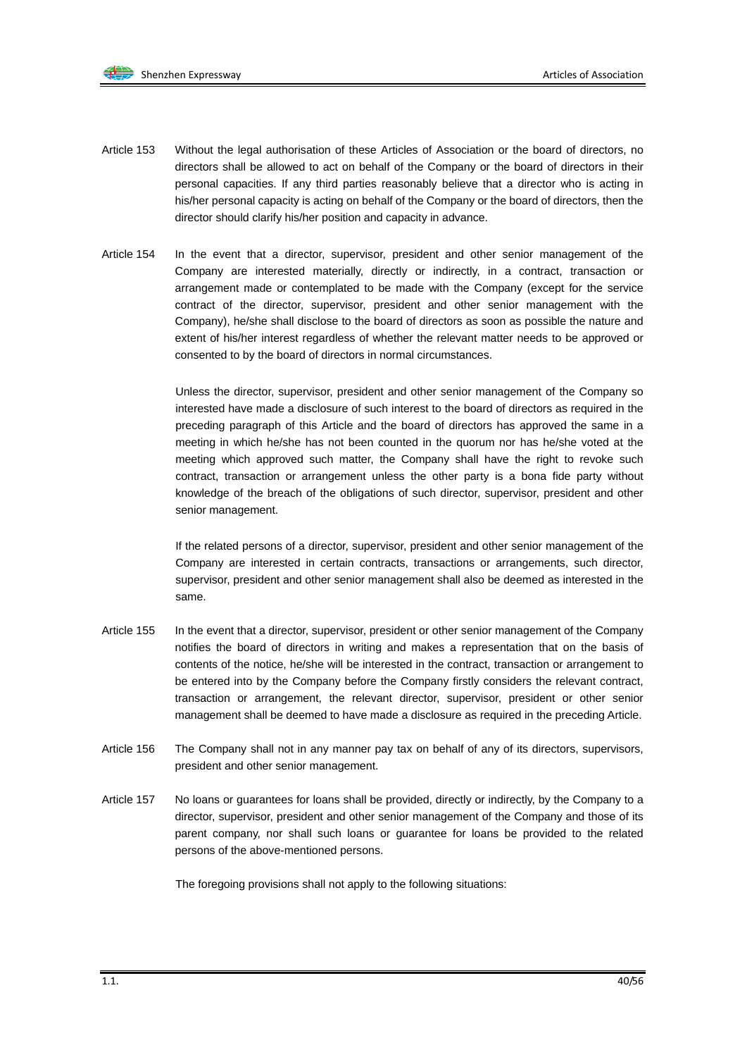Article 153 Without the legal authorisation of these Articles of Association or the board of directors, no directors shall be allowed to act on behalf of the Company or the board of directors in their personal capacities. If any third parties reasonably believe that a director who is acting in his/her personal capacity is acting on behalf of the Company or the board of directors, then the director should clarify his/her position and capacity in advance.

Article 154 In the event that a director, supervisor, president and other senior management of the Company are interested materially, directly or indirectly, in a contract, transaction or arrangement made or contemplated to be made with the Company (except for the service contract of the director, supervisor, president and other senior management with the Company), he/she shall disclose to the board of directors as soon as possible the nature and extent of his/her interest regardless of whether the relevant matter needs to be approved or consented to by the board of directors in normal circumstances.

Unless the director, supervisor, president and other senior management of the Company so interested have made a disclosure of such interest to the board of directors as required in the preceding paragraph of this Article and the board of directors has approved the same in a meeting in which he/she has not been counted in the quorum nor has he/she voted at the meeting which approved such matter, the Company shall have the right to revoke such contract, transaction or arrangement unless the other party is a bona fide party without knowledge of the breach of the obligations of such director, supervisor, president and other senior management.

If the related persons of a director, supervisor, president and other senior management of the Company are interested in certain contracts, transactions or arrangements, such director, supervisor, president and other senior management shall also be deemed as interested in the same.

Article 155 In the event that a director, supervisor, president or other senior management of the Company notifies the board of directors in writing and makes a representation that on the basis of contents of the notice, he/she will be interested in the contract, transaction or arrangement to be entered into by the Company before the Company firstly considers the relevant contract, transaction or arrangement, the relevant director, supervisor, president or other senior management shall be deemed to have made a disclosure as required in the preceding Article.

Article 156 The Company shall not in any manner pay tax on behalf of any of its directors, supervisors, president and other senior management.

Article 157 No loans or guarantees for loans shall be provided, directly or indirectly, by the Company to a director, supervisor, president and other senior management of the Company and those of its parent company, nor shall such loans or guarantee for loans be provided to the related persons of the above-mentioned persons.

The foregoing provisions shall not apply to the following situations: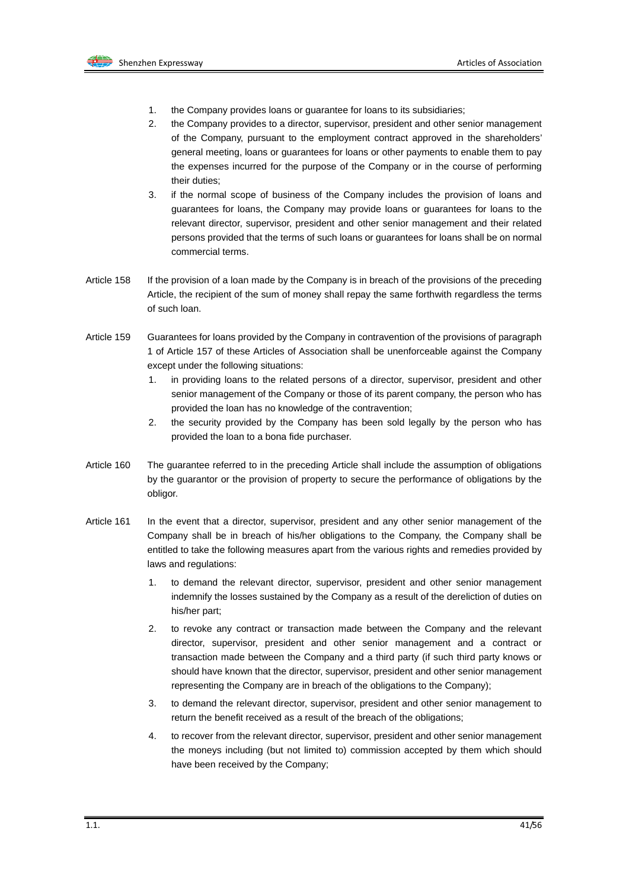1. the Company provides loans or guarantee for loans to its subsidiaries;
2. the Company provides to a director, supervisor, president and other senior management of the Company, pursuant to the employment contract approved in the shareholders' general meeting, loans or guarantees for loans or other payments to enable them to pay the expenses incurred for the purpose of the Company or in the course of performing their duties;
3. if the normal scope of business of the Company includes the provision of loans and guarantees for loans, the Company may provide loans or guarantees for loans to the relevant director, supervisor, president and other senior management and their related persons provided that the terms of such loans or guarantees for loans shall be on normal commercial terms.

Article 158 If the provision of a loan made by the Company is in breach of the provisions of the preceding Article, the recipient of the sum of money shall repay the same forthwith regardless the terms of such loan.

Article 159 Guarantees for loans provided by the Company in contravention of the provisions of paragraph 1 of Article 157 of these Articles of Association shall be unenforceable against the Company except under the following situations:

1. in providing loans to the related persons of a director, supervisor, president and other senior management of the Company or those of its parent company, the person who has provided the loan has no knowledge of the contravention;
2. the security provided by the Company has been sold legally by the person who has provided the loan to a bona fide purchaser.

Article 160 The guarantee referred to in the preceding Article shall include the assumption of obligations by the guarantor or the provision of property to secure the performance of obligations by the obligor.

Article 161 In the event that a director, supervisor, president and any other senior management of the Company shall be in breach of his/her obligations to the Company, the Company shall be entitled to take the following measures apart from the various rights and remedies provided by laws and regulations:

1. to demand the relevant director, supervisor, president and other senior management indemnify the losses sustained by the Company as a result of the dereliction of duties on his/her part;
2. to revoke any contract or transaction made between the Company and the relevant director, supervisor, president and other senior management and a contract or transaction made between the Company and a third party (if such third party knows or should have known that the director, supervisor, president and other senior management representing the Company are in breach of the obligations to the Company);
3. to demand the relevant director, supervisor, president and other senior management to return the benefit received as a result of the breach of the obligations;
4. to recover from the relevant director, supervisor, president and other senior management the moneys including (but not limited to) commission accepted by them which should have been received by the Company;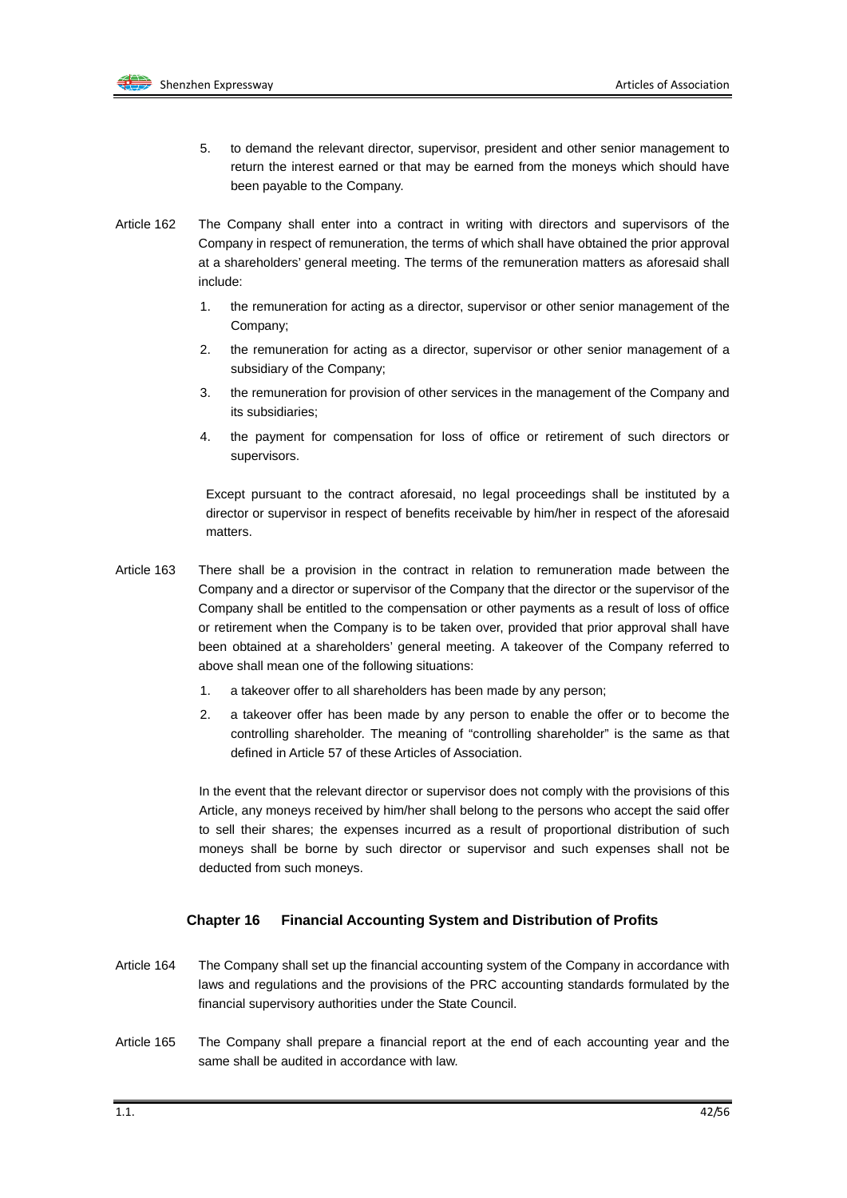5. to demand the relevant director, supervisor, president and other senior management to return the interest earned or that may be earned from the moneys which should have been payable to the Company.

Article 162 The Company shall enter into a contract in writing with directors and supervisors of the Company in respect of remuneration, the terms of which shall have obtained the prior approval at a shareholders' general meeting. The terms of the remuneration matters as aforesaid shall include:

1. the remuneration for acting as a director, supervisor or other senior management of the Company;
2. the remuneration for acting as a director, supervisor or other senior management of a subsidiary of the Company;
3. the remuneration for provision of other services in the management of the Company and its subsidiaries;
4. the payment for compensation for loss of office or retirement of such directors or supervisors.

Except pursuant to the contract aforesaid, no legal proceedings shall be instituted by a director or supervisor in respect of benefits receivable by him/her in respect of the aforesaid matters.

Article 163 There shall be a provision in the contract in relation to remuneration made between the Company and a director or supervisor of the Company that the director or the supervisor of the Company shall be entitled to the compensation or other payments as a result of loss of office or retirement when the Company is to be taken over, provided that prior approval shall have been obtained at a shareholders' general meeting. A takeover of the Company referred to above shall mean one of the following situations:

1. a takeover offer to all shareholders has been made by any person;
2. a takeover offer has been made by any person to enable the offer or to become the controlling shareholder. The meaning of "controlling shareholder" is the same as that defined in Article 57 of these Articles of Association.

In the event that the relevant director or supervisor does not comply with the provisions of this Article, any moneys received by him/her shall belong to the persons who accept the said offer to sell their shares; the expenses incurred as a result of proportional distribution of such moneys shall be borne by such director or supervisor and such expenses shall not be deducted from such moneys.

## Chapter 16 Financial Accounting System and Distribution of Profits

Article 164 The Company shall set up the financial accounting system of the Company in accordance with laws and regulations and the provisions of the PRC accounting standards formulated by the financial supervisory authorities under the State Council.

Article 165 The Company shall prepare a financial report at the end of each accounting year and the same shall be audited in accordance with law.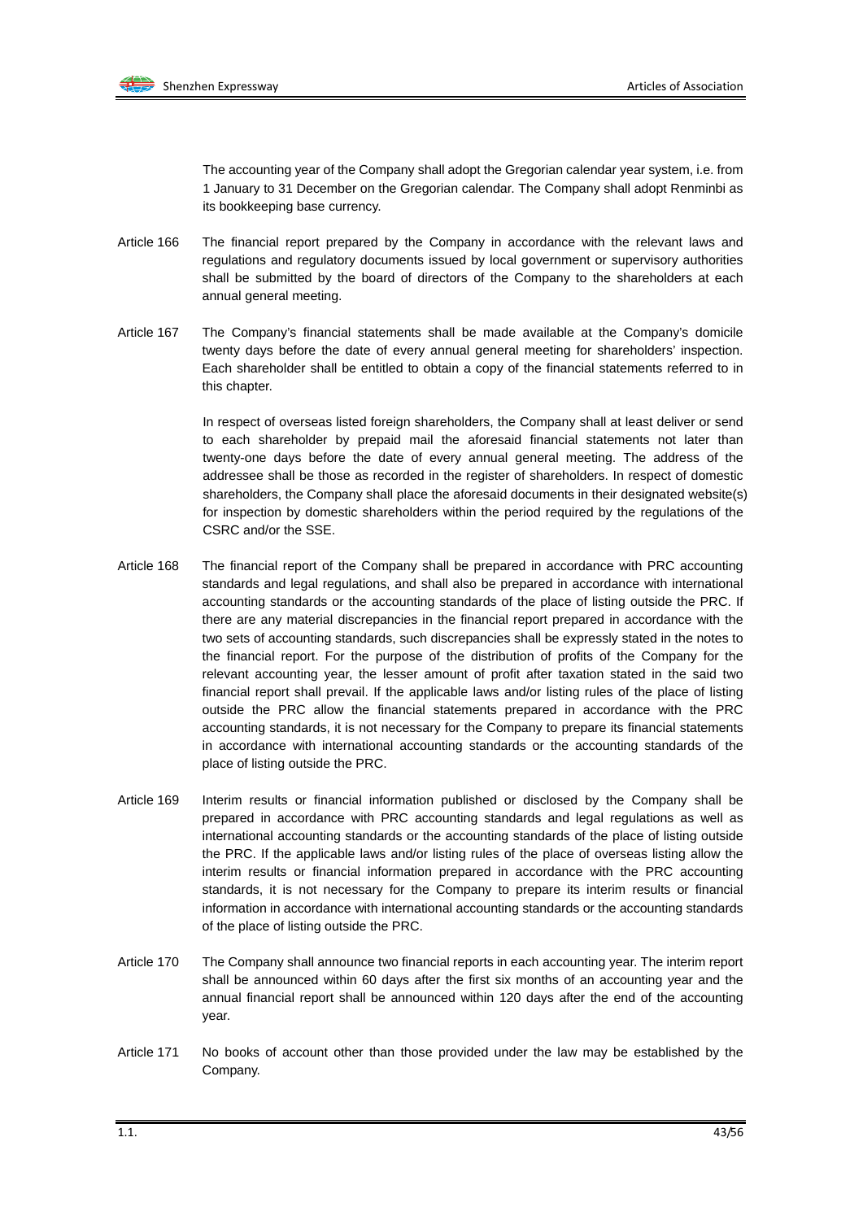The accounting year of the Company shall adopt the Gregorian calendar year system, i.e. from 1 January to 31 December on the Gregorian calendar. The Company shall adopt Renminbi as its bookkeeping base currency.

Article 166 The financial report prepared by the Company in accordance with the relevant laws and regulations and regulatory documents issued by local government or supervisory authorities shall be submitted by the board of directors of the Company to the shareholders at each annual general meeting.

Article 167 The Company's financial statements shall be made available at the Company's domicile twenty days before the date of every annual general meeting for shareholders' inspection. Each shareholder shall be entitled to obtain a copy of the financial statements referred to in this chapter.

In respect of overseas listed foreign shareholders, the Company shall at least deliver or send to each shareholder by prepaid mail the aforesaid financial statements not later than twenty-one days before the date of every annual general meeting. The address of the addressee shall be those as recorded in the register of shareholders. In respect of domestic shareholders, the Company shall place the aforesaid documents in their designated website(s) for inspection by domestic shareholders within the period required by the regulations of the CSRC and/or the SSE.

Article 168 The financial report of the Company shall be prepared in accordance with PRC accounting standards and legal regulations, and shall also be prepared in accordance with international accounting standards or the accounting standards of the place of listing outside the PRC. If there are any material discrepancies in the financial report prepared in accordance with the two sets of accounting standards, such discrepancies shall be expressly stated in the notes to the financial report. For the purpose of the distribution of profits of the Company for the relevant accounting year, the lesser amount of profit after taxation stated in the said two financial report shall prevail. If the applicable laws and/or listing rules of the place of listing outside the PRC allow the financial statements prepared in accordance with the PRC accounting standards, it is not necessary for the Company to prepare its financial statements in accordance with international accounting standards or the accounting standards of the place of listing outside the PRC.

Article 169 Interim results or financial information published or disclosed by the Company shall be prepared in accordance with PRC accounting standards and legal regulations as well as international accounting standards or the accounting standards of the place of listing outside the PRC. If the applicable laws and/or listing rules of the place of overseas listing allow the interim results or financial information prepared in accordance with the PRC accounting standards, it is not necessary for the Company to prepare its interim results or financial information in accordance with international accounting standards or the accounting standards of the place of listing outside the PRC.

Article 170 The Company shall announce two financial reports in each accounting year. The interim report shall be announced within 60 days after the first six months of an accounting year and the annual financial report shall be announced within 120 days after the end of the accounting year.

Article 171 No books of account other than those provided under the law may be established by the Company.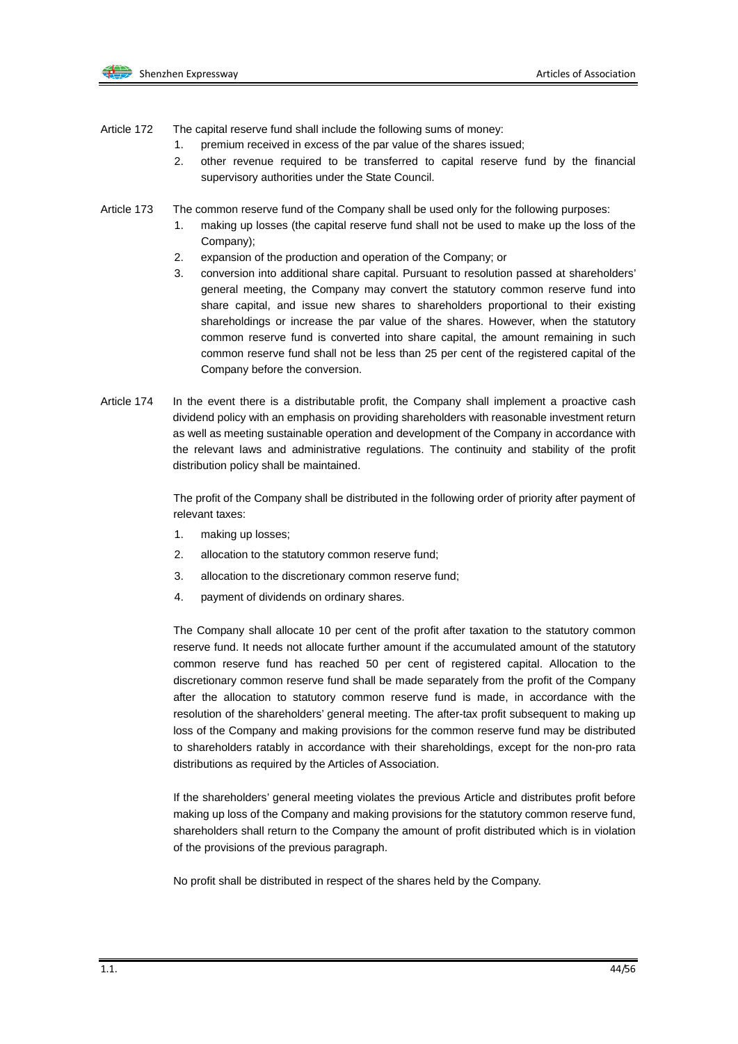Article 172 The capital reserve fund shall include the following sums of money:

1. premium received in excess of the par value of the shares issued;
2. other revenue required to be transferred to capital reserve fund by the financial supervisory authorities under the State Council.

Article 173 The common reserve fund of the Company shall be used only for the following purposes:

1. making up losses (the capital reserve fund shall not be used to make up the loss of the Company);
2. expansion of the production and operation of the Company; or
3. conversion into additional share capital. Pursuant to resolution passed at shareholders' general meeting, the Company may convert the statutory common reserve fund into share capital, and issue new shares to shareholders proportional to their existing shareholdings or increase the par value of the shares. However, when the statutory common reserve fund is converted into share capital, the amount remaining in such common reserve fund shall not be less than 25 per cent of the registered capital of the Company before the conversion.

Article 174 In the event there is a distributable profit, the Company shall implement a proactive cash dividend policy with an emphasis on providing shareholders with reasonable investment return as well as meeting sustainable operation and development of the Company in accordance with the relevant laws and administrative regulations. The continuity and stability of the profit distribution policy shall be maintained.

The profit of the Company shall be distributed in the following order of priority after payment of relevant taxes:

1. making up losses;
2. allocation to the statutory common reserve fund;
3. allocation to the discretionary common reserve fund;
4. payment of dividends on ordinary shares.

The Company shall allocate 10 per cent of the profit after taxation to the statutory common reserve fund. It needs not allocate further amount if the accumulated amount of the statutory common reserve fund has reached 50 per cent of registered capital. Allocation to the discretionary common reserve fund shall be made separately from the profit of the Company after the allocation to statutory common reserve fund is made, in accordance with the resolution of the shareholders' general meeting. The after-tax profit subsequent to making up loss of the Company and making provisions for the common reserve fund may be distributed to shareholders ratably in accordance with their shareholdings, except for the non-pro rata distributions as required by the Articles of Association.

If the shareholders' general meeting violates the previous Article and distributes profit before making up loss of the Company and making provisions for the statutory common reserve fund, shareholders shall return to the Company the amount of profit distributed which is in violation of the provisions of the previous paragraph.

No profit shall be distributed in respect of the shares held by the Company.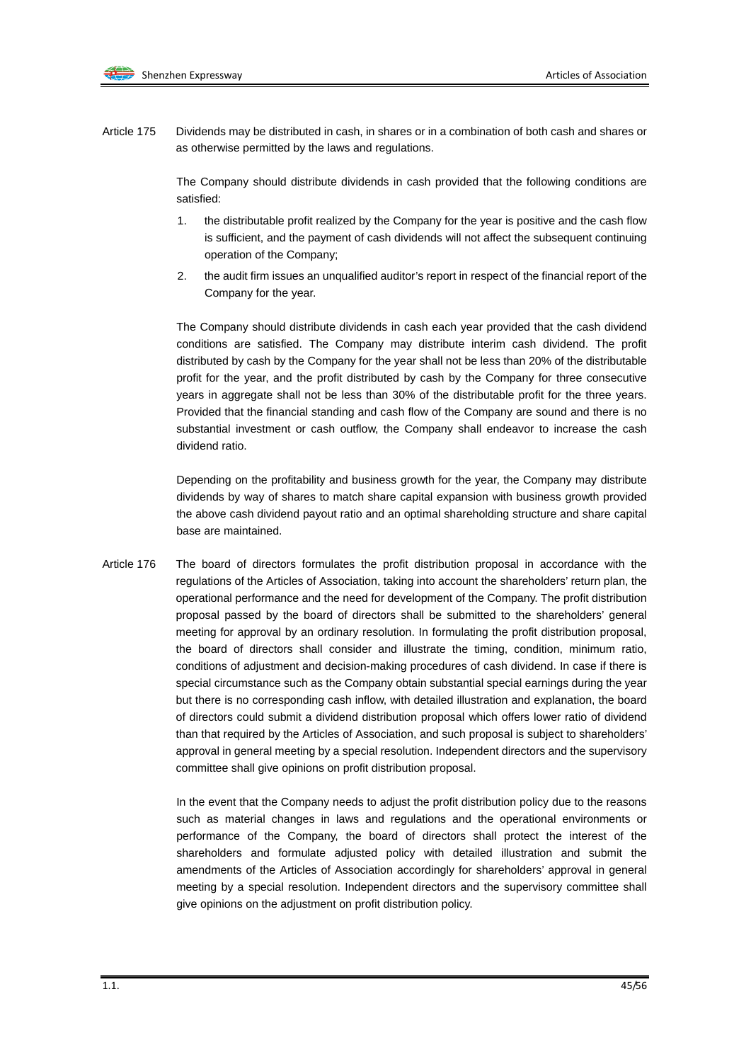Article 175 Dividends may be distributed in cash, in shares or in a combination of both cash and shares or as otherwise permitted by the laws and regulations.

The Company should distribute dividends in cash provided that the following conditions are satisfied:

1. the distributable profit realized by the Company for the year is positive and the cash flow is sufficient, and the payment of cash dividends will not affect the subsequent continuing operation of the Company;
2. the audit firm issues an unqualified auditor's report in respect of the financial report of the Company for the year.

The Company should distribute dividends in cash each year provided that the cash dividend conditions are satisfied. The Company may distribute interim cash dividend. The profit distributed by cash by the Company for the year shall not be less than 20% of the distributable profit for the year, and the profit distributed by cash by the Company for three consecutive years in aggregate shall not be less than 30% of the distributable profit for the three years. Provided that the financial standing and cash flow of the Company are sound and there is no substantial investment or cash outflow, the Company shall endeavor to increase the cash dividend ratio.

Depending on the profitability and business growth for the year, the Company may distribute dividends by way of shares to match share capital expansion with business growth provided the above cash dividend payout ratio and an optimal shareholding structure and share capital base are maintained.

Article 176 The board of directors formulates the profit distribution proposal in accordance with the regulations of the Articles of Association, taking into account the shareholders' return plan, the operational performance and the need for development of the Company. The profit distribution proposal passed by the board of directors shall be submitted to the shareholders' general meeting for approval by an ordinary resolution. In formulating the profit distribution proposal, the board of directors shall consider and illustrate the timing, condition, minimum ratio, conditions of adjustment and decision-making procedures of cash dividend. In case if there is special circumstance such as the Company obtain substantial special earnings during the year but there is no corresponding cash inflow, with detailed illustration and explanation, the board of directors could submit a dividend distribution proposal which offers lower ratio of dividend than that required by the Articles of Association, and such proposal is subject to shareholders' approval in general meeting by a special resolution. Independent directors and the supervisory committee shall give opinions on profit distribution proposal.

In the event that the Company needs to adjust the profit distribution policy due to the reasons such as material changes in laws and regulations and the operational environments or performance of the Company, the board of directors shall protect the interest of the shareholders and formulate adjusted policy with detailed illustration and submit the amendments of the Articles of Association accordingly for shareholders' approval in general meeting by a special resolution. Independent directors and the supervisory committee shall give opinions on the adjustment on profit distribution policy.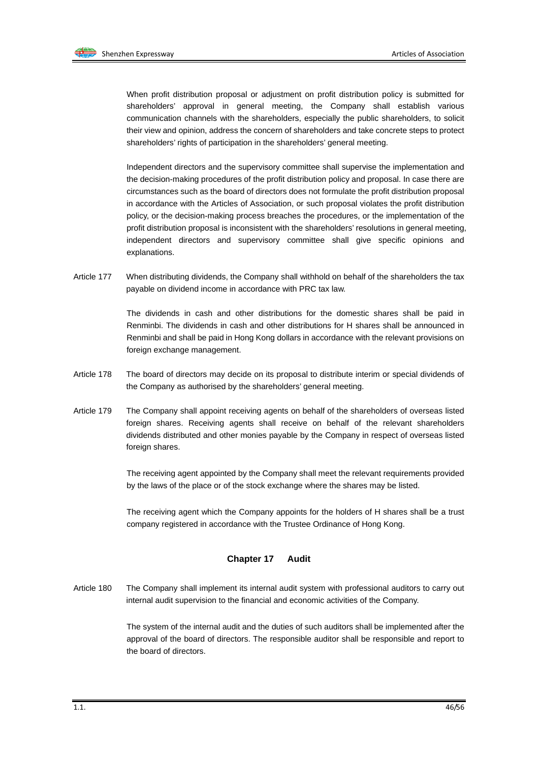When profit distribution proposal or adjustment on profit distribution policy is submitted for shareholders' approval in general meeting, the Company shall establish various communication channels with the shareholders, especially the public shareholders, to solicit their view and opinion, address the concern of shareholders and take concrete steps to protect shareholders' rights of participation in the shareholders' general meeting.

Independent directors and the supervisory committee shall supervise the implementation and the decision-making procedures of the profit distribution policy and proposal. In case there are circumstances such as the board of directors does not formulate the profit distribution proposal in accordance with the Articles of Association, or such proposal violates the profit distribution policy, or the decision-making process breaches the procedures, or the implementation of the profit distribution proposal is inconsistent with the shareholders' resolutions in general meeting, independent directors and supervisory committee shall give specific opinions and explanations.

Article 177 When distributing dividends, the Company shall withhold on behalf of the shareholders the tax payable on dividend income in accordance with PRC tax law.

The dividends in cash and other distributions for the domestic shares shall be paid in Renminbi. The dividends in cash and other distributions for H shares shall be announced in Renminbi and shall be paid in Hong Kong dollars in accordance with the relevant provisions on foreign exchange management.

Article 178 The board of directors may decide on its proposal to distribute interim or special dividends of the Company as authorised by the shareholders' general meeting.

Article 179 The Company shall appoint receiving agents on behalf of the shareholders of overseas listed foreign shares. Receiving agents shall receive on behalf of the relevant shareholders dividends distributed and other monies payable by the Company in respect of overseas listed foreign shares.

The receiving agent appointed by the Company shall meet the relevant requirements provided by the laws of the place or of the stock exchange where the shares may be listed.

The receiving agent which the Company appoints for the holders of H shares shall be a trust company registered in accordance with the Trustee Ordinance of Hong Kong.

## Chapter 17 Audit

Article 180 The Company shall implement its internal audit system with professional auditors to carry out internal audit supervision to the financial and economic activities of the Company.

The system of the internal audit and the duties of such auditors shall be implemented after the approval of the board of directors. The responsible auditor shall be responsible and report to the board of directors.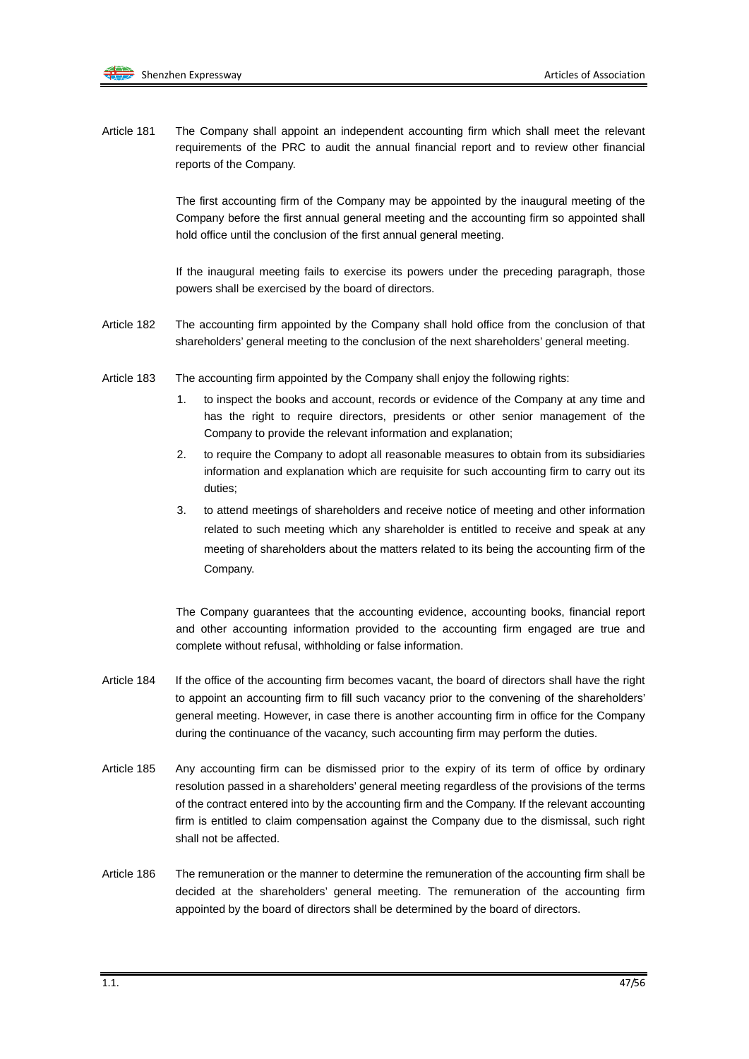Article 181 The Company shall appoint an independent accounting firm which shall meet the relevant requirements of the PRC to audit the annual financial report and to review other financial reports of the Company.

The first accounting firm of the Company may be appointed by the inaugural meeting of the Company before the first annual general meeting and the accounting firm so appointed shall hold office until the conclusion of the first annual general meeting.

If the inaugural meeting fails to exercise its powers under the preceding paragraph, those powers shall be exercised by the board of directors.

Article 182 The accounting firm appointed by the Company shall hold office from the conclusion of that shareholders' general meeting to the conclusion of the next shareholders' general meeting.

Article 183 The accounting firm appointed by the Company shall enjoy the following rights:

1. to inspect the books and account, records or evidence of the Company at any time and has the right to require directors, presidents or other senior management of the Company to provide the relevant information and explanation;
2. to require the Company to adopt all reasonable measures to obtain from its subsidiaries information and explanation which are requisite for such accounting firm to carry out its duties;
3. to attend meetings of shareholders and receive notice of meeting and other information related to such meeting which any shareholder is entitled to receive and speak at any meeting of shareholders about the matters related to its being the accounting firm of the Company.

The Company guarantees that the accounting evidence, accounting books, financial report and other accounting information provided to the accounting firm engaged are true and complete without refusal, withholding or false information.

Article 184 If the office of the accounting firm becomes vacant, the board of directors shall have the right to appoint an accounting firm to fill such vacancy prior to the convening of the shareholders' general meeting. However, in case there is another accounting firm in office for the Company during the continuance of the vacancy, such accounting firm may perform the duties.

Article 185 Any accounting firm can be dismissed prior to the expiry of its term of office by ordinary resolution passed in a shareholders' general meeting regardless of the provisions of the terms of the contract entered into by the accounting firm and the Company. If the relevant accounting firm is entitled to claim compensation against the Company due to the dismissal, such right shall not be affected.

Article 186 The remuneration or the manner to determine the remuneration of the accounting firm shall be decided at the shareholders' general meeting. The remuneration of the accounting firm appointed by the board of directors shall be determined by the board of directors.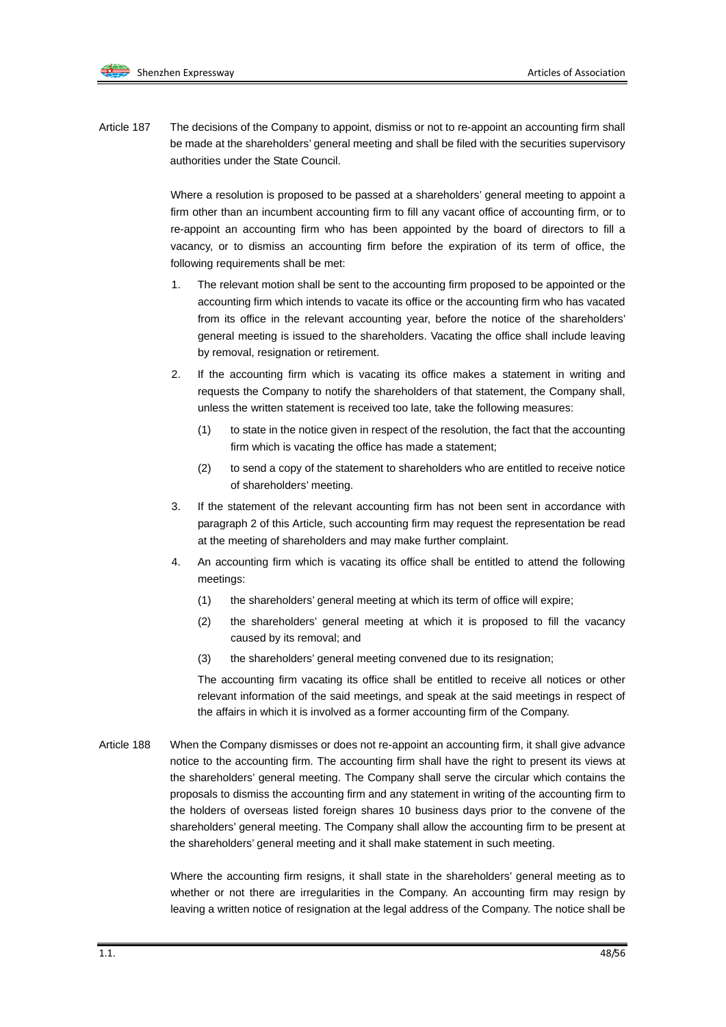Article 187 The decisions of the Company to appoint, dismiss or not to re-appoint an accounting firm shall be made at the shareholders' general meeting and shall be filed with the securities supervisory authorities under the State Council.

Where a resolution is proposed to be passed at a shareholders' general meeting to appoint a firm other than an incumbent accounting firm to fill any vacant office of accounting firm, or to re-appoint an accounting firm who has been appointed by the board of directors to fill a vacancy, or to dismiss an accounting firm before the expiration of its term of office, the following requirements shall be met:

1. The relevant motion shall be sent to the accounting firm proposed to be appointed or the accounting firm which intends to vacate its office or the accounting firm who has vacated from its office in the relevant accounting year, before the notice of the shareholders' general meeting is issued to the shareholders. Vacating the office shall include leaving by removal, resignation or retirement.
2. If the accounting firm which is vacating its office makes a statement in writing and requests the Company to notify the shareholders of that statement, the Company shall, unless the written statement is received too late, take the following measures:
   (1) to state in the notice given in respect of the resolution, the fact that the accounting firm which is vacating the office has made a statement;
   (2) to send a copy of the statement to shareholders who are entitled to receive notice of shareholders' meeting.
3. If the statement of the relevant accounting firm has not been sent in accordance with paragraph 2 of this Article, such accounting firm may request the representation be read at the meeting of shareholders and may make further complaint.
4. An accounting firm which is vacating its office shall be entitled to attend the following meetings:
   (1) the shareholders' general meeting at which its term of office will expire;
   (2) the shareholders' general meeting at which it is proposed to fill the vacancy caused by its removal; and
   (3) the shareholders' general meeting convened due to its resignation;

   The accounting firm vacating its office shall be entitled to receive all notices or other relevant information of the said meetings, and speak at the said meetings in respect of the affairs in which it is involved as a former accounting firm of the Company.

Article 188 When the Company dismisses or does not re-appoint an accounting firm, it shall give advance notice to the accounting firm. The accounting firm shall have the right to present its views at the shareholders' general meeting. The Company shall serve the circular which contains the proposals to dismiss the accounting firm and any statement in writing of the accounting firm to the holders of overseas listed foreign shares 10 business days prior to the convene of the shareholders' general meeting. The Company shall allow the accounting firm to be present at the shareholders' general meeting and it shall make statement in such meeting.

Where the accounting firm resigns, it shall state in the shareholders' general meeting as to whether or not there are irregularities in the Company. An accounting firm may resign by leaving a written notice of resignation at the legal address of the Company. The notice shall be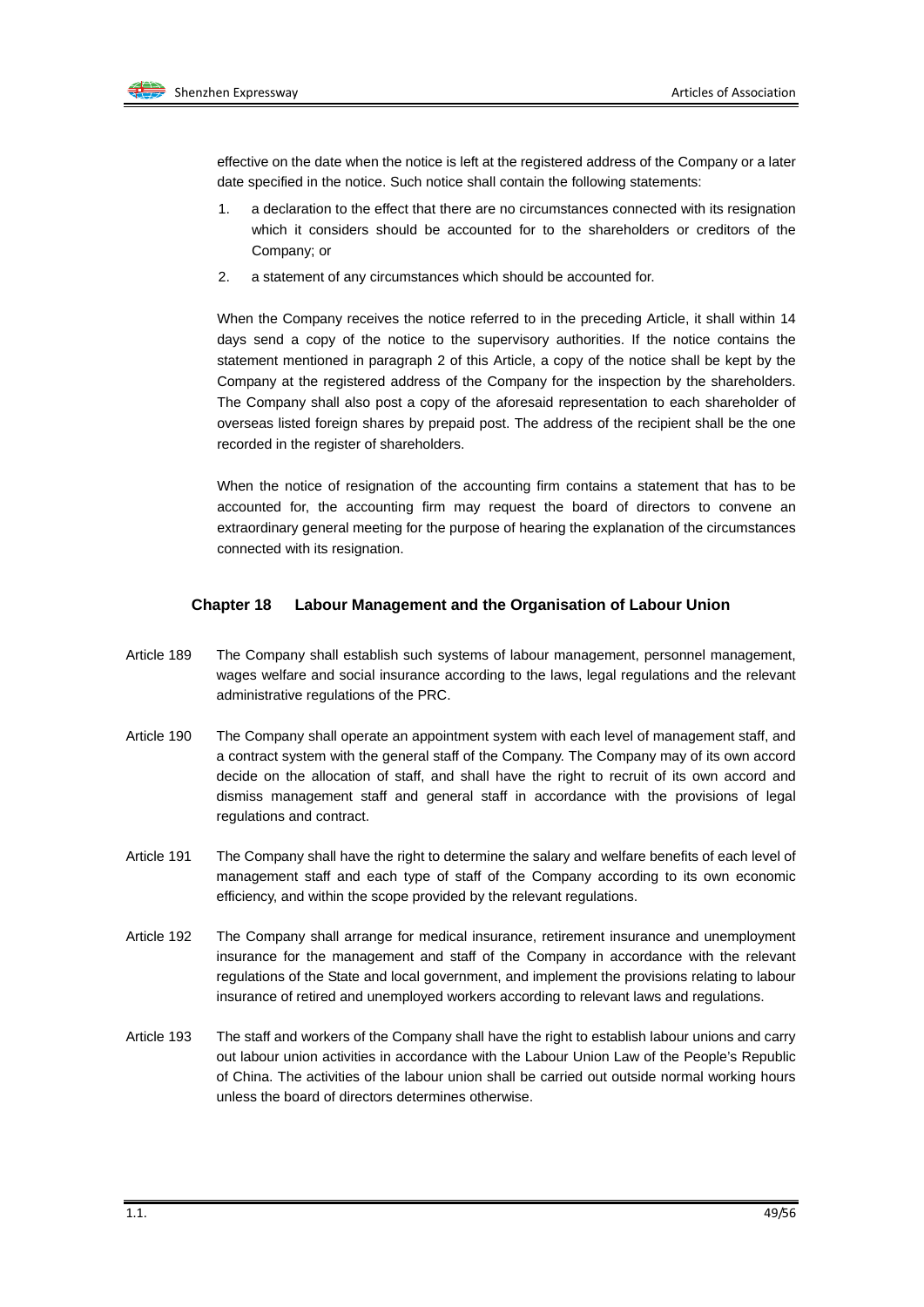effective on the date when the notice is left at the registered address of the Company or a later date specified in the notice. Such notice shall contain the following statements:

1. a declaration to the effect that there are no circumstances connected with its resignation which it considers should be accounted for to the shareholders or creditors of the Company; or
2. a statement of any circumstances which should be accounted for.

When the Company receives the notice referred to in the preceding Article, it shall within 14 days send a copy of the notice to the supervisory authorities. If the notice contains the statement mentioned in paragraph 2 of this Article, a copy of the notice shall be kept by the Company at the registered address of the Company for the inspection by the shareholders. The Company shall also post a copy of the aforesaid representation to each shareholder of overseas listed foreign shares by prepaid post. The address of the recipient shall be the one recorded in the register of shareholders.

When the notice of resignation of the accounting firm contains a statement that has to be accounted for, the accounting firm may request the board of directors to convene an extraordinary general meeting for the purpose of hearing the explanation of the circumstances connected with its resignation.

## Chapter 18 Labour Management and the Organisation of Labour Union

Article 189 The Company shall establish such systems of labour management, personnel management, wages welfare and social insurance according to the laws, legal regulations and the relevant administrative regulations of the PRC.

Article 190 The Company shall operate an appointment system with each level of management staff, and a contract system with the general staff of the Company. The Company may of its own accord decide on the allocation of staff, and shall have the right to recruit of its own accord and dismiss management staff and general staff in accordance with the provisions of legal regulations and contract.

Article 191 The Company shall have the right to determine the salary and welfare benefits of each level of management staff and each type of staff of the Company according to its own economic efficiency, and within the scope provided by the relevant regulations.

Article 192 The Company shall arrange for medical insurance, retirement insurance and unemployment insurance for the management and staff of the Company in accordance with the relevant regulations of the State and local government, and implement the provisions relating to labour insurance of retired and unemployed workers according to relevant laws and regulations.

Article 193 The staff and workers of the Company shall have the right to establish labour unions and carry out labour union activities in accordance with the Labour Union Law of the People's Republic of China. The activities of the labour union shall be carried out outside normal working hours unless the board of directors determines otherwise.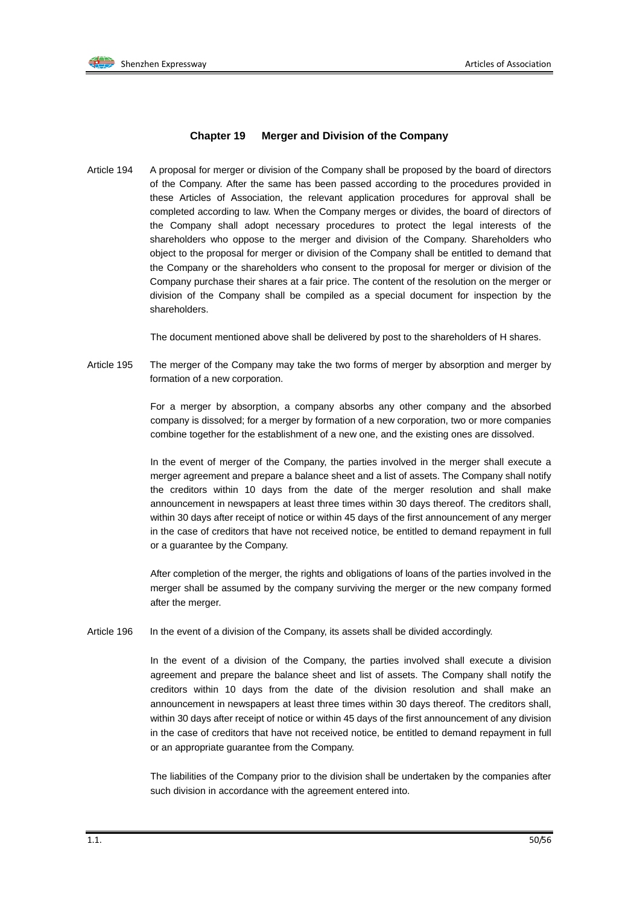## Chapter 19 Merger and Division of the Company

Article 194 A proposal for merger or division of the Company shall be proposed by the board of directors of the Company. After the same has been passed according to the procedures provided in these Articles of Association, the relevant application procedures for approval shall be completed according to law. When the Company merges or divides, the board of directors of the Company shall adopt necessary procedures to protect the legal interests of the shareholders who oppose to the merger and division of the Company. Shareholders who object to the proposal for merger or division of the Company shall be entitled to demand that the Company or the shareholders who consent to the proposal for merger or division of the Company purchase their shares at a fair price. The content of the resolution on the merger or division of the Company shall be compiled as a special document for inspection by the shareholders.

The document mentioned above shall be delivered by post to the shareholders of H shares.

Article 195 The merger of the Company may take the two forms of merger by absorption and merger by formation of a new corporation.

For a merger by absorption, a company absorbs any other company and the absorbed company is dissolved; for a merger by formation of a new corporation, two or more companies combine together for the establishment of a new one, and the existing ones are dissolved.

In the event of merger of the Company, the parties involved in the merger shall execute a merger agreement and prepare a balance sheet and a list of assets. The Company shall notify the creditors within 10 days from the date of the merger resolution and shall make announcement in newspapers at least three times within 30 days thereof. The creditors shall, within 30 days after receipt of notice or within 45 days of the first announcement of any merger in the case of creditors that have not received notice, be entitled to demand repayment in full or a guarantee by the Company.

After completion of the merger, the rights and obligations of loans of the parties involved in the merger shall be assumed by the company surviving the merger or the new company formed after the merger.

Article 196 In the event of a division of the Company, its assets shall be divided accordingly.

In the event of a division of the Company, the parties involved shall execute a division agreement and prepare the balance sheet and list of assets. The Company shall notify the creditors within 10 days from the date of the division resolution and shall make an announcement in newspapers at least three times within 30 days thereof. The creditors shall, within 30 days after receipt of notice or within 45 days of the first announcement of any division in the case of creditors that have not received notice, be entitled to demand repayment in full or an appropriate guarantee from the Company.

The liabilities of the Company prior to the division shall be undertaken by the companies after such division in accordance with the agreement entered into.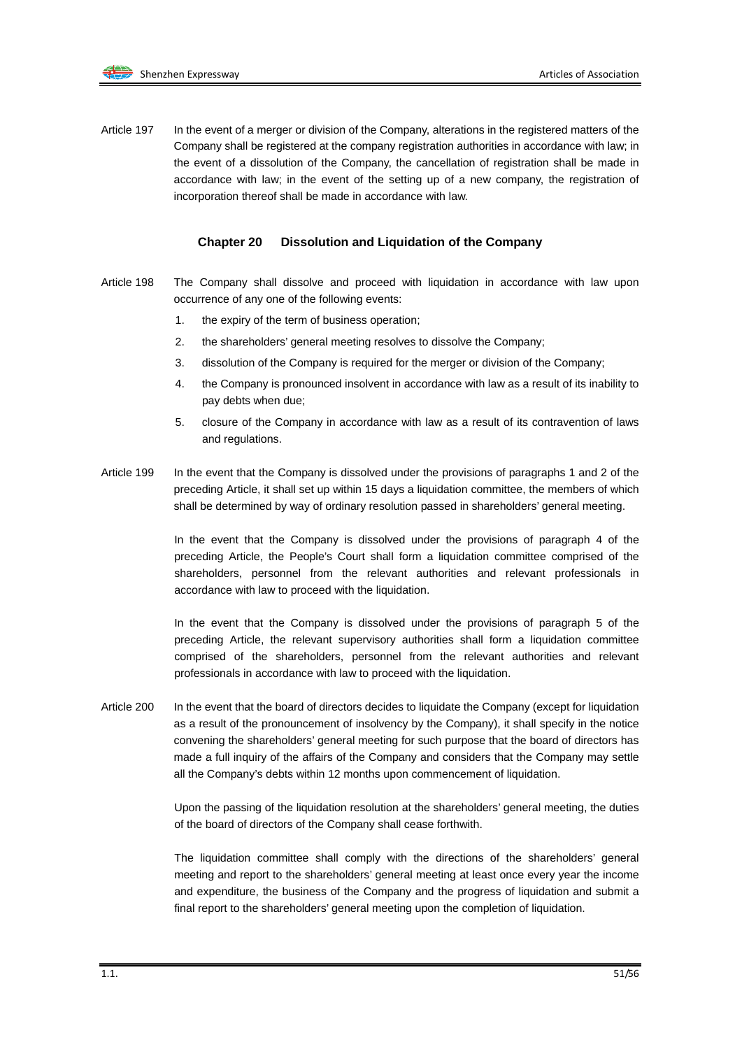Article 197 In the event of a merger or division of the Company, alterations in the registered matters of the Company shall be registered at the company registration authorities in accordance with law; in the event of a dissolution of the Company, the cancellation of registration shall be made in accordance with law; in the event of the setting up of a new company, the registration of incorporation thereof shall be made in accordance with law.

## Chapter 20 Dissolution and Liquidation of the Company

Article 198 The Company shall dissolve and proceed with liquidation in accordance with law upon occurrence of any one of the following events:

1. the expiry of the term of business operation;
2. the shareholders' general meeting resolves to dissolve the Company;
3. dissolution of the Company is required for the merger or division of the Company;
4. the Company is pronounced insolvent in accordance with law as a result of its inability to pay debts when due;
5. closure of the Company in accordance with law as a result of its contravention of laws and regulations.

Article 199 In the event that the Company is dissolved under the provisions of paragraphs 1 and 2 of the preceding Article, it shall set up within 15 days a liquidation committee, the members of which shall be determined by way of ordinary resolution passed in shareholders' general meeting.

In the event that the Company is dissolved under the provisions of paragraph 4 of the preceding Article, the People's Court shall form a liquidation committee comprised of the shareholders, personnel from the relevant authorities and relevant professionals in accordance with law to proceed with the liquidation.

In the event that the Company is dissolved under the provisions of paragraph 5 of the preceding Article, the relevant supervisory authorities shall form a liquidation committee comprised of the shareholders, personnel from the relevant authorities and relevant professionals in accordance with law to proceed with the liquidation.

Article 200 In the event that the board of directors decides to liquidate the Company (except for liquidation as a result of the pronouncement of insolvency by the Company), it shall specify in the notice convening the shareholders' general meeting for such purpose that the board of directors has made a full inquiry of the affairs of the Company and considers that the Company may settle all the Company's debts within 12 months upon commencement of liquidation.

Upon the passing of the liquidation resolution at the shareholders' general meeting, the duties of the board of directors of the Company shall cease forthwith.

The liquidation committee shall comply with the directions of the shareholders' general meeting and report to the shareholders' general meeting at least once every year the income and expenditure, the business of the Company and the progress of liquidation and submit a final report to the shareholders' general meeting upon the completion of liquidation.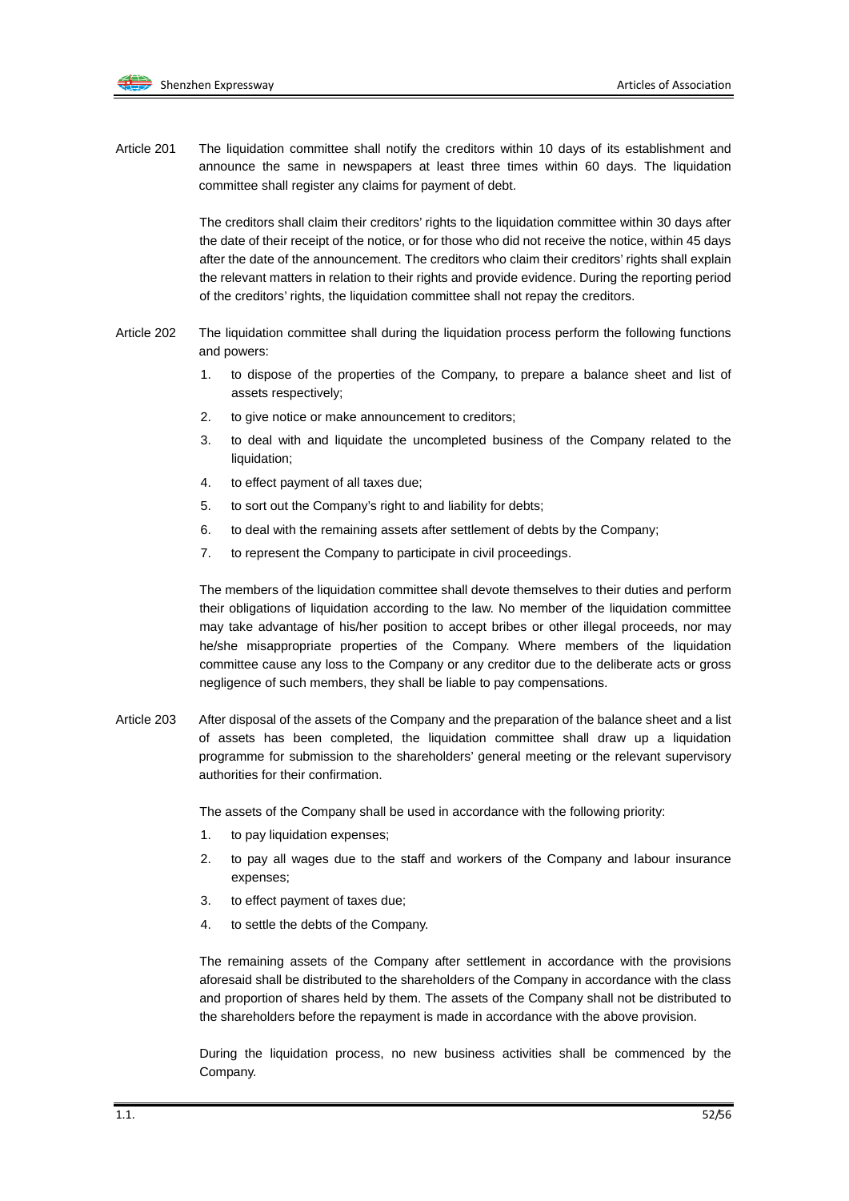Article 201 The liquidation committee shall notify the creditors within 10 days of its establishment and announce the same in newspapers at least three times within 60 days. The liquidation committee shall register any claims for payment of debt.

The creditors shall claim their creditors' rights to the liquidation committee within 30 days after the date of their receipt of the notice, or for those who did not receive the notice, within 45 days after the date of the announcement. The creditors who claim their creditors' rights shall explain the relevant matters in relation to their rights and provide evidence. During the reporting period of the creditors' rights, the liquidation committee shall not repay the creditors.

Article 202 The liquidation committee shall during the liquidation process perform the following functions and powers:

1. to dispose of the properties of the Company, to prepare a balance sheet and list of assets respectively;
2. to give notice or make announcement to creditors;
3. to deal with and liquidate the uncompleted business of the Company related to the liquidation;
4. to effect payment of all taxes due;
5. to sort out the Company's right to and liability for debts;
6. to deal with the remaining assets after settlement of debts by the Company;
7. to represent the Company to participate in civil proceedings.

The members of the liquidation committee shall devote themselves to their duties and perform their obligations of liquidation according to the law. No member of the liquidation committee may take advantage of his/her position to accept bribes or other illegal proceeds, nor may he/she misappropriate properties of the Company. Where members of the liquidation committee cause any loss to the Company or any creditor due to the deliberate acts or gross negligence of such members, they shall be liable to pay compensations.

Article 203 After disposal of the assets of the Company and the preparation of the balance sheet and a list of assets has been completed, the liquidation committee shall draw up a liquidation programme for submission to the shareholders' general meeting or the relevant supervisory authorities for their confirmation.

The assets of the Company shall be used in accordance with the following priority:

1. to pay liquidation expenses;
2. to pay all wages due to the staff and workers of the Company and labour insurance expenses;
3. to effect payment of taxes due;
4. to settle the debts of the Company.

The remaining assets of the Company after settlement in accordance with the provisions aforesaid shall be distributed to the shareholders of the Company in accordance with the class and proportion of shares held by them. The assets of the Company shall not be distributed to the shareholders before the repayment is made in accordance with the above provision.

During the liquidation process, no new business activities shall be commenced by the Company.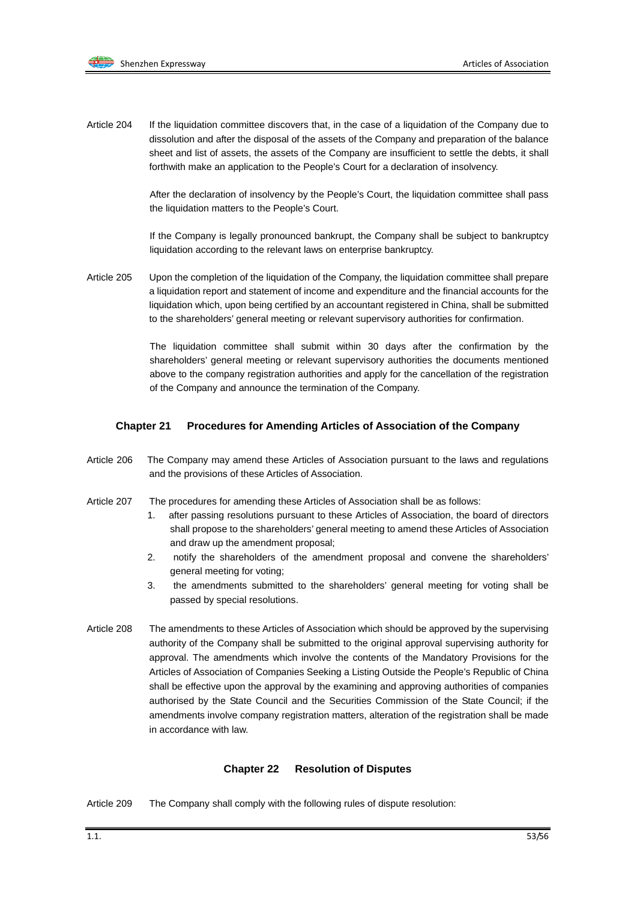Article 204 If the liquidation committee discovers that, in the case of a liquidation of the Company due to dissolution and after the disposal of the assets of the Company and preparation of the balance sheet and list of assets, the assets of the Company are insufficient to settle the debts, it shall forthwith make an application to the People's Court for a declaration of insolvency.

After the declaration of insolvency by the People's Court, the liquidation committee shall pass the liquidation matters to the People's Court.

If the Company is legally pronounced bankrupt, the Company shall be subject to bankruptcy liquidation according to the relevant laws on enterprise bankruptcy.

Article 205 Upon the completion of the liquidation of the Company, the liquidation committee shall prepare a liquidation report and statement of income and expenditure and the financial accounts for the liquidation which, upon being certified by an accountant registered in China, shall be submitted to the shareholders' general meeting or relevant supervisory authorities for confirmation.

The liquidation committee shall submit within 30 days after the confirmation by the shareholders' general meeting or relevant supervisory authorities the documents mentioned above to the company registration authorities and apply for the cancellation of the registration of the Company and announce the termination of the Company.

## Chapter 21 Procedures for Amending Articles of Association of the Company

Article 206 The Company may amend these Articles of Association pursuant to the laws and regulations and the provisions of these Articles of Association.

Article 207 The procedures for amending these Articles of Association shall be as follows:

1. after passing resolutions pursuant to these Articles of Association, the board of directors shall propose to the shareholders' general meeting to amend these Articles of Association and draw up the amendment proposal;
2. notify the shareholders of the amendment proposal and convene the shareholders' general meeting for voting;
3. the amendments submitted to the shareholders' general meeting for voting shall be passed by special resolutions.

Article 208 The amendments to these Articles of Association which should be approved by the supervising authority of the Company shall be submitted to the original approval supervising authority for approval. The amendments which involve the contents of the Mandatory Provisions for the Articles of Association of Companies Seeking a Listing Outside the People's Republic of China shall be effective upon the approval by the examining and approving authorities of companies authorised by the State Council and the Securities Commission of the State Council; if the amendments involve company registration matters, alteration of the registration shall be made in accordance with law.

## Chapter 22 Resolution of Disputes

Article 209 The Company shall comply with the following rules of dispute resolution: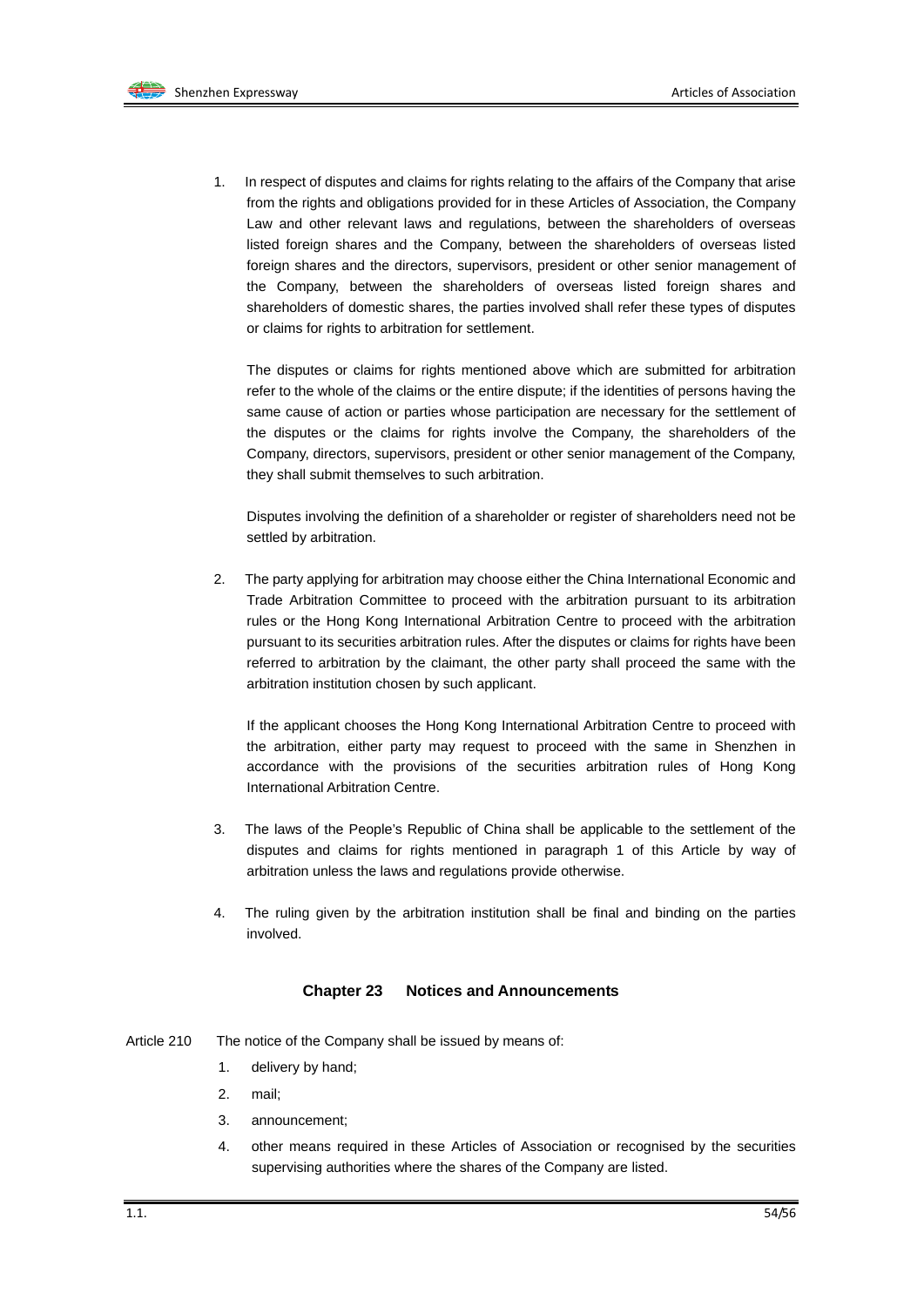1. In respect of disputes and claims for rights relating to the affairs of the Company that arise from the rights and obligations provided for in these Articles of Association, the Company Law and other relevant laws and regulations, between the shareholders of overseas listed foreign shares and the Company, between the shareholders of overseas listed foreign shares and the directors, supervisors, president or other senior management of the Company, between the shareholders of overseas listed foreign shares and shareholders of domestic shares, the parties involved shall refer these types of disputes or claims for rights to arbitration for settlement.

   The disputes or claims for rights mentioned above which are submitted for arbitration refer to the whole of the claims or the entire dispute; if the identities of persons having the same cause of action or parties whose participation are necessary for the settlement of the disputes or the claims for rights involve the Company, the shareholders of the Company, directors, supervisors, president or other senior management of the Company, they shall submit themselves to such arbitration.

   Disputes involving the definition of a shareholder or register of shareholders need not be settled by arbitration.

2. The party applying for arbitration may choose either the China International Economic and Trade Arbitration Committee to proceed with the arbitration pursuant to its arbitration rules or the Hong Kong International Arbitration Centre to proceed with the arbitration pursuant to its securities arbitration rules. After the disputes or claims for rights have been referred to arbitration by the claimant, the other party shall proceed the same with the arbitration institution chosen by such applicant.

   If the applicant chooses the Hong Kong International Arbitration Centre to proceed with the arbitration, either party may request to proceed with the same in Shenzhen in accordance with the provisions of the securities arbitration rules of Hong Kong International Arbitration Centre.

3. The laws of the People's Republic of China shall be applicable to the settlement of the disputes and claims for rights mentioned in paragraph 1 of this Article by way of arbitration unless the laws and regulations provide otherwise.

4. The ruling given by the arbitration institution shall be final and binding on the parties involved.

## Chapter 23 Notices and Announcements

Article 210 The notice of the Company shall be issued by means of:

1. delivery by hand;
2. mail;
3. announcement;
4. other means required in these Articles of Association or recognised by the securities supervising authorities where the shares of the Company are listed.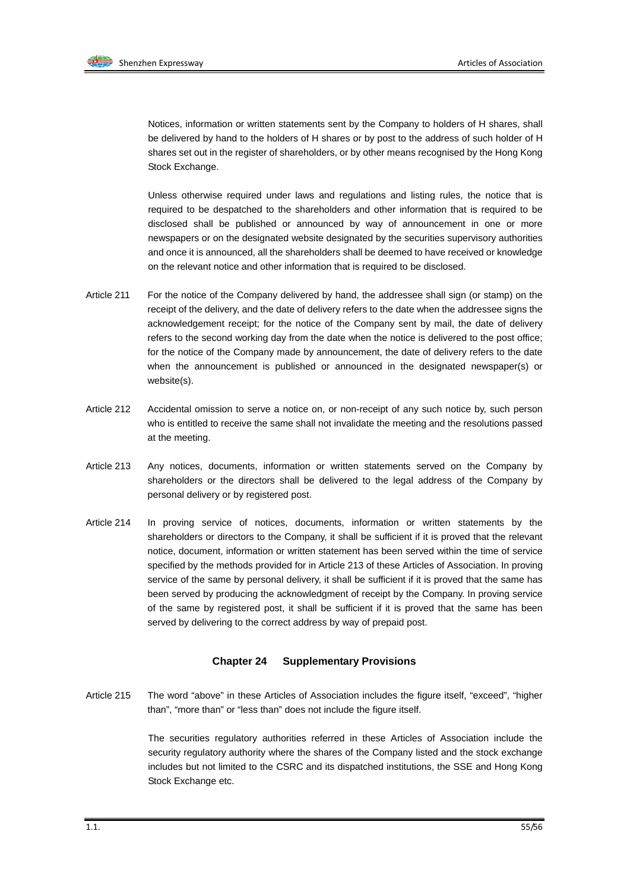Notices, information or written statements sent by the Company to holders of H shares, shall be delivered by hand to the holders of H shares or by post to the address of such holder of H shares set out in the register of shareholders, or by other means recognised by the Hong Kong Stock Exchange.

Unless otherwise required under laws and regulations and listing rules, the notice that is required to be despatched to the shareholders and other information that is required to be disclosed shall be published or announced by way of announcement in one or more newspapers or on the designated website designated by the securities supervisory authorities and once it is announced, all the shareholders shall be deemed to have received or knowledge on the relevant notice and other information that is required to be disclosed.

Article 211 For the notice of the Company delivered by hand, the addressee shall sign (or stamp) on the receipt of the delivery, and the date of delivery refers to the date when the addressee signs the acknowledgement receipt; for the notice of the Company sent by mail, the date of delivery refers to the second working day from the date when the notice is delivered to the post office; for the notice of the Company made by announcement, the date of delivery refers to the date when the announcement is published or announced in the designated newspaper(s) or website(s).

Article 212 Accidental omission to serve a notice on, or non-receipt of any such notice by, such person who is entitled to receive the same shall not invalidate the meeting and the resolutions passed at the meeting.

Article 213 Any notices, documents, information or written statements served on the Company by shareholders or the directors shall be delivered to the legal address of the Company by personal delivery or by registered post.

Article 214 In proving service of notices, documents, information or written statements by the shareholders or directors to the Company, it shall be sufficient if it is proved that the relevant notice, document, information or written statement has been served within the time of service specified by the methods provided for in Article 213 of these Articles of Association. In proving service of the same by personal delivery, it shall be sufficient if it is proved that the same has been served by producing the acknowledgment of receipt by the Company. In proving service of the same by registered post, it shall be sufficient if it is proved that the same has been served by delivering to the correct address by way of prepaid post.

## Chapter 24 Supplementary Provisions

Article 215 The word "above" in these Articles of Association includes the figure itself, "exceed", "higher than", "more than" or "less than" does not include the figure itself.

The securities regulatory authorities referred in these Articles of Association include the security regulatory authority where the shares of the Company listed and the stock exchange includes but not limited to the CSRC and its dispatched institutions, the SSE and Hong Kong Stock Exchange etc.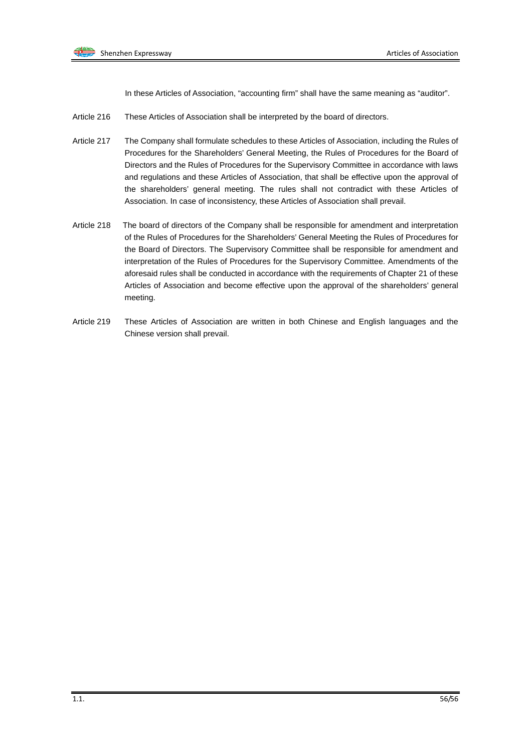In these Articles of Association, "accounting firm" shall have the same meaning as "auditor".

Article 216 These Articles of Association shall be interpreted by the board of directors.

Article 217 The Company shall formulate schedules to these Articles of Association, including the Rules of Procedures for the Shareholders' General Meeting, the Rules of Procedures for the Board of Directors and the Rules of Procedures for the Supervisory Committee in accordance with laws and regulations and these Articles of Association, that shall be effective upon the approval of the shareholders' general meeting. The rules shall not contradict with these Articles of Association. In case of inconsistency, these Articles of Association shall prevail.

Article 218 The board of directors of the Company shall be responsible for amendment and interpretation of the Rules of Procedures for the Shareholders' General Meeting the Rules of Procedures for the Board of Directors. The Supervisory Committee shall be responsible for amendment and interpretation of the Rules of Procedures for the Supervisory Committee. Amendments of the aforesaid rules shall be conducted in accordance with the requirements of Chapter 21 of these Articles of Association and become effective upon the approval of the shareholders' general meeting.

Article 219 These Articles of Association are written in both Chinese and English languages and the Chinese version shall prevail.